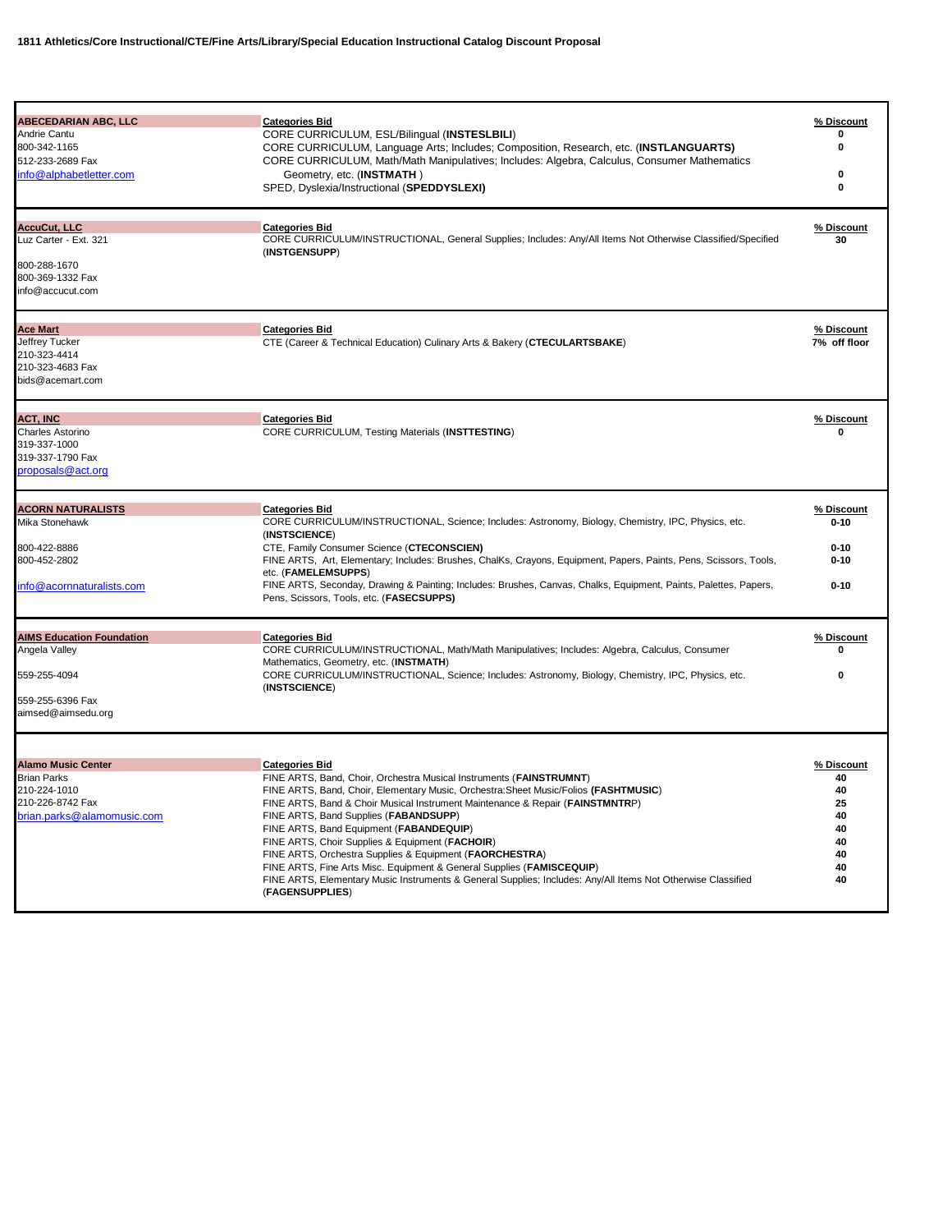**1811 Athletics/Core Instructional/CTE/Fine Arts/Library/Special Education Instructional Catalog Discount Proposal**

| Vendor | Categories Bid | % Discount |
|---|---|---|
| **ABECEDARIAN ABC, LLC**<br>Andrie Cantu<br>800-342-1165<br>512-233-2689 Fax<br>info@alphabetletter.com | CORE CURRICULUM, ESL/Bilingual (**INSTESLBILI**)<br>CORE CURRICULUM, Language Arts; Includes; Composition, Research, etc. (**INSTLANGUARTS**)<br>CORE CURRICULUM, Math/Math Manipulatives; Includes: Algebra, Calculus, Consumer Mathematics Geometry, etc. (**INSTMATH** )<br>SPED, Dyslexia/Instructional (**SPEDDYSLEXI**) | 0<br>0<br>0<br>0 |
| **AccuCut, LLC**<br>Luz Carter - Ext. 321<br>800-288-1670<br>800-369-1332 Fax<br>info@accucut.com | CORE CURRICULUM/INSTRUCTIONAL, General Supplies; Includes: Any/All Items Not Otherwise Classified/Specified (**INSTGENSUPP**) | 30 |
| **Ace Mart**<br>Jeffrey Tucker<br>210-323-4414<br>210-323-4683 Fax<br>bids@acemart.com | CTE (Career & Technical Education) Culinary Arts & Bakery (**CTECULARTSBAKE**) | 7% off floor |
| **ACT, INC**<br>Charles Astorino<br>319-337-1000<br>319-337-1790 Fax<br>proposals@act.org | CORE CURRICULUM, Testing Materials (**INSTTESTING**) | 0 |
| **ACORN NATURALISTS**<br>Mika Stonehawk<br>800-422-8886<br>800-452-2802<br>info@acornnaturalists.com | CORE CURRICULUM/INSTRUCTIONAL, Science; Includes: Astronomy, Biology, Chemistry, IPC, Physics, etc. (**INSTSCIENCE**)<br>CTE, Family Consumer Science (**CTECONSCIEN**)<br>FINE ARTS, Art, Elementary; Includes: Brushes, ChalKs, Crayons, Equipment, Papers, Paints, Pens, Scissors, Tools, etc. (**FAMELEMSUPPS**)<br>FINE ARTS, Seconday, Drawing & Painting; Includes: Brushes, Canvas, Chalks, Equipment, Paints, Palettes, Papers, Pens, Scissors, Tools, etc. (**FASECSUPPS**) | 0-10<br>0-10<br>0-10<br>0-10 |
| **AIMS Education Foundation**<br>Angela Valley<br>559-255-4094<br>559-255-6396 Fax<br>aimsed@aimsedu.org | CORE CURRICULUM/INSTRUCTIONAL, Math/Math Manipulatives; Includes: Algebra, Calculus, Consumer Mathematics, Geometry, etc. (**INSTMATH**)<br>CORE CURRICULUM/INSTRUCTIONAL, Science; Includes: Astronomy, Biology, Chemistry, IPC, Physics, etc. (**INSTSCIENCE**) | 0<br>0 |
| **Alamo Music Center**<br>Brian Parks<br>210-224-1010<br>210-226-8742 Fax<br>brian.parks@alamomusic.com | FINE ARTS, Band, Choir, Orchestra Musical Instruments (**FAINSTRUMNT**)<br>FINE ARTS, Band, Choir, Elementary Music, Orchestra:Sheet Music/Folios (**FASHTMUSIC**)<br>FINE ARTS, Band & Choir Musical Instrument Maintenance & Repair (**FAINSTMNTRP**)<br>FINE ARTS, Band Supplies (**FABANDSUPP**)<br>FINE ARTS, Band Equipment (**FABANDEQUIP**)<br>FINE ARTS, Choir Supplies & Equipment (**FACHOIR**)<br>FINE ARTS, Orchestra Supplies & Equipment (**FAORCHESTRA**)<br>FINE ARTS, Fine Arts Misc. Equipment & General Supplies (**FAMISCEQUIP**)<br>FINE ARTS, Elementary Music Instruments & General Supplies; Includes: Any/All Items Not Otherwise Classified (**FAGENSUPPLIES**) | 40<br>40<br>25<br>40<br>40<br>40<br>40<br>40<br>40 |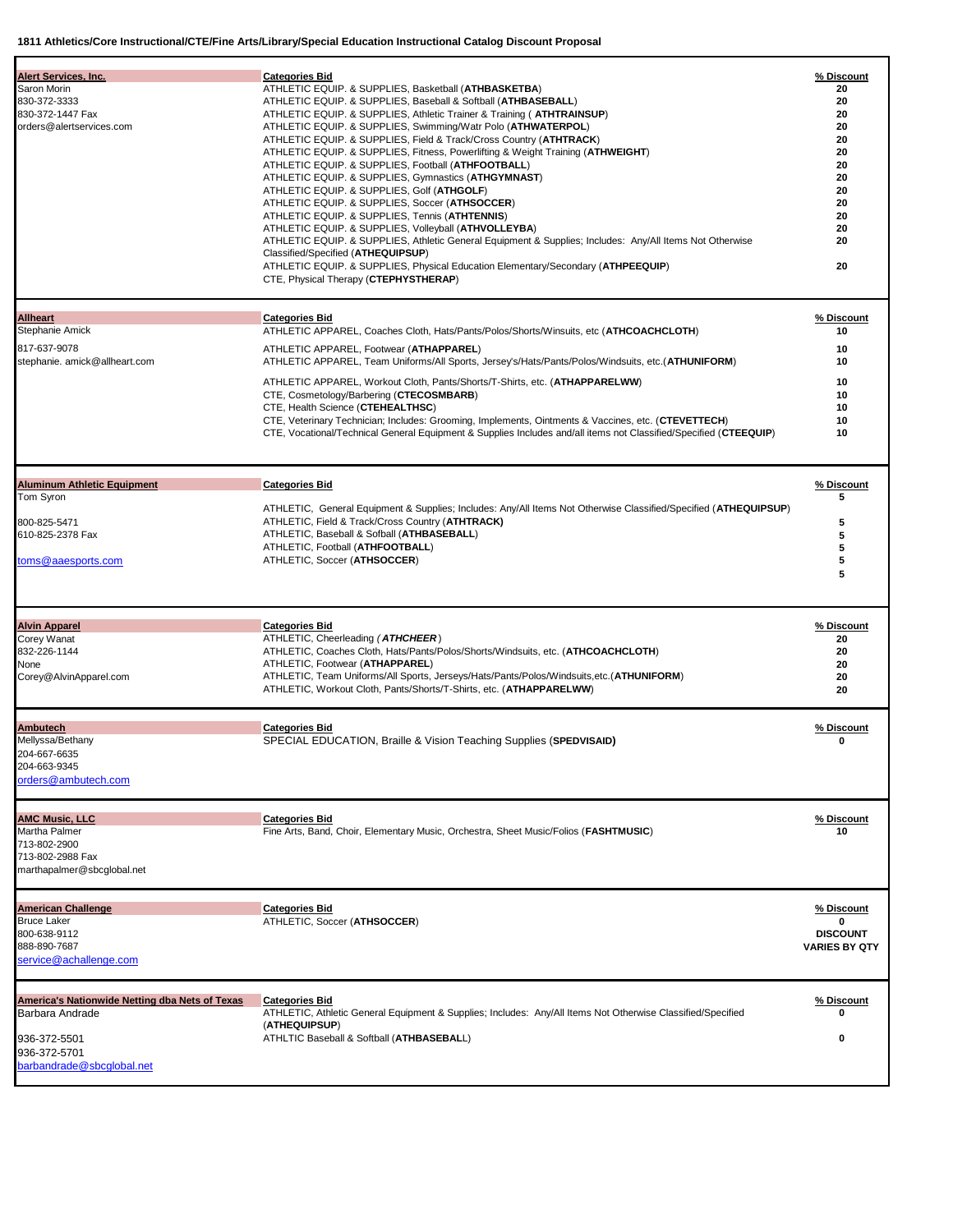**1811 Athletics/Core Instructional/CTE/Fine Arts/Library/Special Education Instructional Catalog Discount Proposal**

| Vendor | Categories Bid | % Discount |
|---|---|---|
| **Alert Services, Inc.**<br>Saron Morin<br>830-372-3333<br>830-372-1447 Fax<br>orders@alertservices.com | ATHLETIC EQUIP. & SUPPLIES, Basketball (**ATHBASKETBA**) | 20 |
| | ATHLETIC EQUIP. & SUPPLIES, Baseball & Softball (**ATHBASEBALL**) | 20 |
| | ATHLETIC EQUIP. & SUPPLIES, Athletic Trainer & Training ( **ATHTRAINSUP**) | 20 |
| | ATHLETIC EQUIP. & SUPPLIES, Swimming/Watr Polo (**ATHWATERPOL**) | 20 |
| | ATHLETIC EQUIP. & SUPPLIES, Field & Track/Cross Country (**ATHTRACK**) | 20 |
| | ATHLETIC EQUIP. & SUPPLIES, Fitness, Powerlifting & Weight Training (**ATHWEIGHT**) | 20 |
| | ATHLETIC EQUIP. & SUPPLIES, Football (**ATHFOOTBALL**) | 20 |
| | ATHLETIC EQUIP. & SUPPLIES, Gymnastics (**ATHGYMNAST**) | 20 |
| | ATHLETIC EQUIP. & SUPPLIES, Golf (**ATHGOLF**) | 20 |
| | ATHLETIC EQUIP. & SUPPLIES, Soccer (**ATHSOCCER**) | 20 |
| | ATHLETIC EQUIP. & SUPPLIES, Tennis (**ATHTENNIS**) | 20 |
| | ATHLETIC EQUIP. & SUPPLIES, Volleyball (**ATHVOLLEYBA**) | 20 |
| | ATHLETIC EQUIP. & SUPPLIES, Athletic General Equipment & Supplies; Includes: Any/All Items Not Otherwise Classified/Specified (**ATHEQUIPSUP**) | 20 |
| | ATHLETIC EQUIP. & SUPPLIES, Physical Education Elementary/Secondary (**ATHPEEQUIP**) | 20 |
| | CTE, Physical Therapy (**CTEPHYSTHERAP**) | |
| **Allheart**<br>Stephanie Amick<br>817-637-9078<br>stephanie. amick@allheart.com | ATHLETIC APPAREL, Coaches Cloth, Hats/Pants/Polos/Shorts/Winsuits, etc (**ATHCOACHCLOTH**) | 10 |
| | ATHLETIC APPAREL, Footwear (**ATHAPPAREL**) | 10 |
| | ATHLETIC APPAREL, Team Uniforms/All Sports, Jersey's/Hats/Pants/Polos/Windsuits, etc.(**ATHUNIFORM**) | 10 |
| | ATHLETIC APPAREL, Workout Cloth, Pants/Shorts/T-Shirts, etc. (**ATHAPPARELWW**) | 10 |
| | CTE, Cosmetology/Barbering (**CTECOSMBARB**) | 10 |
| | CTE, Health Science (**CTEHEALTHSC**) | 10 |
| | CTE, Veterinary Technician; Includes: Grooming, Implements, Ointments & Vaccines, etc. (**CTEVETTECH**) | 10 |
| | CTE, Vocational/Technical General Equipment & Supplies Includes and/all items not Classified/Specified (**CTEEQUIP**) | 10 |
| **Aluminum Athletic Equipment**<br>Tom Syron<br>800-825-5471<br>610-825-2378 Fax<br>toms@aaesports.com | | 5 |
| | ATHLETIC, General Equipment & Supplies; Includes: Any/All Items Not Otherwise Classified/Specified (**ATHEQUIPSUP**) | |
| | ATHLETIC, Field & Track/Cross Country (**ATHTRACK**) | 5 |
| | ATHLETIC, Baseball & Sofball (**ATHBASEBALL**) | 5 |
| | ATHLETIC, Football (**ATHFOOTBALL**) | 5 |
| | ATHLETIC, Soccer (**ATHSOCCER**) | 5 |
| | | 5 |
| **Alvin Apparel**<br>Corey Wanat<br>832-226-1144<br>None<br>Corey@AlvinApparel.com | ATHLETIC, Cheerleading (***ATHCHEER***) | 20 |
| | ATHLETIC, Coaches Cloth, Hats/Pants/Polos/Shorts/Windsuits, etc. (**ATHCOACHCLOTH**) | 20 |
| | ATHLETIC, Footwear (**ATHAPPAREL**) | 20 |
| | ATHLETIC, Team Uniforms/All Sports, Jerseys/Hats/Pants/Polos/Windsuits,etc.(**ATHUNIFORM**) | 20 |
| | ATHLETIC, Workout Cloth, Pants/Shorts/T-Shirts, etc. (**ATHAPPARELWW**) | 20 |
| **Ambutech**<br>Mellyssa/Bethany<br>204-667-6635<br>204-663-9345<br>orders@ambutech.com | SPECIAL EDUCATION, Braille & Vision Teaching Supplies (**SPEDVISAID)** | 0 |
| **AMC Music, LLC**<br>Martha Palmer<br>713-802-2900<br>713-802-2988 Fax<br>marthapalmer@sbcglobal.net | Fine Arts, Band, Choir, Elementary Music, Orchestra, Sheet Music/Folios (**FASHTMUSIC**) | 10 |
| **American Challenge**<br>Bruce Laker<br>800-638-9112<br>888-890-7687<br>service@achallenge.com | ATHLETIC, Soccer (**ATHSOCCER**) | 0<br>**DISCOUNT VARIES BY QTY** |
| **America's Nationwide Netting dba Nets of Texas**<br>Barbara Andrade<br>936-372-5501<br>936-372-5701<br>barbandrade@sbcglobal.net | ATHLETIC, Athletic General Equipment & Supplies; Includes: Any/All Items Not Otherwise Classified/Specified (**ATHEQUIPSUP**) | 0 |
| | ATHLTIC Baseball & Softball (**ATHBASEBALL**) | 0 |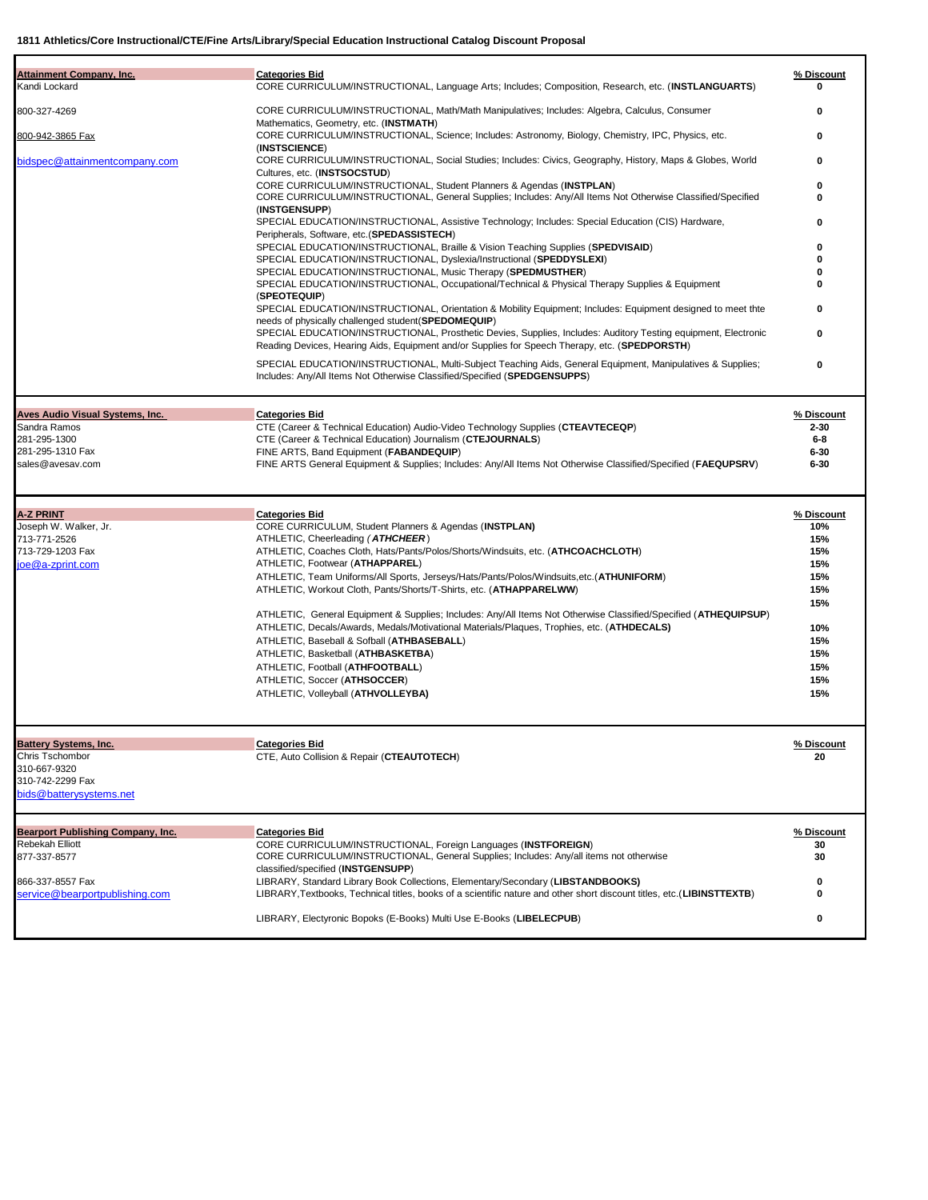**1811 Athletics/Core Instructional/CTE/Fine Arts/Library/Special Education Instructional Catalog Discount Proposal**

| Vendor | Categories Bid | % Discount |
|---|---|---|
| **Attainment Company, Inc.** | **Categories Bid** | **% Discount** |
| Kandi Lockard | CORE CURRICULUM/INSTRUCTIONAL, Language Arts; Includes; Composition, Research, etc. (**INSTLANGUARTS**) | 0 |
| 800-327-4269 | CORE CURRICULUM/INSTRUCTIONAL, Math/Math Manipulatives; Includes: Algebra, Calculus, Consumer Mathematics, Geometry, etc. (**INSTMATH**) | 0 |
| 800-942-3865 Fax | CORE CURRICULUM/INSTRUCTIONAL, Science; Includes: Astronomy, Biology, Chemistry, IPC, Physics, etc. (**INSTSCIENCE**) | 0 |
| bidspec@attainmentcompany.com | CORE CURRICULUM/INSTRUCTIONAL, Social Studies; Includes: Civics, Geography, History, Maps & Globes, World Cultures, etc. (**INSTSOCSTUD**) | 0 |
| | CORE CURRICULUM/INSTRUCTIONAL, Student Planners & Agendas (**INSTPLAN**) | 0 |
| | CORE CURRICULUM/INSTRUCTIONAL, General Supplies; Includes: Any/All Items Not Otherwise Classified/Specified (**INSTGENSUPP**) | 0 |
| | SPECIAL EDUCATION/INSTRUCTIONAL, Assistive Technology; Includes: Special Education (CIS) Hardware, Peripherals, Software, etc.(**SPEDASSISTECH**) | 0 |
| | SPECIAL EDUCATION/INSTRUCTIONAL, Braille & Vision Teaching Supplies (**SPEDVISAID**) | 0 |
| | SPECIAL EDUCATION/INSTRUCTIONAL, Dyslexia/Instructional (**SPEDDYSLEXI**) | 0 |
| | SPECIAL EDUCATION/INSTRUCTIONAL, Music Therapy (**SPEDMUSTHER**) | 0 |
| | SPECIAL EDUCATION/INSTRUCTIONAL, Occupational/Technical & Physical Therapy Supplies & Equipment (**SPEOTEQUIP**) | 0 |
| | SPECIAL EDUCATION/INSTRUCTIONAL, Orientation & Mobility Equipment; Includes: Equipment designed to meet thte needs of physically challenged student(**SPEDOMEQUIP**) | 0 |
| | SPECIAL EDUCATION/INSTRUCTIONAL, Prosthetic Devies, Supplies, Includes: Auditory Testing equipment, Electronic Reading Devices, Hearing Aids, Equipment and/or Supplies for Speech Therapy, etc. (**SPEDPORSTH**) | 0 |
| | SPECIAL EDUCATION/INSTRUCTIONAL, Multi-Subject Teaching Aids, General Equipment, Manipulatives & Supplies; Includes: Any/All Items Not Otherwise Classified/Specified (**SPEDGENSUPPS**) | 0 |
| **Aves Audio Visual Systems, Inc.** | **Categories Bid** | **% Discount** |
| Sandra Ramos | CTE (Career & Technical Education) Audio-Video Technology Supplies (**CTEAVTECEQP**) | 2-30 |
| 281-295-1300 | CTE (Career & Technical Education) Journalism (**CTEJOURNALS**) | 6-8 |
| 281-295-1310 Fax | FINE ARTS, Band Equipment (**FABANDEQUIP**) | 6-30 |
| sales@avesav.com | FINE ARTS General Equipment & Supplies; Includes: Any/All Items Not Otherwise Classified/Specified (**FAEQUPSRV**) | 6-30 |
| **A-Z PRINT** | **Categories Bid** | **% Discount** |
| Joseph W. Walker, Jr. | CORE CURRICULUM, Student Planners & Agendas (**INSTPLAN**) | 10% |
| 713-771-2526 | ATHLETIC, Cheerleading (***ATHCHEER***) | 15% |
| 713-729-1203 Fax | ATHLETIC, Coaches Cloth, Hats/Pants/Polos/Shorts/Windsuits, etc. (**ATHCOACHCLOTH**) | 15% |
| joe@a-zprint.com | ATHLETIC, Footwear (**ATHAPPAREL**) | 15% |
| | ATHLETIC, Team Uniforms/All Sports, Jerseys/Hats/Pants/Polos/Windsuits,etc.(**ATHUNIFORM**) | 15% |
| | ATHLETIC, Workout Cloth, Pants/Shorts/T-Shirts, etc. (**ATHAPPARELWW**) | 15% |
| | ATHLETIC, General Equipment & Supplies; Includes: Any/All Items Not Otherwise Classified/Specified (**ATHEQUIPSUP**) | 15% |
| | ATHLETIC, Decals/Awards, Medals/Motivational Materials/Plaques, Trophies, etc. (**ATHDECALS**) | 10% |
| | ATHLETIC, Baseball & Sofball (**ATHBASEBALL**) | 15% |
| | ATHLETIC, Basketball (**ATHBASKETBA**) | 15% |
| | ATHLETIC, Football (**ATHFOOTBALL**) | 15% |
| | ATHLETIC, Soccer (**ATHSOCCER**) | 15% |
| | ATHLETIC, Volleyball (**ATHVOLLEYBA)** | 15% |
| **Battery Systems, Inc.** | **Categories Bid** | **% Discount** |
| Chris Tschombor | CTE, Auto Collision & Repair (**CTEAUTOTECH**) | 20 |
| 310-667-9320 | | |
| 310-742-2299 Fax | | |
| bids@batterysystems.net | | |
| **Bearport Publishing Company, Inc.** | **Categories Bid** | **% Discount** |
| Rebekah Elliott | CORE CURRICULUM/INSTRUCTIONAL, Foreign Languages (**INSTFOREIGN**) | 30 |
| 877-337-8577 | CORE CURRICULUM/INSTRUCTIONAL, General Supplies; Includes: Any/all items not otherwise classified/specified (**INSTGENSUPP**) | 30 |
| 866-337-8557 Fax | LIBRARY, Standard Library Book Collections, Elementary/Secondary (**LIBSTANDBOOKS**) | 0 |
| service@bearportpublishing.com | LIBRARY,Textbooks, Technical titles, books of a scientific nature and other short discount titles, etc.(**LIBINSTTEXTB**) | 0 |
| | LIBRARY, Electyronic Bopoks (E-Books) Multi Use E-Books (**LIBELECPUB**) | 0 |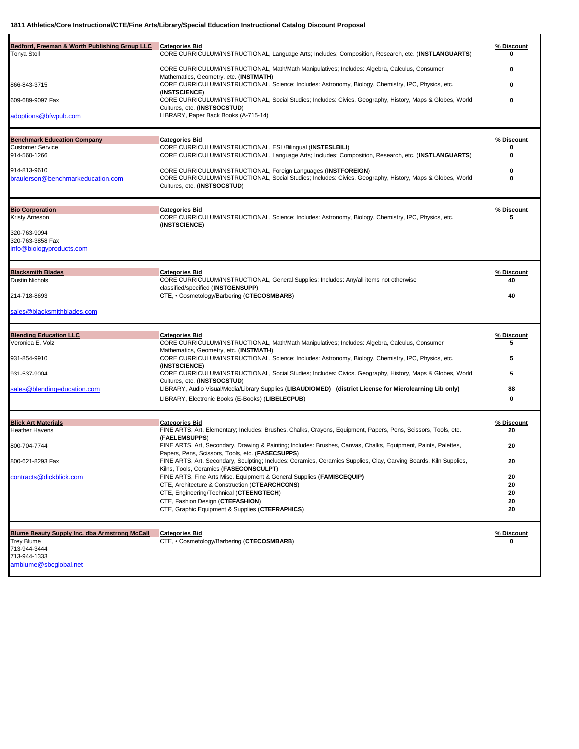**1811 Athletics/Core Instructional/CTE/Fine Arts/Library/Special Education Instructional Catalog Discount Proposal**

| Vendor | Categories Bid | % Discount |
|---|---|---|
| **Bedford, Freeman & Worth Publishing Group LLC** | CORE CURRICULUM/INSTRUCTIONAL, Language Arts; Includes; Composition, Research, etc. (**INSTLANGUARTS**) | 0 |
| Tonya Stoll | CORE CURRICULUM/INSTRUCTIONAL, Math/Math Manipulatives; Includes: Algebra, Calculus, Consumer Mathematics, Geometry, etc. (**INSTMATH**) | 0 |
| 866-843-3715 | CORE CURRICULUM/INSTRUCTIONAL, Science; Includes: Astronomy, Biology, Chemistry, IPC, Physics, etc. (**INSTSCIENCE**) | 0 |
| 609-689-9097 Fax | CORE CURRICULUM/INSTRUCTIONAL, Social Studies; Includes: Civics, Geography, History, Maps & Globes, World Cultures, etc. (**INSTSOCSTUD**) | 0 |
| adoptions@bfwpub.com | LIBRARY, Paper Back Books (A-715-14) | |
| **Benchmark Education Company** | CORE CURRICULUM/INSTRUCTIONAL, ESL/Bilingual (**INSTESLBILI**) | 0 |
| Customer Service | CORE CURRICULUM/INSTRUCTIONAL, Language Arts; Includes; Composition, Research, etc. (**INSTLANGUARTS**) | 0 |
| 914-560-1266 | CORE CURRICULUM/INSTRUCTIONAL, Foreign Languages (**INSTFOREIGN**) | 0 |
| 914-813-9610 | CORE CURRICULUM/INSTRUCTIONAL, Social Studies; Includes: Civics, Geography, History, Maps & Globes, World Cultures, etc. (**INSTSOCSTUD**) | 0 |
| braulerson@benchmarkeducation.com | | |
| **Bio Corporation** | CORE CURRICULUM/INSTRUCTIONAL, Science; Includes: Astronomy, Biology, Chemistry, IPC, Physics, etc. (**INSTSCIENCE**) | 5 |
| Kristy Arneson | | |
| 320-763-9094 | | |
| 320-763-3858 Fax | | |
| info@biologyproducts.com | | |
| **Blacksmith Blades** | CORE CURRICULUM/INSTRUCTIONAL, General Supplies; Includes: Any/all items not otherwise classified/specified (**INSTGENSUPP**) | 40 |
| Dustin Nichols | CTE, • Cosmetology/Barbering (**CTECOSMBARB**) | 40 |
| 214-718-8693 | | |
| sales@blacksmithblades.com | | |
| **Blending Education LLC** | CORE CURRICULUM/INSTRUCTIONAL, Math/Math Manipulatives; Includes: Algebra, Calculus, Consumer Mathematics, Geometry, etc. (**INSTMATH**) | 5 |
| Veronica E. Volz | CORE CURRICULUM/INSTRUCTIONAL, Science; Includes: Astronomy, Biology, Chemistry, IPC, Physics, etc. (**INSTSCIENCE**) | 5 |
| 931-854-9910 | CORE CURRICULUM/INSTRUCTIONAL, Social Studies; Includes: Civics, Geography, History, Maps & Globes, World Cultures, etc. (**INSTSOCSTUD**) | 5 |
| 931-537-9004 | LIBRARY, Audio Visual/Media/Library Supplies (**LIBAUDIOMED**) **(district License for Microlearning Lib only)** | 88 |
| sales@blendingeducation.com | LIBRARY, Electronic Books (E-Books) (**LIBELECPUB**) | 0 |
| **Blick Art Materials** | FINE ARTS, Art, Elementary; Includes: Brushes, Chalks, Crayons, Equipment, Papers, Pens, Scissors, Tools, etc. (**FAELEMSUPPS**) | 20 |
| Heather Havens | FINE ARTS, Art, Secondary, Drawing & Painting; Includes: Brushes, Canvas, Chalks, Equipment, Paints, Palettes, Papers, Pens, Scissors, Tools, etc. (**FASECSUPPS**) | 20 |
| 800-704-7744 | FINE ARTS, Art, Secondary, Sculpting; Includes: Ceramics, Ceramics Supplies, Clay, Carving Boards, Kiln Supplies, Kilns, Tools, Ceramics (**FASECONSCULPT**) | 20 |
| 800-621-8293 Fax | FINE ARTS, Fine Arts Misc. Equipment & General Supplies (**FAMISCEQUIP**) | 20 |
| contracts@dickblick.com | CTE, Architecture & Construction (**CTEARCHCONS**) | 20 |
| | CTE, Engineering/Technical (**CTEENGTECH**) | 20 |
| | CTE, Fashion Design (**CTEFASHION**) | 20 |
| | CTE, Graphic Equipment & Supplies (**CTEFRAPHICS**) | 20 |
| **Blume Beauty Supply Inc. dba Armstrong McCall** | CTE, • Cosmetology/Barbering (**CTECOSMBARB**) | 0 |
| Trey Blume | | |
| 713-944-3444 | | |
| 713-944-1333 | | |
| amblume@sbcglobal.net | | |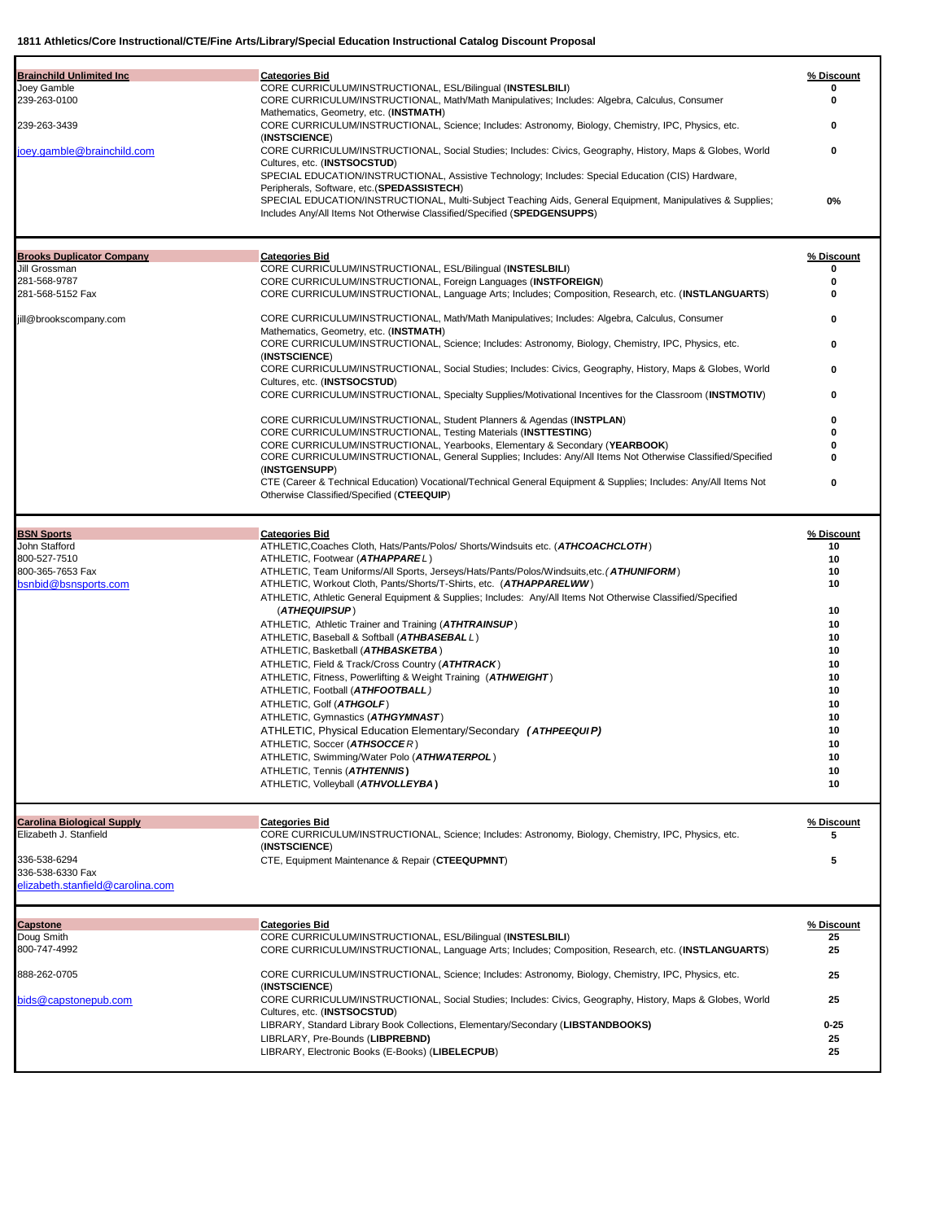**1811 Athletics/Core Instructional/CTE/Fine Arts/Library/Special Education Instructional Catalog Discount Proposal**

| Vendor | Categories Bid | % Discount |
|---|---|---|
| **Brainchild Unlimited Inc** | CORE CURRICULUM/INSTRUCTIONAL, ESL/Bilingual (**INSTESLBILI**) | 0 |
| Joey Gamble | CORE CURRICULUM/INSTRUCTIONAL, Math/Math Manipulatives; Includes: Algebra, Calculus, Consumer Mathematics, Geometry, etc. (**INSTMATH**) | 0 |
| 239-263-0100 | CORE CURRICULUM/INSTRUCTIONAL, Science; Includes: Astronomy, Biology, Chemistry, IPC, Physics, etc. (**INSTSCIENCE**) | 0 |
| 239-263-3439 | CORE CURRICULUM/INSTRUCTIONAL, Social Studies; Includes: Civics, Geography, History, Maps & Globes, World Cultures, etc. (**INSTSOCSTUD**) | 0 |
| joey.gamble@brainchild.com | SPECIAL EDUCATION/INSTRUCTIONAL, Assistive Technology; Includes: Special Education (CIS) Hardware, Peripherals, Software, etc.(**SPEDASSISTECH**) | |
| | SPECIAL EDUCATION/INSTRUCTIONAL, Multi-Subject Teaching Aids, General Equipment, Manipulatives & Supplies; Includes Any/All Items Not Otherwise Classified/Specified (**SPEDGENSUPPS**) | 0% |
| **Brooks Duplicator Company** | CORE CURRICULUM/INSTRUCTIONAL, ESL/Bilingual (**INSTESLBILI**) | 0 |
| Jill Grossman | CORE CURRICULUM/INSTRUCTIONAL, Foreign Languages (**INSTFOREIGN**) | 0 |
| 281-568-9787 | CORE CURRICULUM/INSTRUCTIONAL, Language Arts; Includes; Composition, Research, etc. (**INSTLANGUARTS**) | 0 |
| 281-568-5152 Fax | CORE CURRICULUM/INSTRUCTIONAL, Math/Math Manipulatives; Includes: Algebra, Calculus, Consumer Mathematics, Geometry, etc. (**INSTMATH**) | 0 |
| jill@brookscompany.com | CORE CURRICULUM/INSTRUCTIONAL, Science; Includes: Astronomy, Biology, Chemistry, IPC, Physics, etc. (**INSTSCIENCE**) | 0 |
| | CORE CURRICULUM/INSTRUCTIONAL, Social Studies; Includes: Civics, Geography, History, Maps & Globes, World Cultures, etc. (**INSTSOCSTUD**) | 0 |
| | CORE CURRICULUM/INSTRUCTIONAL, Specialty Supplies/Motivational Incentives for the Classroom (**INSTMOTIV**) | 0 |
| | CORE CURRICULUM/INSTRUCTIONAL, Student Planners & Agendas (**INSTPLAN**) | 0 |
| | CORE CURRICULUM/INSTRUCTIONAL, Testing Materials (**INSTTESTING**) | 0 |
| | CORE CURRICULUM/INSTRUCTIONAL, Yearbooks, Elementary & Secondary (**YEARBOOK**) | 0 |
| | CORE CURRICULUM/INSTRUCTIONAL, General Supplies; Includes: Any/All Items Not Otherwise Classified/Specified (**INSTGENSUPP**) | 0 |
| | CTE (Career & Technical Education) Vocational/Technical General Equipment & Supplies; Includes: Any/All Items Not Otherwise Classified/Specified (**CTEEQUIP**) | 0 |
| **BSN Sports** | ATHLETIC,Coaches Cloth, Hats/Pants/Polos/ Shorts/Windsuits etc. (***ATHCOACHCLOTH***) | 10 |
| John Stafford | ATHLETIC, Footwear (***ATHAPPAREL***) | 10 |
| 800-527-7510 | ATHLETIC, Team Uniforms/All Sports, Jerseys/Hats/Pants/Polos/Windsuits,etc.(***ATHUNIFORM***) | 10 |
| 800-365-7653 Fax | ATHLETIC, Workout Cloth, Pants/Shorts/T-Shirts, etc. (***ATHAPPARELWW***) | 10 |
| bsnbid@bsnsports.com | ATHLETIC, Athletic General Equipment & Supplies; Includes: Any/All Items Not Otherwise Classified/Specified (***ATHEQUIPSUP***) | 10 |
| | ATHLETIC, Athletic Trainer and Training (***ATHTRAINSUP***) | 10 |
| | ATHLETIC, Baseball & Softball (***ATHBASEBALL***) | 10 |
| | ATHLETIC, Basketball (***ATHBASKETBA***) | 10 |
| | ATHLETIC, Field & Track/Cross Country (***ATHTRACK***) | 10 |
| | ATHLETIC, Fitness, Powerlifting & Weight Training (***ATHWEIGHT***) | 10 |
| | ATHLETIC, Football (***ATHFOOTBALL***) | 10 |
| | ATHLETIC, Golf (***ATHGOLF***) | 10 |
| | ATHLETIC, Gymnastics (***ATHGYMNAST***) | 10 |
| | ATHLETIC, Physical Education Elementary/Secondary (***ATHPEEQUIP***) | 10 |
| | ATHLETIC, Soccer (***ATHSOCCER***) | 10 |
| | ATHLETIC, Swimming/Water Polo (***ATHWATERPOL***) | 10 |
| | ATHLETIC, Tennis (***ATHTENNIS***) | 10 |
| | ATHLETIC, Volleyball (***ATHVOLLEYBA***) | 10 |
| **Carolina Biological Supply** | CORE CURRICULUM/INSTRUCTIONAL, Science; Includes: Astronomy, Biology, Chemistry, IPC, Physics, etc. (**INSTSCIENCE**) | 5 |
| Elizabeth J. Stanfield | CTE, Equipment Maintenance & Repair (**CTEEQUPMNT**) | 5 |
| 336-538-6294 | | |
| 336-538-6330 Fax | | |
| elizabeth.stanfield@carolina.com | | |
| **Capstone** | CORE CURRICULUM/INSTRUCTIONAL, ESL/Bilingual (**INSTESLBILI**) | 25 |
| Doug Smith | CORE CURRICULUM/INSTRUCTIONAL, Language Arts; Includes; Composition, Research, etc. (**INSTLANGUARTS**) | 25 |
| 800-747-4992 | CORE CURRICULUM/INSTRUCTIONAL, Science; Includes: Astronomy, Biology, Chemistry, IPC, Physics, etc. (**INSTSCIENCE**) | 25 |
| 888-262-0705 | CORE CURRICULUM/INSTRUCTIONAL, Social Studies; Includes: Civics, Geography, History, Maps & Globes, World Cultures, etc. (**INSTSOCSTUD**) | 25 |
| bids@capstonepub.com | LIBRARY, Standard Library Book Collections, Elementary/Secondary (**LIBSTANDBOOKS)** | 0-25 |
| | LIBRLARY, Pre-Bounds (**LIBPREBND)** | 25 |
| | LIBRARY, Electronic Books (E-Books) (**LIBELECPUB**) | 25 |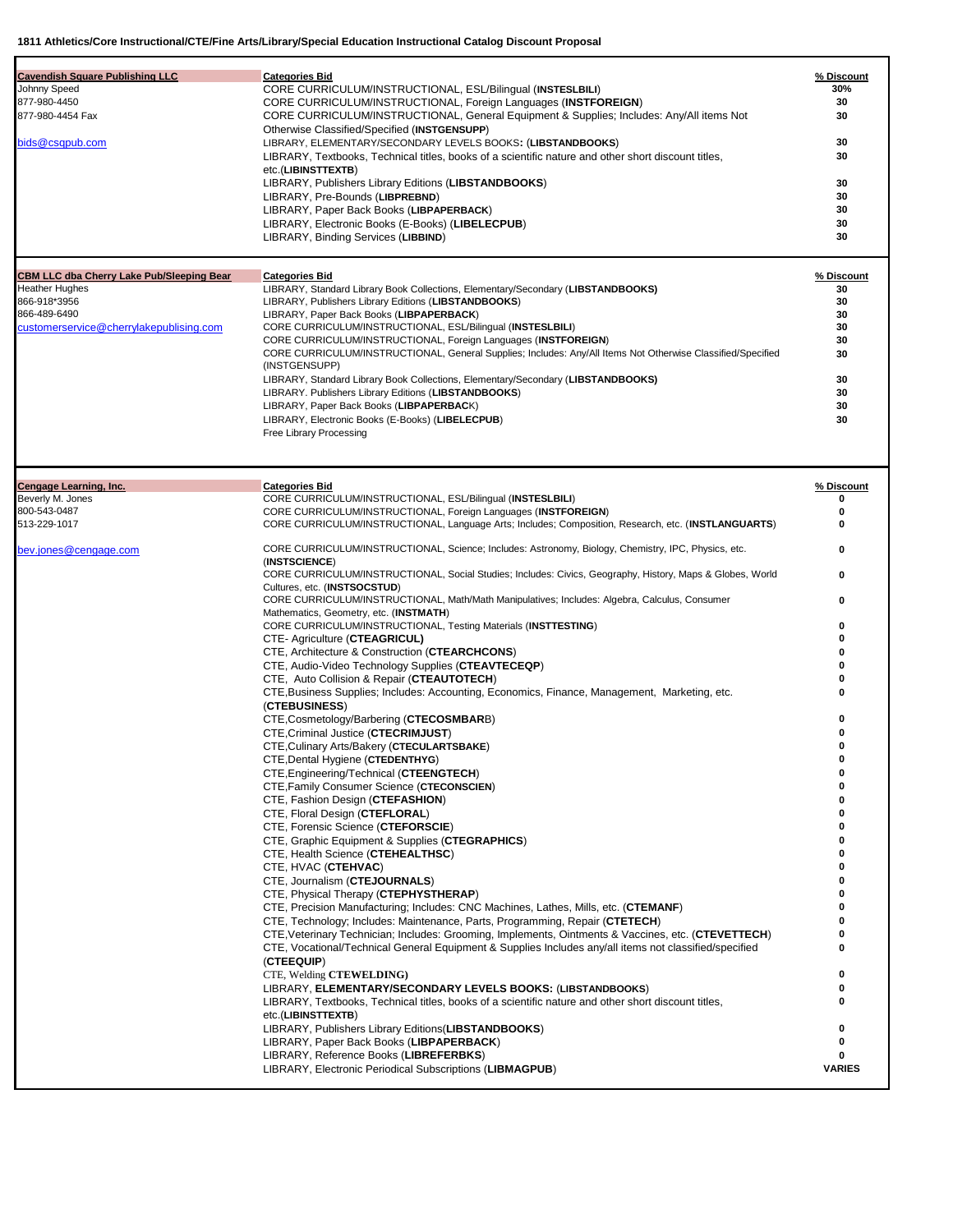**1811 Athletics/Core Instructional/CTE/Fine Arts/Library/Special Education Instructional Catalog Discount Proposal**

| Vendor | Categories Bid | % Discount |
|---|---|---|
| **Cavendish Square Publishing LLC** | **Categories Bid** | **% Discount** |
| Johnny Speed | CORE CURRICULUM/INSTRUCTIONAL, ESL/Bilingual (**INSTESLBILI**) | 30% |
| 877-980-4450 | CORE CURRICULUM/INSTRUCTIONAL, Foreign Languages (**INSTFOREIGN**) | 30 |
| 877-980-4454 Fax | CORE CURRICULUM/INSTRUCTIONAL, General Equipment & Supplies; Includes: Any/All items Not Otherwise Classified/Specified (**INSTGENSUPP**) | 30 |
| bids@csqpub.com | LIBRARY, ELEMENTARY/SECONDARY LEVELS BOOKS**:** (**LIBSTANDBOOKS**) | 30 |
| | LIBRARY, Textbooks, Technical titles, books of a scientific nature and other short discount titles, etc.(**LIBINSTTEXTB**) | 30 |
| | LIBRARY, Publishers Library Editions (**LIBSTANDBOOKS**) | 30 |
| | LIBRARY, Pre-Bounds (**LIBPREBND**) | 30 |
| | LIBRARY, Paper Back Books (**LIBPAPERBACK**) | 30 |
| | LIBRARY, Electronic Books (E-Books) (**LIBELECPUB**) | 30 |
| | LIBRARY, Binding Services (**LIBBIND**) | 30 |
| **CBM LLC dba Cherry Lake Pub/Sleeping Bear** | **Categories Bid** | **% Discount** |
| Heather Hughes | LIBRARY, Standard Library Book Collections, Elementary/Secondary (**LIBSTANDBOOKS)** | 30 |
| 866-918*3956 | LIBRARY, Publishers Library Editions (**LIBSTANDBOOKS**) | 30 |
| 866-489-6490 | LIBRARY, Paper Back Books (**LIBPAPERBACK**) | 30 |
| customerservice@cherrylakepublising.com | CORE CURRICULUM/INSTRUCTIONAL, ESL/Bilingual (**INSTESLBILI**) | 30 |
| | CORE CURRICULUM/INSTRUCTIONAL, Foreign Languages (**INSTFOREIGN**) | 30 |
| | CORE CURRICULUM/INSTRUCTIONAL, General Supplies; Includes: Any/All Items Not Otherwise Classified/Specified (INSTGENSUPP) | 30 |
| | LIBRARY, Standard Library Book Collections, Elementary/Secondary (**LIBSTANDBOOKS)** | 30 |
| | LIBRARY. Publishers Library Editions (**LIBSTANDBOOKS**) | 30 |
| | LIBRARY, Paper Back Books (**LIBPAPERBACK**) | 30 |
| | LIBRARY, Electronic Books (E-Books) (**LIBELECPUB**) | 30 |
| | Free Library Processing | |
| **Cengage Learning, Inc.** | **Categories Bid** | **% Discount** |
| Beverly M. Jones | CORE CURRICULUM/INSTRUCTIONAL, ESL/Bilingual (**INSTESLBILI**) | 0 |
| 800-543-0487 | CORE CURRICULUM/INSTRUCTIONAL, Foreign Languages (**INSTFOREIGN**) | 0 |
| 513-229-1017 | CORE CURRICULUM/INSTRUCTIONAL, Language Arts; Includes; Composition, Research, etc. (**INSTLANGUARTS**) | 0 |
| bev.jones@cengage.com | CORE CURRICULUM/INSTRUCTIONAL, Science; Includes: Astronomy, Biology, Chemistry, IPC, Physics, etc. (**INSTSCIENCE**) | 0 |
| | CORE CURRICULUM/INSTRUCTIONAL, Social Studies; Includes: Civics, Geography, History, Maps & Globes, World Cultures, etc. (**INSTSOCSTUD**) | 0 |
| | CORE CURRICULUM/INSTRUCTIONAL, Math/Math Manipulatives; Includes: Algebra, Calculus, Consumer Mathematics, Geometry, etc. (**INSTMATH**) | 0 |
| | CORE CURRICULUM/INSTRUCTIONAL, Testing Materials (**INSTTESTING**) | 0 |
| | CTE- Agriculture (**CTEAGRICUL)** | 0 |
| | CTE, Architecture & Construction (**CTEARCHCONS**) | 0 |
| | CTE, Audio-Video Technology Supplies (**CTEAVTECEQP**) | 0 |
| | CTE, Auto Collision & Repair (**CTEAUTOTECH**) | 0 |
| | CTE,Business Supplies; Includes: Accounting, Economics, Finance, Management, Marketing, etc. (**CTEBUSINESS**) | 0 |
| | CTE,Cosmetology/Barbering (**CTECOSMBAR**B) | 0 |
| | CTE,Criminal Justice (**CTECRIMJUST**) | 0 |
| | CTE,Culinary Arts/Bakery (**CTECULARTSBAKE**) | 0 |
| | CTE,Dental Hygiene (**CTEDENTHYG**) | 0 |
| | CTE,Engineering/Technical (**CTEENGTECH**) | 0 |
| | CTE,Family Consumer Science (**CTECONSCIEN**) | 0 |
| | CTE, Fashion Design (**CTEFASHION**) | 0 |
| | CTE, Floral Design (**CTEFLORAL**) | 0 |
| | CTE, Forensic Science (**CTEFORSCIE**) | 0 |
| | CTE, Graphic Equipment & Supplies (**CTEGRAPHICS**) | 0 |
| | CTE, Health Science (**CTEHEALTHSC**) | 0 |
| | CTE, HVAC (**CTEHVAC**) | 0 |
| | CTE, Journalism (**CTEJOURNALS**) | 0 |
| | CTE, Physical Therapy (**CTEPHYSTHERAP**) | 0 |
| | CTE, Precision Manufacturing; Includes: CNC Machines, Lathes, Mills, etc. (**CTEMANF**) | 0 |
| | CTE, Technology; Includes: Maintenance, Parts, Programming, Repair (**CTETECH**) | 0 |
| | CTE,Veterinary Technician; Includes: Grooming, Implements, Ointments & Vaccines, etc. (**CTEVETTECH**) | 0 |
| | CTE, Vocational/Technical General Equipment & Supplies Includes any/all items not classified/specified (**CTEEQUIP**) | 0 |
| | CTE, Welding **CTEWELDING)** | 0 |
| | LIBRARY, **ELEMENTARY/SECONDARY LEVELS BOOKS:** (**LIBSTANDBOOKS**) | 0 |
| | LIBRARY, Textbooks, Technical titles, books of a scientific nature and other short discount titles, etc.(**LIBINSTTEXTB**) | 0 |
| | LIBRARY, Publishers Library Editions(**LIBSTANDBOOKS**) | 0 |
| | LIBRARY, Paper Back Books (**LIBPAPERBACK**) | 0 |
| | LIBRARY, Reference Books (**LIBREFERBKS**) | 0 |
| | LIBRARY, Electronic Periodical Subscriptions (**LIBMAGPUB**) | VARIES |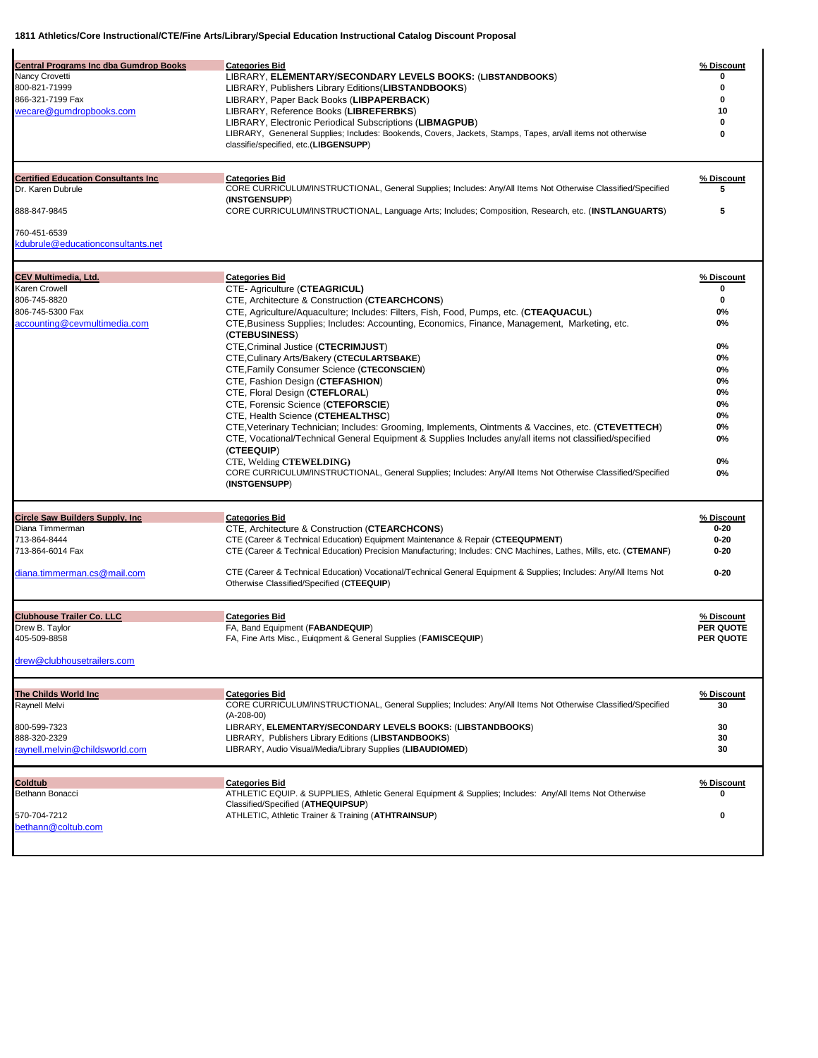**1811 Athletics/Core Instructional/CTE/Fine Arts/Library/Special Education Instructional Catalog Discount Proposal**

| Vendor | Categories Bid | % Discount |
|---|---|---|
| **Central Programs Inc dba Gumdrop Books**<br>Nancy Crovetti<br>800-821-71999<br>866-321-7199 Fax<br>wecare@gumdropbooks.com | LIBRARY, **ELEMENTARY/SECONDARY LEVELS BOOKS:** (**LIBSTANDBOOKS**) | 0 |
| | LIBRARY, Publishers Library Editions(**LIBSTANDBOOKS**) | 0 |
| | LIBRARY, Paper Back Books (**LIBPAPERBACK**) | 0 |
| | LIBRARY, Reference Books (**LIBREFERBKS**) | 10 |
| | LIBRARY, Electronic Periodical Subscriptions (**LIBMAGPUB**) | 0 |
| | LIBRARY, Geneneral Supplies; Includes: Bookends, Covers, Jackets, Stamps, Tapes, an/all items not otherwise classifie/specified, etc.(**LIBGENSUPP**) | 0 |
| **Certified Education Consultants Inc**<br>Dr. Karen Dubrule<br>888-847-9845<br>760-451-6539<br>kdubrule@educationconsultants.net | CORE CURRICULUM/INSTRUCTIONAL, General Supplies; Includes: Any/All Items Not Otherwise Classified/Specified (**INSTGENSUPP**) | 5 |
| | CORE CURRICULUM/INSTRUCTIONAL, Language Arts; Includes; Composition, Research, etc. (**INSTLANGUARTS**) | 5 |
| **CEV Multimedia, Ltd.**<br>Karen Crowell<br>806-745-8820<br>806-745-5300 Fax<br>accounting@cevmultimedia.com | CTE- Agriculture (**CTEAGRICUL**) | 0 |
| | CTE, Architecture & Construction (**CTEARCHCONS**) | 0 |
| | CTE, Agriculture/Aquaculture; Includes: Filters, Fish, Food, Pumps, etc. (**CTEAQUACUL**) | 0% |
| | CTE,Business Supplies; Includes: Accounting, Economics, Finance, Management, Marketing, etc. (**CTEBUSINESS**) | 0% |
| | CTE,Criminal Justice (**CTECRIMJUST**) | 0% |
| | CTE,Culinary Arts/Bakery (**CTECULARTSBAKE**) | 0% |
| | CTE,Family Consumer Science (**CTECONSCIEN**) | 0% |
| | CTE, Fashion Design (**CTEFASHION**) | 0% |
| | CTE, Floral Design (**CTEFLORAL**) | 0% |
| | CTE, Forensic Science (**CTEFORSCIE**) | 0% |
| | CTE, Health Science (**CTEHEALTHSC**) | 0% |
| | CTE,Veterinary Technician; Includes: Grooming, Implements, Ointments & Vaccines, etc. (**CTEVETTECH**) | 0% |
| | CTE, Vocational/Technical General Equipment & Supplies Includes any/all items not classified/specified (**CTEEQUIP**) | 0% |
| | CTE, Welding **CTEWELDING)** | 0% |
| | CORE CURRICULUM/INSTRUCTIONAL, General Supplies; Includes: Any/All Items Not Otherwise Classified/Specified (**INSTGENSUPP**) | 0% |
| **Circle Saw Builders Supply, Inc**<br>Diana Timmerman<br>713-864-8444<br>713-864-6014 Fax<br>diana.timmerman.cs@mail.com | CTE, Architecture & Construction (**CTEARCHCONS**) | 0-20 |
| | CTE (Career & Technical Education) Equipment Maintenance & Repair (**CTEEQUPMENT**) | 0-20 |
| | CTE (Career & Technical Education) Precision Manufacturing; Includes: CNC Machines, Lathes, Mills, etc. (**CTEMANF**) | 0-20 |
| | CTE (Career & Technical Education) Vocational/Technical General Equipment & Supplies; Includes: Any/All Items Not Otherwise Classified/Specified (**CTEEQUIP**) | 0-20 |
| **Clubhouse Trailer Co. LLC**<br>Drew B. Taylor<br>405-509-8858<br>drew@clubhousetrailers.com | FA, Band Equipment (**FABANDEQUIP**) | PER QUOTE |
| | FA, Fine Arts Misc., Euiqpment & General Supplies (**FAMISCEQUIP**) | PER QUOTE |
| **The Childs World Inc**<br>Raynell Melvi<br>800-599-7323<br>888-320-2329<br>raynell.melvin@childsworld.com | CORE CURRICULUM/INSTRUCTIONAL, General Supplies; Includes: Any/All Items Not Otherwise Classified/Specified (A-208-00) | 30 |
| | LIBRARY, **ELEMENTARY/SECONDARY LEVELS BOOKS:** (**LIBSTANDBOOKS**) | 30 |
| | LIBRARY, Publishers Library Editions (**LIBSTANDBOOKS**) | 30 |
| | LIBRARY, Audio Visual/Media/Library Supplies (**LIBAUDIOMED**) | 30 |
| **Coldtub**<br>Bethann Bonacci<br>570-704-7212<br>bethann@coltub.com | ATHLETIC EQUIP. & SUPPLIES, Athletic General Equipment & Supplies; Includes: Any/All Items Not Otherwise Classified/Specified (**ATHEQUIPSUP**) | 0 |
| | ATHLETIC, Athletic Trainer & Training (**ATHTRAINSUP**) | 0 |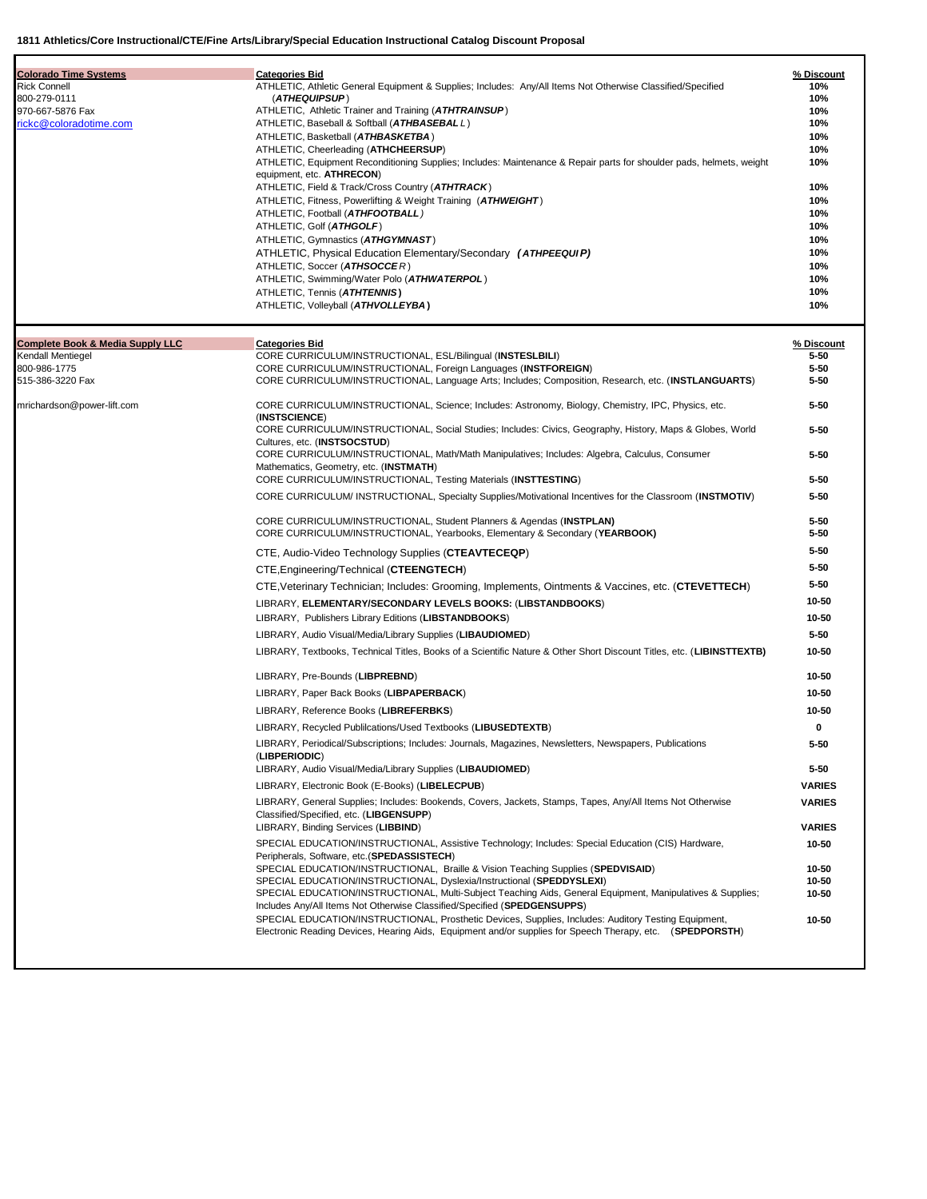**1811 Athletics/Core Instructional/CTE/Fine Arts/Library/Special Education Instructional Catalog Discount Proposal**

| Vendor | Categories Bid | % Discount |
|---|---|---|
| **Colorado Time Systems** | ATHLETIC, Athletic General Equipment & Supplies; Includes: Any/All Items Not Otherwise Classified/Specified (***ATHEQUIPSUP***) | 10% |
| Rick Connell | ATHLETIC, Athletic Trainer and Training (***ATHTRAINSUP***) | 10% |
| 800-279-0111 | ATHLETIC, Baseball & Softball (***ATHBASEBALL***) | 10% |
| 970-667-5876 Fax | ATHLETIC, Basketball (***ATHBASKETBA***) | 10% |
| rickc@coloradotime.com | ATHLETIC, Cheerleading (**ATHCHEERSUP**) | 10% |
| | ATHLETIC, Equipment Reconditioning Supplies; Includes: Maintenance & Repair parts for shoulder pads, helmets, weight equipment, etc. **ATHRECON**) | 10% |
| | ATHLETIC, Field & Track/Cross Country (***ATHTRACK***) | 10% |
| | ATHLETIC, Fitness, Powerlifting & Weight Training (***ATHWEIGHT***) | 10% |
| | ATHLETIC, Football (***ATHFOOTBALL***) | 10% |
| | ATHLETIC, Golf (***ATHGOLF***) | 10% |
| | ATHLETIC, Gymnastics (***ATHGYMNAST***) | 10% |
| | ATHLETIC, Physical Education Elementary/Secondary (***ATHPEEQUIP***) | 10% |
| | ATHLETIC, Soccer (***ATHSOCCER***) | 10% |
| | ATHLETIC, Swimming/Water Polo (***ATHWATERPOL***) | 10% |
| | ATHLETIC, Tennis (***ATHTENNIS***) | 10% |
| | ATHLETIC, Volleyball (***ATHVOLLEYBA***) | 10% |

| Vendor | Categories Bid | % Discount |
|---|---|---|
| **Complete Book & Media Supply LLC** | CORE CURRICULUM/INSTRUCTIONAL, ESL/Bilingual (**INSTESLBILI**) | 5-50 |
| Kendall Mentiegel | CORE CURRICULUM/INSTRUCTIONAL, Foreign Languages (**INSTFOREIGN**) | 5-50 |
| 800-986-1775 | CORE CURRICULUM/INSTRUCTIONAL, Language Arts; Includes; Composition, Research, etc. (**INSTLANGUARTS**) | 5-50 |
| 515-386-3220 Fax | CORE CURRICULUM/INSTRUCTIONAL, Science; Includes: Astronomy, Biology, Chemistry, IPC, Physics, etc. (**INSTSCIENCE**) | 5-50 |
| mrichardson@power-lift.com | CORE CURRICULUM/INSTRUCTIONAL, Social Studies; Includes: Civics, Geography, History, Maps & Globes, World Cultures, etc. (**INSTSOCSTUD**) | 5-50 |
| | CORE CURRICULUM/INSTRUCTIONAL, Math/Math Manipulatives; Includes: Algebra, Calculus, Consumer Mathematics, Geometry, etc. (**INSTMATH**) | 5-50 |
| | CORE CURRICULUM/INSTRUCTIONAL, Testing Materials (**INSTTESTING**) | 5-50 |
| | CORE CURRICULUM/ INSTRUCTIONAL, Specialty Supplies/Motivational Incentives for the Classroom (**INSTMOTIV**) | 5-50 |
| | CORE CURRICULUM/INSTRUCTIONAL, Student Planners & Agendas (**INSTPLAN)** | 5-50 |
| | CORE CURRICULUM/INSTRUCTIONAL, Yearbooks, Elementary & Secondary (**YEARBOOK)** | 5-50 |
| | CTE, Audio-Video Technology Supplies (**CTEAVTECEQP**) | 5-50 |
| | CTE,Engineering/Technical (**CTEENGTECH**) | 5-50 |
| | CTE,Veterinary Technician; Includes: Grooming, Implements, Ointments & Vaccines, etc. (**CTEVETTECH**) | 5-50 |
| | LIBRARY, **ELEMENTARY/SECONDARY LEVELS BOOKS:** (**LIBSTANDBOOKS**) | 10-50 |
| | LIBRARY, Publishers Library Editions (**LIBSTANDBOOKS**) | 10-50 |
| | LIBRARY, Audio Visual/Media/Library Supplies (**LIBAUDIOMED**) | 5-50 |
| | LIBRARY, Textbooks, Technical Titles, Books of a Scientific Nature & Other Short Discount Titles, etc. (**LIBINSTTEXTB**) | 10-50 |
| | LIBRARY, Pre-Bounds (**LIBPREBND**) | 10-50 |
| | LIBRARY, Paper Back Books (**LIBPAPERBACK**) | 10-50 |
| | LIBRARY, Reference Books (**LIBREFERBKS**) | 10-50 |
| | LIBRARY, Recycled Publilcations/Used Textbooks (**LIBUSEDTEXTB**) | 0 |
| | LIBRARY, Periodical/Subscriptions; Includes: Journals, Magazines, Newsletters, Newspapers, Publications (**LIBPERIODIC**) | 5-50 |
| | LIBRARY, Audio Visual/Media/Library Supplies (**LIBAUDIOMED**) | 5-50 |
| | LIBRARY, Electronic Book (E-Books) (**LIBELECPUB**) | **VARIES** |
| | LIBRARY, General Supplies; Includes: Bookends, Covers, Jackets, Stamps, Tapes, Any/All Items Not Otherwise Classified/Specified, etc. (**LIBGENSUPP**) | **VARIES** |
| | LIBRARY, Binding Services (**LIBBIND**) | **VARIES** |
| | SPECIAL EDUCATION/INSTRUCTIONAL, Assistive Technology; Includes: Special Education (CIS) Hardware, Peripherals, Software, etc.(**SPEDASSISTECH**) | 10-50 |
| | SPECIAL EDUCATION/INSTRUCTIONAL, Braille & Vision Teaching Supplies (**SPEDVISAID**) | 10-50 |
| | SPECIAL EDUCATION/INSTRUCTIONAL, Dyslexia/Instructional (**SPEDDYSLEXI**) | 10-50 |
| | SPECIAL EDUCATION/INSTRUCTIONAL, Multi-Subject Teaching Aids, General Equipment, Manipulatives & Supplies; Includes Any/All Items Not Otherwise Classified/Specified (**SPEDGENSUPPS**) | 10-50 |
| | SPECIAL EDUCATION/INSTRUCTIONAL, Prosthetic Devices, Supplies, Includes: Auditory Testing Equipment, Electronic Reading Devices, Hearing Aids, Equipment and/or supplies for Speech Therapy, etc. (**SPEDPORSTH**) | 10-50 |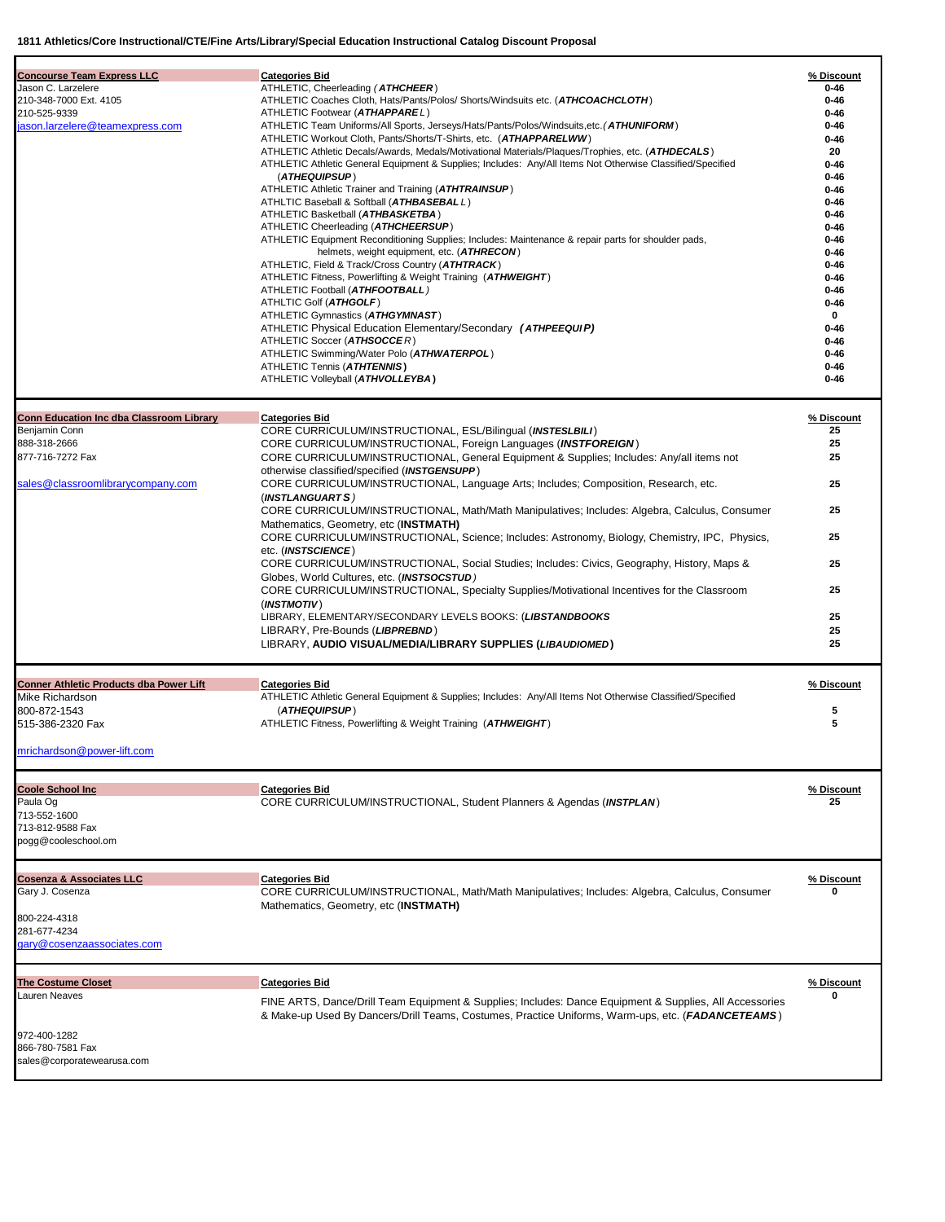**1811 Athletics/Core Instructional/CTE/Fine Arts/Library/Special Education Instructional Catalog Discount Proposal**

| Vendor | Categories Bid | % Discount |
|---|---|---|
| **Concourse Team Express LLC**<br>Jason C. Larzelere<br>210-348-7000 Ext. 4105<br>210-525-9339<br>jason.larzelere@teamexpress.com | ATHLETIC, Cheerleading (***ATHCHEER***) | 0-46 |
| | ATHLETIC Coaches Cloth, Hats/Pants/Polos/ Shorts/Windsuits etc. (***ATHCOACHCLOTH***) | 0-46 |
| | ATHLETIC Footwear (***ATHAPPAREL***) | 0-46 |
| | ATHLETIC Team Uniforms/All Sports, Jerseys/Hats/Pants/Polos/Windsuits,etc.(***ATHUNIFORM***) | 0-46 |
| | ATHLETIC Workout Cloth, Pants/Shorts/T-Shirts, etc. (***ATHAPPARELWW***) | 0-46 |
| | ATHLETIC Athletic Decals/Awards, Medals/Motivational Materials/Plaques/Trophies, etc. (***ATHDECALS***) | 20 |
| | ATHLETIC Athletic General Equipment & Supplies; Includes: Any/All Items Not Otherwise Classified/Specified (***ATHEQUIPSUP***) | 0-46 |
| | ATHLETIC Athletic Trainer and Training (***ATHTRAINSUP***) | 0-46 |
| | ATHLTIC Baseball & Softball (***ATHBASEBALL***) | 0-46 |
| | ATHLETIC Basketball (***ATHBASKETBA***) | 0-46 |
| | ATHLETIC Cheerleading (***ATHCHEERSUP***) | 0-46 |
| | ATHLETIC Equipment Reconditioning Supplies; Includes: Maintenance & repair parts for shoulder pads, helmets, weight equipment, etc. (***ATHRECON***) | 0-46 |
| | ATHLETIC, Field & Track/Cross Country (***ATHTRACK***) | 0-46 |
| | ATHLETIC Fitness, Powerlifting & Weight Training (***ATHWEIGHT***) | 0-46 |
| | ATHLETIC Football (***ATHFOOTBALL***) | 0-46 |
| | ATHLTIC Golf (***ATHGOLF***) | 0-46 |
| | ATHLETIC Gymnastics (***ATHGYMNAST***) | 0 |
| | ATHLETIC Physical Education Elementary/Secondary (***ATHPEEQUIP***) | 0-46 |
| | ATHLETIC Soccer (***ATHSOCCER***) | 0-46 |
| | ATHLETIC Swimming/Water Polo (***ATHWATERPOL***) | 0-46 |
| | ATHLETIC Tennis (***ATHTENNIS***) | 0-46 |
| | ATHLETIC Volleyball (***ATHVOLLEYBA***) | 0-46 |
| **Conn Education Inc dba Classroom Library**<br>Benjamin Conn<br>888-318-2666<br>877-716-7272 Fax<br>sales@classroomlibrarycompany.com | CORE CURRICULUM/INSTRUCTIONAL, ESL/Bilingual (***INSTESLBILI***) | 25 |
| | CORE CURRICULUM/INSTRUCTIONAL, Foreign Languages (***INSTFOREIGN***) | 25 |
| | CORE CURRICULUM/INSTRUCTIONAL, General Equipment & Supplies; Includes: Any/all items not otherwise classified/specified (***INSTGENSUPP***) | 25 |
| | CORE CURRICULUM/INSTRUCTIONAL, Language Arts; Includes; Composition, Research, etc. (***INSTLANGUARTS***) | 25 |
| | CORE CURRICULUM/INSTRUCTIONAL, Math/Math Manipulatives; Includes: Algebra, Calculus, Consumer Mathematics, Geometry, etc (**INSTMATH**) | 25 |
| | CORE CURRICULUM/INSTRUCTIONAL, Science; Includes: Astronomy, Biology, Chemistry, IPC, Physics, etc. (***INSTSCIENCE***) | 25 |
| | CORE CURRICULUM/INSTRUCTIONAL, Social Studies; Includes: Civics, Geography, History, Maps & Globes, World Cultures, etc. (***INSTSOCSTUD***) | 25 |
| | CORE CURRICULUM/INSTRUCTIONAL, Specialty Supplies/Motivational Incentives for the Classroom (***INSTMOTIV***) | 25 |
| | LIBRARY, ELEMENTARY/SECONDARY LEVELS BOOKS: (***LIBSTANDBOOKS***) | 25 |
| | LIBRARY, Pre-Bounds (***LIBPREBND***) | 25 |
| | LIBRARY, **AUDIO VISUAL/MEDIA/LIBRARY SUPPLIES (*LIBAUDIOMED*)** | 25 |
| **Conner Athletic Products dba Power Lift**<br>Mike Richardson<br>800-872-1543<br>515-386-2320 Fax<br>mrichardson@power-lift.com | ATHLETIC Athletic General Equipment & Supplies; Includes: Any/All Items Not Otherwise Classified/Specified (***ATHEQUIPSUP***) | 5 |
| | ATHLETIC Fitness, Powerlifting & Weight Training (***ATHWEIGHT***) | 5 |
| **Coole School Inc**<br>Paula Og<br>713-552-1600<br>713-812-9588 Fax<br>pogg@cooleschool.om | CORE CURRICULUM/INSTRUCTIONAL, Student Planners & Agendas (***INSTPLAN***) | 25 |
| **Cosenza & Associates LLC**<br>Gary J. Cosenza<br>800-224-4318<br>281-677-4234<br>gary@cosenzaassociates.com | CORE CURRICULUM/INSTRUCTIONAL, Math/Math Manipulatives; Includes: Algebra, Calculus, Consumer Mathematics, Geometry, etc (**INSTMATH**) | 0 |
| **The Costume Closet**<br>Lauren Neaves<br>972-400-1282<br>866-780-7581 Fax<br>sales@corporatewearusa.com | FINE ARTS, Dance/Drill Team Equipment & Supplies; Includes: Dance Equipment & Supplies, All Accessories & Make-up Used By Dancers/Drill Teams, Costumes, Practice Uniforms, Warm-ups, etc. (***FADANCETEAMS***) | 0 |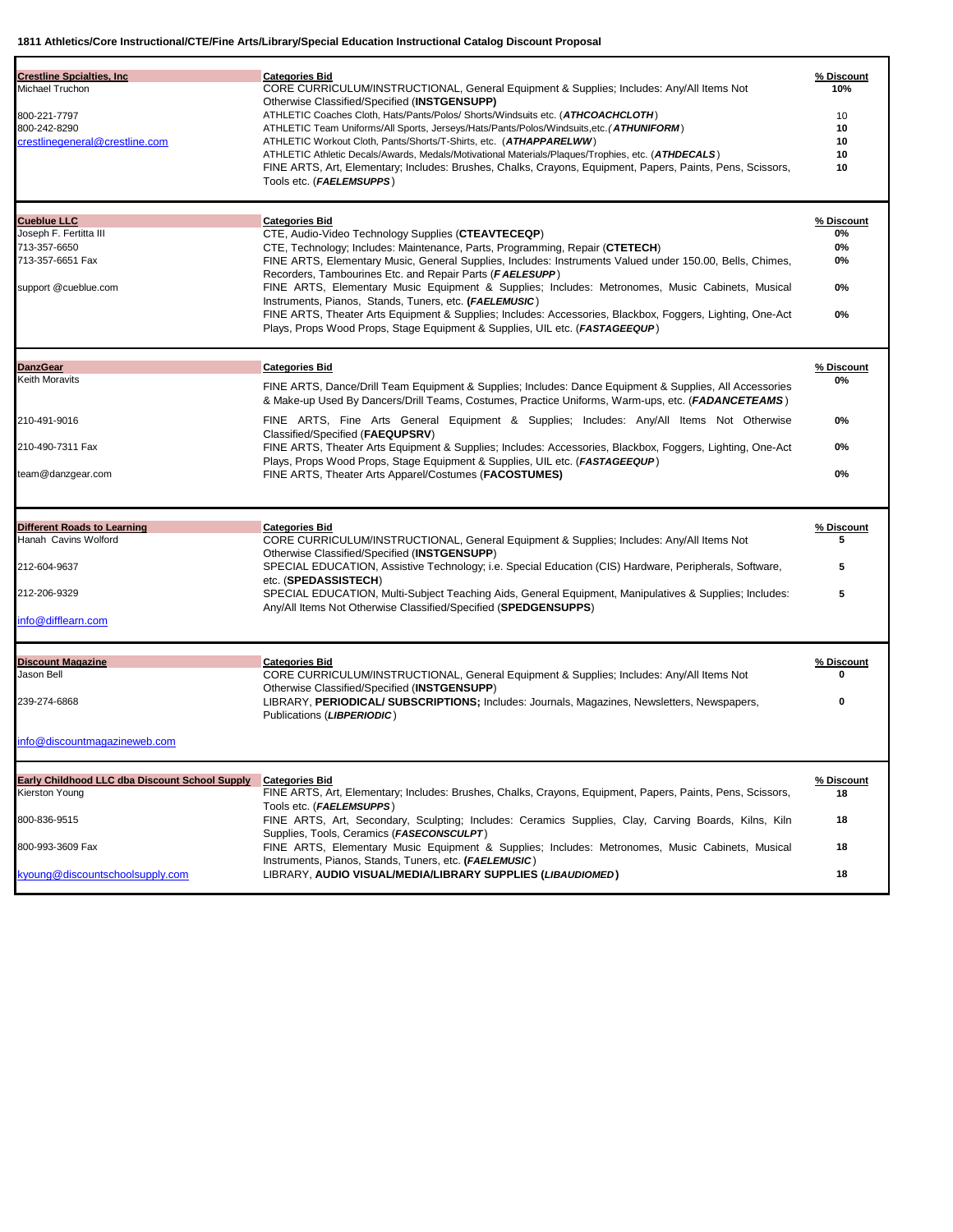**1811 Athletics/Core Instructional/CTE/Fine Arts/Library/Special Education Instructional Catalog Discount Proposal**

| Vendor | Categories Bid | % Discount |
|---|---|---|
| **Crestline Spcialties, Inc** | **Categories Bid** | **% Discount** |
| Michael Truchon | CORE CURRICULUM/INSTRUCTIONAL, General Equipment & Supplies; Includes: Any/All Items Not Otherwise Classified/Specified (**INSTGENSUPP)** | **10%** |
| 800-221-7797 | ATHLETIC Coaches Cloth, Hats/Pants/Polos/ Shorts/Windsuits etc. (***ATHCOACHCLOTH***) | 10 |
| 800-242-8290 | ATHLETIC Team Uniforms/All Sports, Jerseys/Hats/Pants/Polos/Windsuits,etc.(***ATHUNIFORM***) | **10** |
| crestlinegeneral@crestline.com | ATHLETIC Workout Cloth, Pants/Shorts/T-Shirts, etc. (***ATHAPPARELWW***) | **10** |
| | ATHLETIC Athletic Decals/Awards, Medals/Motivational Materials/Plaques/Trophies, etc. (***ATHDECALS***) | **10** |
| | FINE ARTS, Art, Elementary; Includes: Brushes, Chalks, Crayons, Equipment, Papers, Paints, Pens, Scissors, Tools etc. (***FAELEMSUPPS***) | **10** |
| **Cueblue LLC** | **Categories Bid** | **% Discount** |
| Joseph F. Fertitta III | CTE, Audio-Video Technology Supplies (**CTEAVTECEQP**) | **0%** |
| 713-357-6650 | CTE, Technology; Includes: Maintenance, Parts, Programming, Repair (**CTETECH**) | **0%** |
| 713-357-6651 Fax | FINE ARTS, Elementary Music, General Supplies, Includes: Instruments Valued under 150.00, Bells, Chimes, Recorders, Tambourines Etc. and Repair Parts (***F AELESUPP***) | **0%** |
| support @cueblue.com | FINE ARTS, Elementary Music Equipment & Supplies; Includes: Metronomes, Music Cabinets, Musical Instruments, Pianos, Stands, Tuners, etc. (***FAELEMUSIC***) | **0%** |
| | FINE ARTS, Theater Arts Equipment & Supplies; Includes: Accessories, Blackbox, Foggers, Lighting, One-Act Plays, Props Wood Props, Stage Equipment & Supplies, UIL etc. (***FASTAGEEQUP***) | **0%** |
| **DanzGear** | **Categories Bid** | **% Discount** |
| Keith Moravits | FINE ARTS, Dance/Drill Team Equipment & Supplies; Includes: Dance Equipment & Supplies, All Accessories & Make-up Used By Dancers/Drill Teams, Costumes, Practice Uniforms, Warm-ups, etc. (***FADANCETEAMS***) | **0%** |
| 210-491-9016 | FINE ARTS, Fine Arts General Equipment & Supplies; Includes: Any/All Items Not Otherwise Classified/Specified (**FAEQUPSRV**) | **0%** |
| 210-490-7311 Fax | FINE ARTS, Theater Arts Equipment & Supplies; Includes: Accessories, Blackbox, Foggers, Lighting, One-Act Plays, Props Wood Props, Stage Equipment & Supplies, UIL etc. (***FASTAGEEQUP***) | **0%** |
| team@danzgear.com | FINE ARTS, Theater Arts Apparel/Costumes (**FACOSTUMES)** | **0%** |
| **Different Roads to Learning** | **Categories Bid** | **% Discount** |
| Hanah Cavins Wolford | CORE CURRICULUM/INSTRUCTIONAL, General Equipment & Supplies; Includes: Any/All Items Not Otherwise Classified/Specified (**INSTGENSUPP**) | **5** |
| 212-604-9637 | SPECIAL EDUCATION, Assistive Technology; i.e. Special Education (CIS) Hardware, Peripherals, Software, etc. (**SPEDASSISTECH**) | **5** |
| 212-206-9329 | SPECIAL EDUCATION, Multi-Subject Teaching Aids, General Equipment, Manipulatives & Supplies; Includes: Any/All Items Not Otherwise Classified/Specified (**SPEDGENSUPPS**) | **5** |
| info@difflearn.com | | |
| **Discount Magazine** | **Categories Bid** | **% Discount** |
| Jason Bell | CORE CURRICULUM/INSTRUCTIONAL, General Equipment & Supplies; Includes: Any/All Items Not Otherwise Classified/Specified (**INSTGENSUPP**) | **0** |
| 239-274-6868 | LIBRARY, **PERIODICAL/ SUBSCRIPTIONS;** Includes: Journals, Magazines, Newsletters, Newspapers, Publications (***LIBPERIODIC***) | **0** |
| info@discountmagazineweb.com | | |
| **Early Childhood LLC dba Discount School Supply** | **Categories Bid** | **% Discount** |
| Kierston Young | FINE ARTS, Art, Elementary; Includes: Brushes, Chalks, Crayons, Equipment, Papers, Paints, Pens, Scissors, Tools etc. (***FAELEMSUPPS***) | **18** |
| 800-836-9515 | FINE ARTS, Art, Secondary, Sculpting; Includes: Ceramics Supplies, Clay, Carving Boards, Kilns, Kiln Supplies, Tools, Ceramics (***FASECONSCULPT***) | **18** |
| 800-993-3609 Fax | FINE ARTS, Elementary Music Equipment & Supplies; Includes: Metronomes, Music Cabinets, Musical Instruments, Pianos, Stands, Tuners, etc. (***FAELEMUSIC***) | **18** |
| kyoung@discountschoolsupply.com | LIBRARY, **AUDIO VISUAL/MEDIA/LIBRARY SUPPLIES (*LIBAUDIOMED*)** | **18** |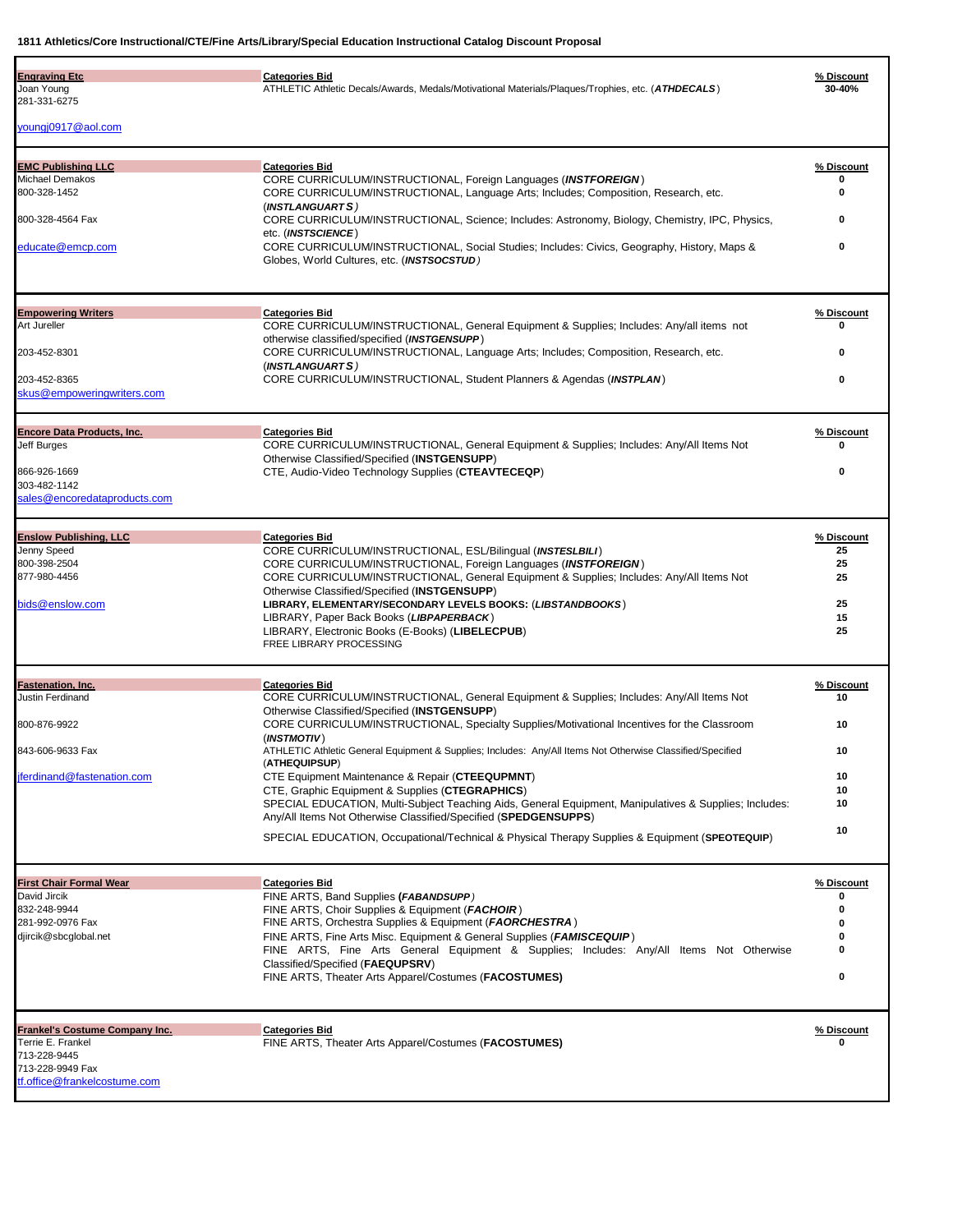**1811 Athletics/Core Instructional/CTE/Fine Arts/Library/Special Education Instructional Catalog Discount Proposal**

| Vendor | Categories Bid | % Discount |
|---|---|---|
| **Engraving Etc**<br>Joan Young<br>281-331-6275<br>youngj0917@aol.com | ATHLETIC Athletic Decals/Awards, Medals/Motivational Materials/Plaques/Trophies, etc. (***ATHDECALS***) | 30-40% |
| **EMC Publishing LLC**<br>Michael Demakos<br>800-328-1452<br>800-328-4564 Fax<br>educate@emcp.com | CORE CURRICULUM/INSTRUCTIONAL, Foreign Languages (***INSTFOREIGN***) | 0 |
| | CORE CURRICULUM/INSTRUCTIONAL, Language Arts; Includes; Composition, Research, etc. (***INSTLANGUARTS***) | 0 |
| | CORE CURRICULUM/INSTRUCTIONAL, Science; Includes: Astronomy, Biology, Chemistry, IPC, Physics, etc. (***INSTSCIENCE***) | 0 |
| | CORE CURRICULUM/INSTRUCTIONAL, Social Studies; Includes: Civics, Geography, History, Maps & Globes, World Cultures, etc. (***INSTSOCSTUD***) | 0 |
| **Empowering Writers**<br>Art Jureller<br>203-452-8301<br>203-452-8365<br>skus@empoweringwriters.com | CORE CURRICULUM/INSTRUCTIONAL, General Equipment & Supplies; Includes: Any/all items not otherwise classified/specified (***INSTGENSUPP***) | 0 |
| | CORE CURRICULUM/INSTRUCTIONAL, Language Arts; Includes; Composition, Research, etc. (***INSTLANGUARTS***) | 0 |
| | CORE CURRICULUM/INSTRUCTIONAL, Student Planners & Agendas (***INSTPLAN***) | 0 |
| **Encore Data Products, Inc.**<br>Jeff Burges<br>866-926-1669<br>303-482-1142<br>sales@encoredataproducts.com | CORE CURRICULUM/INSTRUCTIONAL, General Equipment & Supplies; Includes: Any/All Items Not Otherwise Classified/Specified (**INSTGENSUPP**) | 0 |
| | CTE, Audio-Video Technology Supplies (**CTEAVTECEQP**) | 0 |
| **Enslow Publishing, LLC**<br>Jenny Speed<br>800-398-2504<br>877-980-4456<br>bids@enslow.com | CORE CURRICULUM/INSTRUCTIONAL, ESL/Bilingual (***INSTESLBILI***) | 25 |
| | CORE CURRICULUM/INSTRUCTIONAL, Foreign Languages (***INSTFOREIGN***) | 25 |
| | CORE CURRICULUM/INSTRUCTIONAL, General Equipment & Supplies; Includes: Any/All Items Not Otherwise Classified/Specified (**INSTGENSUPP**) | 25 |
| | **LIBRARY, ELEMENTARY/SECONDARY LEVELS BOOKS: (*LIBSTANDBOOKS*)** | 25 |
| | LIBRARY, Paper Back Books (***LIBPAPERBACK***) | 15 |
| | LIBRARY, Electronic Books (E-Books) (**LIBELECPUB**)<br>FREE LIBRARY PROCESSING | 25 |
| **Fastenation, Inc.**<br>Justin Ferdinand<br>800-876-9922<br>843-606-9633 Fax<br>jferdinand@fastenation.com | CORE CURRICULUM/INSTRUCTIONAL, General Equipment & Supplies; Includes: Any/All Items Not Otherwise Classified/Specified (**INSTGENSUPP**) | 10 |
| | CORE CURRICULUM/INSTRUCTIONAL, Specialty Supplies/Motivational Incentives for the Classroom (***INSTMOTIV***) | 10 |
| | ATHLETIC Athletic General Equipment & Supplies; Includes: Any/All Items Not Otherwise Classified/Specified (**ATHEQUIPSUP**) | 10 |
| | CTE Equipment Maintenance & Repair (**CTEEQUPMNT**) | 10 |
| | CTE, Graphic Equipment & Supplies (**CTEGRAPHICS**) | 10 |
| | SPECIAL EDUCATION, Multi-Subject Teaching Aids, General Equipment, Manipulatives & Supplies; Includes: Any/All Items Not Otherwise Classified/Specified (**SPEDGENSUPPS**) | 10 |
| | SPECIAL EDUCATION, Occupational/Technical & Physical Therapy Supplies & Equipment (**SPEOTEQUIP**) | 10 |
| **First Chair Formal Wear**<br>David Jircik<br>832-248-9944<br>281-992-0976 Fax<br>djircik@sbcglobal.net | FINE ARTS, Band Supplies (***FABANDSUPP***) | 0 |
| | FINE ARTS, Choir Supplies & Equipment (***FACHOIR***) | 0 |
| | FINE ARTS, Orchestra Supplies & Equipment (***FAORCHESTRA***) | 0 |
| | FINE ARTS, Fine Arts Misc. Equipment & General Supplies (***FAMISCEQUIP***) | 0 |
| | FINE ARTS, Fine Arts General Equipment & Supplies; Includes: Any/All Items Not Otherwise Classified/Specified (**FAEQUPSRV**) | 0 |
| | FINE ARTS, Theater Arts Apparel/Costumes (**FACOSTUMES)** | 0 |
| **Frankel's Costume Company Inc.**<br>Terrie E. Frankel<br>713-228-9445<br>713-228-9949 Fax<br>tf.office@frankelcostume.com | FINE ARTS, Theater Arts Apparel/Costumes (**FACOSTUMES)** | 0 |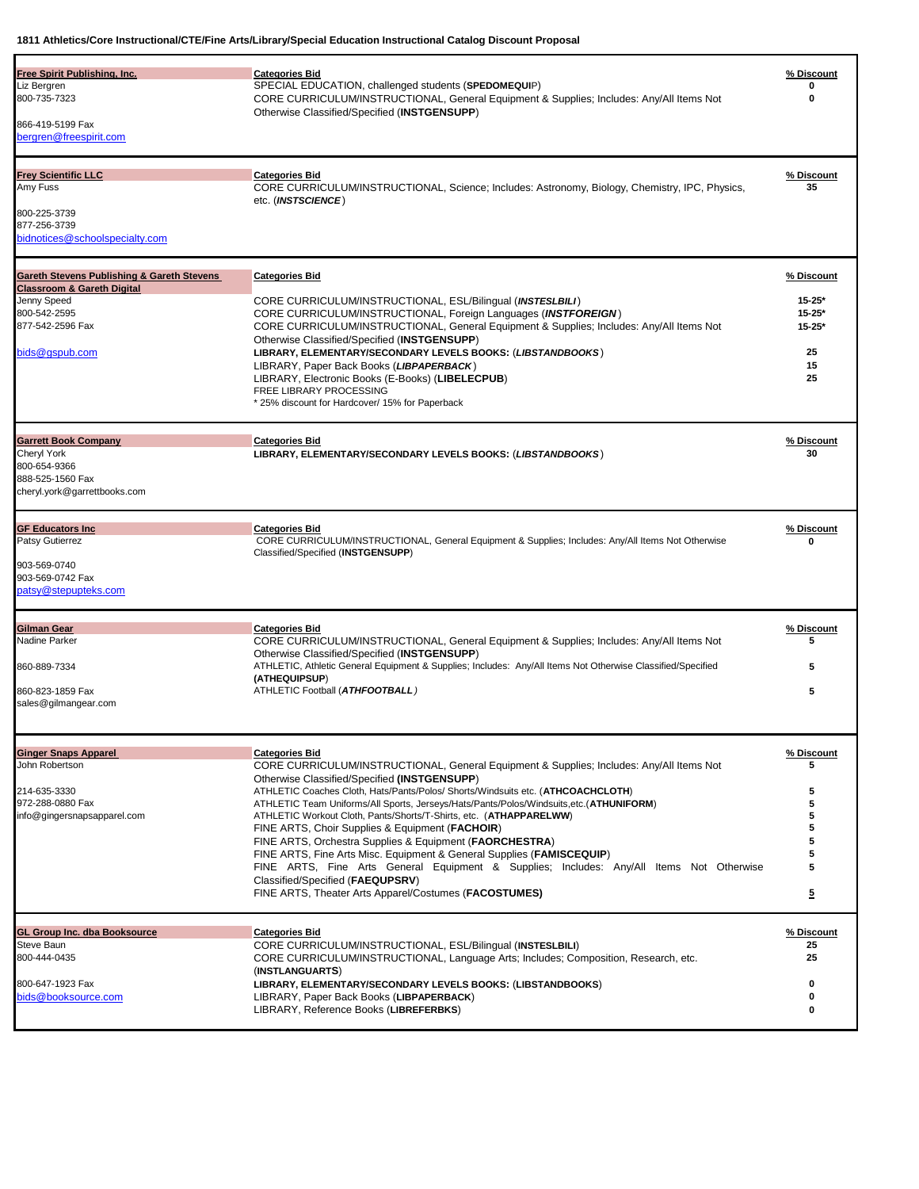**1811 Athletics/Core Instructional/CTE/Fine Arts/Library/Special Education Instructional Catalog Discount Proposal**

| Vendor | Categories Bid | % Discount |
|---|---|---|
| **Free Spirit Publishing, Inc.**<br>Liz Bergren<br>800-735-7323<br>866-419-5199 Fax<br>bergren@freespirit.com | SPECIAL EDUCATION, challenged students (**SPEDOMEQUI**P)<br>CORE CURRICULUM/INSTRUCTIONAL, General Equipment & Supplies; Includes: Any/All Items Not Otherwise Classified/Specified (**INSTGENSUPP**) | 0<br>0 |
| **Frey Scientific LLC**<br>Amy Fuss<br>800-225-3739<br>877-256-3739<br>bidnotices@schoolspecialty.com | CORE CURRICULUM/INSTRUCTIONAL, Science; Includes: Astronomy, Biology, Chemistry, IPC, Physics, etc. (***INSTSCIENCE***) | 35 |
| **Gareth Stevens Publishing & Gareth Stevens Classroom & Gareth Digital**<br>Jenny Speed<br>800-542-2595<br>877-542-2596 Fax<br>bids@gspub.com | CORE CURRICULUM/INSTRUCTIONAL, ESL/Bilingual (***INSTESLBILI***)<br>CORE CURRICULUM/INSTRUCTIONAL, Foreign Languages (***INSTFOREIGN***)<br>CORE CURRICULUM/INSTRUCTIONAL, General Equipment & Supplies; Includes: Any/All Items Not Otherwise Classified/Specified (**INSTGENSUPP**)<br>**LIBRARY, ELEMENTARY/SECONDARY LEVELS BOOKS: (*LIBSTANDBOOKS*)**<br>LIBRARY, Paper Back Books (***LIBPAPERBACK***)<br>LIBRARY, Electronic Books (E-Books) (**LIBELECPUB**)<br>FREE LIBRARY PROCESSING<br>* 25% discount for Hardcover/ 15% for Paperback | 15-25*<br>15-25*<br>15-25*<br>25<br>15<br>25 |
| **Garrett Book Company**<br>Cheryl York<br>800-654-9366<br>888-525-1560 Fax<br>cheryl.york@garrettbooks.com | **LIBRARY, ELEMENTARY/SECONDARY LEVELS BOOKS: (*LIBSTANDBOOKS*)** | 30 |
| **GF Educators Inc**<br>Patsy Gutierrez<br>903-569-0740<br>903-569-0742 Fax<br>patsy@stepupteks.com | CORE CURRICULUM/INSTRUCTIONAL, General Equipment & Supplies; Includes: Any/All Items Not Otherwise Classified/Specified (**INSTGENSUPP**) | 0 |
| **Gilman Gear**<br>Nadine Parker<br>860-889-7334<br>860-823-1859 Fax<br>sales@gilmangear.com | CORE CURRICULUM/INSTRUCTIONAL, General Equipment & Supplies; Includes: Any/All Items Not Otherwise Classified/Specified (**INSTGENSUPP**)<br>ATHLETIC, Athletic General Equipment & Supplies; Includes: Any/All Items Not Otherwise Classified/Specified (**ATHEQUIPSUP**)<br>ATHLETIC Football (***ATHFOOTBALL***) | 5<br>5<br>5 |
| **Ginger Snaps Apparel**<br>John Robertson<br>214-635-3330<br>972-288-0880 Fax<br>info@gingersnapsapparel.com | CORE CURRICULUM/INSTRUCTIONAL, General Equipment & Supplies; Includes: Any/All Items Not Otherwise Classified/Specified (**INSTGENSUPP**)<br>ATHLETIC Coaches Cloth, Hats/Pants/Polos/ Shorts/Windsuits etc. (**ATHCOACHCLOTH**)<br>ATHLETIC Team Uniforms/All Sports, Jerseys/Hats/Pants/Polos/Windsuits,etc.(**ATHUNIFORM**)<br>ATHLETIC Workout Cloth, Pants/Shorts/T-Shirts, etc. (**ATHAPPARELWW**)<br>FINE ARTS, Choir Supplies & Equipment (**FACHOIR**)<br>FINE ARTS, Orchestra Supplies & Equipment (**FAORCHESTRA**)<br>FINE ARTS, Fine Arts Misc. Equipment & General Supplies (**FAMISCEQUIP**)<br>FINE ARTS, Fine Arts General Equipment & Supplies; Includes: Any/All Items Not Otherwise Classified/Specified (**FAEQUPSRV**)<br>FINE ARTS, Theater Arts Apparel/Costumes (**FACOSTUMES**) | 5<br>5<br>5<br>5<br>5<br>5<br>5<br>5<br>5 |
| **GL Group Inc. dba Booksource**<br>Steve Baun<br>800-444-0435<br>800-647-1923 Fax<br>bids@booksource.com | CORE CURRICULUM/INSTRUCTIONAL, ESL/Bilingual (**INSTESLBILI**)<br>CORE CURRICULUM/INSTRUCTIONAL, Language Arts; Includes; Composition, Research, etc. (**INSTLANGUARTS**)<br>**LIBRARY, ELEMENTARY/SECONDARY LEVELS BOOKS: (LIBSTANDBOOKS)**<br>LIBRARY, Paper Back Books (**LIBPAPERBACK**)<br>LIBRARY, Reference Books (**LIBREFERBKS**) | 25<br>25<br>0<br>0<br>0 |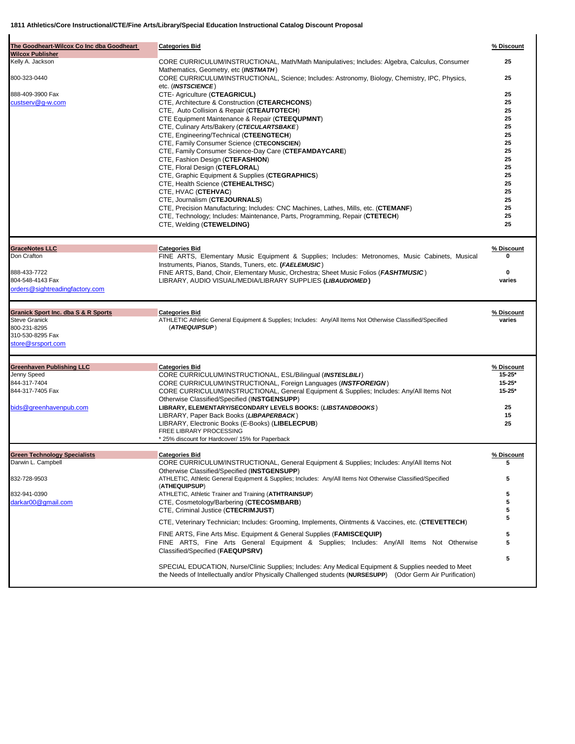**1811 Athletics/Core Instructional/CTE/Fine Arts/Library/Special Education Instructional Catalog Discount Proposal**

| Vendor | Categories Bid | % Discount |
|---|---|---|
| **The Goodheart-Wilcox Co Inc dba Goodheart Wilcox Publisher** | **Categories Bid** | **% Discount** |
| Kelly A. Jackson | CORE CURRICULUM/INSTRUCTIONAL, Math/Math Manipulatives; Includes: Algebra, Calculus, Consumer Mathematics, Geometry, etc (***INSTMATH***) | 25 |
| 800-323-0440 | CORE CURRICULUM/INSTRUCTIONAL, Science; Includes: Astronomy, Biology, Chemistry, IPC, Physics, etc. (***INSTSCIENCE***) | 25 |
| 888-409-3900 Fax | CTE- Agriculture (**CTEAGRICUL)** | 25 |
| custserv@g-w.com | CTE, Architecture & Construction (**CTEARCHCONS**) | 25 |
| | CTE, Auto Collision & Repair (**CTEAUTOTECH**) | 25 |
| | CTE Equipment Maintenance & Repair (**CTEEQUPMNT**) | 25 |
| | CTE, Culinary Arts/Bakery (***CTECULARTSBAKE***) | 25 |
| | CTE, Engineering/Technical (**CTEENGTECH**) | 25 |
| | CTE, Family Consumer Science (**CTECONSCIEN**) | 25 |
| | CTE, Family Consumer Science-Day Care (**CTEFAMDAYCARE**) | 25 |
| | CTE, Fashion Design (**CTEFASHION**) | 25 |
| | CTE, Floral Design (**CTEFLORAL**) | 25 |
| | CTE, Graphic Equipment & Supplies (**CTEGRAPHICS**) | 25 |
| | CTE, Health Science (**CTEHEALTHSC**) | 25 |
| | CTE, HVAC (**CTEHVAC**) | 25 |
| | CTE, Journalism (**CTEJOURNALS**) | 25 |
| | CTE, Precision Manufacturing; Includes: CNC Machines, Lathes, Mills, etc. (**CTEMANF**) | 25 |
| | CTE, Technology; Includes: Maintenance, Parts, Programming, Repair (**CTETECH**) | 25 |
| | CTE, Welding (**CTEWELDING)** | 25 |
| **GraceNotes LLC** | **Categories Bid** | **% Discount** |
| Don Crafton | FINE ARTS, Elementary Music Equipment & Supplies; Includes: Metronomes, Music Cabinets, Musical Instruments, Pianos, Stands, Tuners, etc. **(*FAELEMUSIC*)** | 0 |
| 888-433-7722 | FINE ARTS, Band, Choir, Elementary Music, Orchestra; Sheet Music Folios (***FASHTMUSIC***) | 0 |
| 804-548-4143 Fax | LIBRARY, AUDIO VISUAL/MEDIA/LIBRARY SUPPLIES **(*LIBAUDIOMED*)** | varies |
| orders@sightreadingfactory.com | | |
| **Granick Sport Inc. dba S & R Sports** | **Categories Bid** | **% Discount** |
| Steve Granick | ATHLETIC Athletic General Equipment & Supplies; Includes: Any/All Items Not Otherwise Classified/Specified (***ATHEQUIPSUP***) | varies |
| 800-231-8295 | | |
| 310-530-8295 Fax | | |
| store@srsport.com | | |
| **Greenhaven Publishing LLC** | **Categories Bid** | **% Discount** |
| Jenny Speed | CORE CURRICULUM/INSTRUCTIONAL, ESL/Bilingual (***INSTESLBILI***) | 15-25* |
| 844-317-7404 | CORE CURRICULUM/INSTRUCTIONAL, Foreign Languages (***INSTFOREIGN***) | 15-25* |
| 844-317-7405 Fax | CORE CURRICULUM/INSTRUCTIONAL, General Equipment & Supplies; Includes: Any/All Items Not Otherwise Classified/Specified (I**NSTGENSUPP**) | 15-25* |
| bids@greenhavenpub.com | **LIBRARY, ELEMENTARY/SECONDARY LEVELS BOOKS:** (***LIBSTANDBOOKS***) | 25 |
| | LIBRARY, Paper Back Books (***LIBPAPERBACK***) | 15 |
| | LIBRARY, Electronic Books (E-Books) (**LIBELECPUB**) | 25 |
| | FREE LIBRARY PROCESSING | |
| | * 25% discount for Hardcover/ 15% for Paperback | |
| **Green Technology Specialists** | **Categories Bid** | **% Discount** |
| Darwin L. Campbell | CORE CURRICULUM/INSTRUCTIONAL, General Equipment & Supplies; Includes: Any/All Items Not Otherwise Classified/Specified (**INSTGENSUPP**) | 5 |
| 832-728-9503 | ATHLETIC, Athletic General Equipment & Supplies; Includes: Any/All Items Not Otherwise Classified/Specified (**ATHEQUIPSUP**) | 5 |
| 832-941-0390 | ATHLETIC, Athletic Trainer and Training (**ATHTRAINSUP**) | 5 |
| darkar00@gmail.com | CTE, Cosmetology/Barbering (**CTECOSMBARB**) | 5 |
| | CTE, Criminal Justice (**CTECRIMJUST**) | 5 |
| | CTE, Veterinary Technician; Includes: Grooming, Implements, Ointments & Vaccines, etc. (**CTEVETTECH**) | 5 |
| | FINE ARTS, Fine Arts Misc. Equipment & General Supplies (**FAMISCEQUIP)** | 5 |
| | FINE ARTS, Fine Arts General Equipment & Supplies; Includes: Any/All Items Not Otherwise Classified/Specified (**FAEQUPSRV)** | 5 |
| | SPECIAL EDUCATION, Nurse/Clinic Supplies; Includes: Any Medical Equipment & Supplies needed to Meet the Needs of Intellectually and/or Physically Challenged students (**NURSESUPP**) (Odor Germ Air Purification) | 5 |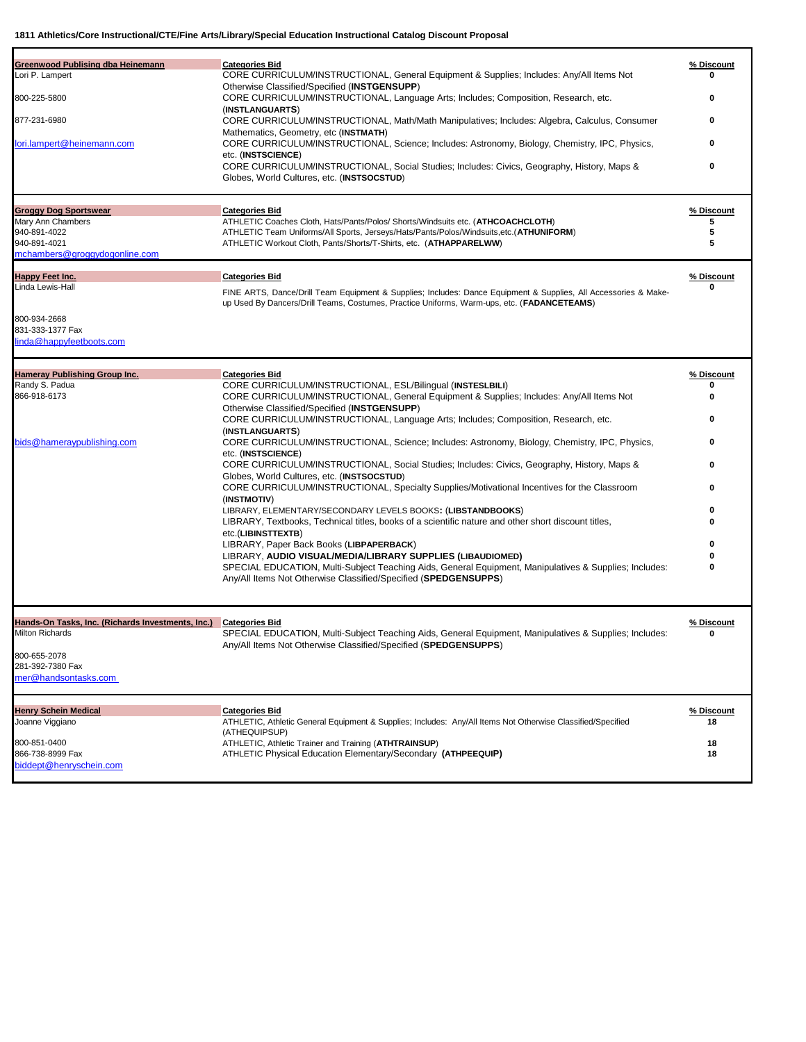**1811 Athletics/Core Instructional/CTE/Fine Arts/Library/Special Education Instructional Catalog Discount Proposal**

| Vendor | Categories Bid | % Discount |
|---|---|---|
| **Greenwood Publising dba Heinemann** | CORE CURRICULUM/INSTRUCTIONAL, General Equipment & Supplies; Includes: Any/All Items Not Otherwise Classified/Specified (**INSTGENSUPP**) | 0 |
| Lori P. Lampert | CORE CURRICULUM/INSTRUCTIONAL, Language Arts; Includes; Composition, Research, etc. (**INSTLANGUARTS**) | 0 |
| 800-225-5800 | CORE CURRICULUM/INSTRUCTIONAL, Math/Math Manipulatives; Includes: Algebra, Calculus, Consumer Mathematics, Geometry, etc (**INSTMATH**) | 0 |
| 877-231-6980 | CORE CURRICULUM/INSTRUCTIONAL, Science; Includes: Astronomy, Biology, Chemistry, IPC, Physics, etc. (**INSTSCIENCE**) | 0 |
| lori.lampert@heinemann.com | CORE CURRICULUM/INSTRUCTIONAL, Social Studies; Includes: Civics, Geography, History, Maps & Globes, World Cultures, etc. (**INSTSOCSTUD**) | 0 |

| Vendor | Categories Bid | % Discount |
|---|---|---|
| **Groggy Dog Sportswear** | ATHLETIC Coaches Cloth, Hats/Pants/Polos/ Shorts/Windsuits etc. (**ATHCOACHCLOTH**) | 5 |
| Mary Ann Chambers | ATHLETIC Team Uniforms/All Sports, Jerseys/Hats/Pants/Polos/Windsuits,etc.(**ATHUNIFORM**) | 5 |
| 940-891-4022 | ATHLETIC Workout Cloth, Pants/Shorts/T-Shirts, etc. (**ATHAPPARELWW**) | 5 |
| 940-891-4021 | | |
| mchambers@groggydogonline.com | | |

| Vendor | Categories Bid | % Discount |
|---|---|---|
| **Happy Feet Inc.** | FINE ARTS, Dance/Drill Team Equipment & Supplies; Includes: Dance Equipment & Supplies, All Accessories & Make-up Used By Dancers/Drill Teams, Costumes, Practice Uniforms, Warm-ups, etc. (**FADANCETEAMS**) | 0 |
| Linda Lewis-Hall | | |
| 800-934-2668 | | |
| 831-333-1377 Fax | | |
| linda@happyfeetboots.com | | |

| Vendor | Categories Bid | % Discount |
|---|---|---|
| **Hameray Publishing Group Inc.** | CORE CURRICULUM/INSTRUCTIONAL, ESL/Bilingual (**INSTESLBILI**) | 0 |
| Randy S. Padua | CORE CURRICULUM/INSTRUCTIONAL, General Equipment & Supplies; Includes: Any/All Items Not Otherwise Classified/Specified (**INSTGENSUPP**) | 0 |
| 866-918-6173 | CORE CURRICULUM/INSTRUCTIONAL, Language Arts; Includes; Composition, Research, etc. (**INSTLANGUARTS**) | 0 |
| bids@hameraypublishing.com | CORE CURRICULUM/INSTRUCTIONAL, Science; Includes: Astronomy, Biology, Chemistry, IPC, Physics, etc. (**INSTSCIENCE**) | 0 |
| | CORE CURRICULUM/INSTRUCTIONAL, Social Studies; Includes: Civics, Geography, History, Maps & Globes, World Cultures, etc. (**INSTSOCSTUD**) | 0 |
| | CORE CURRICULUM/INSTRUCTIONAL, Specialty Supplies/Motivational Incentives for the Classroom (**INSTMOTIV**) | 0 |
| | LIBRARY, ELEMENTARY/SECONDARY LEVELS BOOKS**:** (**LIBSTANDBOOKS**) | 0 |
| | LIBRARY, Textbooks, Technical titles, books of a scientific nature and other short discount titles, etc.(**LIBINSTTEXTB**) | 0 |
| | LIBRARY, Paper Back Books (**LIBPAPERBACK**) | 0 |
| | LIBRARY, **AUDIO VISUAL/MEDIA/LIBRARY SUPPLIES (LIBAUDIOMED)** | 0 |
| | SPECIAL EDUCATION, Multi-Subject Teaching Aids, General Equipment, Manipulatives & Supplies; Includes: Any/All Items Not Otherwise Classified/Specified (**SPEDGENSUPPS**) | 0 |

| Vendor | Categories Bid | % Discount |
|---|---|---|
| **Hands-On Tasks, Inc. (Richards Investments, Inc.)** | SPECIAL EDUCATION, Multi-Subject Teaching Aids, General Equipment, Manipulatives & Supplies; Includes: Any/All Items Not Otherwise Classified/Specified (**SPEDGENSUPPS**) | 0 |
| Milton Richards | | |
| 800-655-2078 | | |
| 281-392-7380 Fax | | |
| mer@handsontasks.com | | |

| Vendor | Categories Bid | % Discount |
|---|---|---|
| **Henry Schein Medical** | ATHLETIC, Athletic General Equipment & Supplies; Includes: Any/All Items Not Otherwise Classified/Specified (ATHEQUIPSUP) | 18 |
| Joanne Viggiano | ATHLETIC, Athletic Trainer and Training (**ATHTRAINSUP**) | 18 |
| 800-851-0400 | ATHLETIC Physical Education Elementary/Secondary **(ATHPEEQUIP)** | 18 |
| 866-738-8999 Fax | | |
| biddept@henryschein.com | | |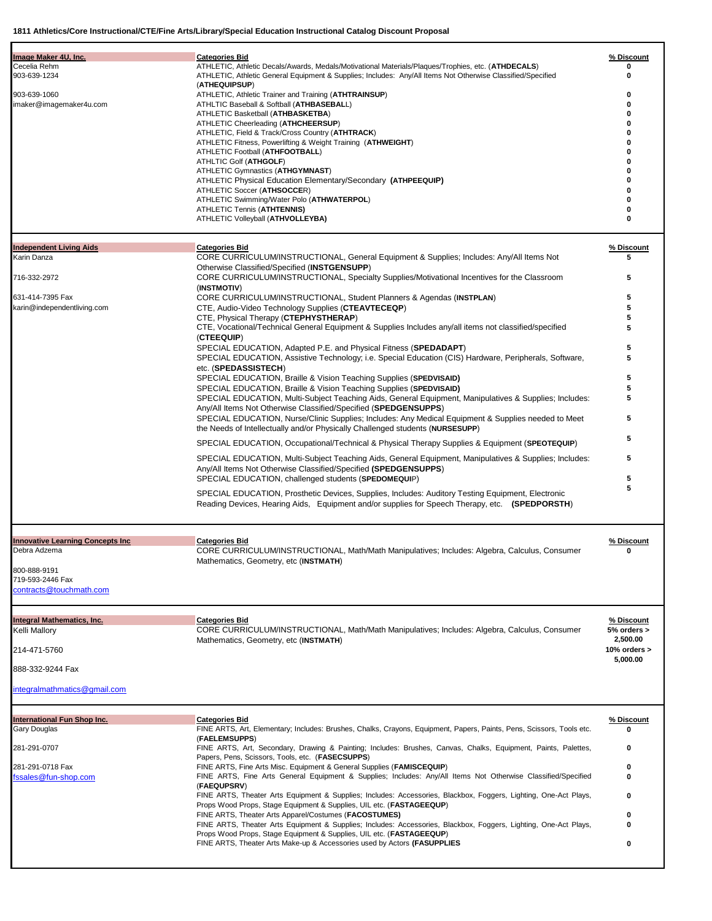# 1811 Athletics/Core Instructional/CTE/Fine Arts/Library/Special Education Instructional Catalog Discount Proposal

| Vendor | Categories Bid | % Discount |
|---|---|---|
| **Image Maker 4U, Inc.** | **Categories Bid** | **% Discount** |
| Cecelia Rehm | ATHLETIC, Athletic Decals/Awards, Medals/Motivational Materials/Plaques/Trophies, etc. (**ATHDECALS**) | 0 |
| 903-639-1234 | ATHLETIC, Athletic General Equipment & Supplies; Includes: Any/All Items Not Otherwise Classified/Specified (**ATHEQUIPSUP**) | 0 |
| 903-639-1060 | ATHLETIC, Athletic Trainer and Training (**ATHTRAINSUP**) | 0 |
| imaker@imagemaker4u.com | ATHLTIC Baseball & Softball (**ATHBASEBALL**) | 0 |
| | ATHLETIC Basketball (**ATHBASKETBA**) | 0 |
| | ATHLETIC Cheerleading (**ATHCHEERSUP**) | 0 |
| | ATHLETIC, Field & Track/Cross Country (**ATHTRACK**) | 0 |
| | ATHLETIC Fitness, Powerlifting & Weight Training (**ATHWEIGHT**) | 0 |
| | ATHLETIC Football (**ATHFOOTBALL**) | 0 |
| | ATHLTIC Golf (**ATHGOLF**) | 0 |
| | ATHLETIC Gymnastics (**ATHGYMNAST**) | 0 |
| | ATHLETIC Physical Education Elementary/Secondary (**ATHPEEQUIP**) | 0 |
| | ATHLETIC Soccer (**ATHSOCCE**R) | 0 |
| | ATHLETIC Swimming/Water Polo (**ATHWATERPOL**) | 0 |
| | ATHLETIC Tennis (**ATHTENNIS**) | 0 |
| | ATHLETIC Volleyball (**ATHVOLLEYBA**) | 0 |
| **Independent Living Aids** | **Categories Bid** | **% Discount** |
| Karin Danza | CORE CURRICULUM/INSTRUCTIONAL, General Equipment & Supplies; Includes: Any/All Items Not Otherwise Classified/Specified (**INSTGENSUPP**) | 5 |
| 716-332-2972 | CORE CURRICULUM/INSTRUCTIONAL, Specialty Supplies/Motivational Incentives for the Classroom (**INSTMOTIV**) | 5 |
| 631-414-7395 Fax | CORE CURRICULUM/INSTRUCTIONAL, Student Planners & Agendas (**INSTPLAN**) | 5 |
| karin@independentliving.com | CTE, Audio-Video Technology Supplies (**CTEAVTECEQP**) | 5 |
| | CTE, Physical Therapy (**CTEPHYSTHERAP**) | 5 |
| | CTE, Vocational/Technical General Equipment & Supplies Includes any/all items not classified/specified (**CTEEQUIP**) | 5 |
| | SPECIAL EDUCATION, Adapted P.E. and Physical Fitness (**SPEDADAPT**) | 5 |
| | SPECIAL EDUCATION, Assistive Technology; i.e. Special Education (CIS) Hardware, Peripherals, Software, etc. (**SPEDASSISTECH**) | 5 |
| | SPECIAL EDUCATION, Braille & Vision Teaching Supplies (**SPEDVISAID**) | 5 |
| | SPECIAL EDUCATION, Braille & Vision Teaching Supplies (**SPEDVISAID**) | 5 |
| | SPECIAL EDUCATION, Multi-Subject Teaching Aids, General Equipment, Manipulatives & Supplies; Includes: Any/All Items Not Otherwise Classified/Specified (**SPEDGENSUPPS**) | 5 |
| | SPECIAL EDUCATION, Nurse/Clinic Supplies; Includes: Any Medical Equipment & Supplies needed to Meet the Needs of Intellectually and/or Physically Challenged students (**NURSESUPP**) | 5 |
| | SPECIAL EDUCATION, Occupational/Technical & Physical Therapy Supplies & Equipment (**SPEOTEQUIP**) | 5 |
| | SPECIAL EDUCATION, Multi-Subject Teaching Aids, General Equipment, Manipulatives & Supplies; Includes: Any/All Items Not Otherwise Classified/Specified (**SPEDGENSUPPS**) | 5 |
| | SPECIAL EDUCATION, challenged students (**SPEDOMEQUI**P) | 5 |
| | SPECIAL EDUCATION, Prosthetic Devices, Supplies, Includes: Auditory Testing Equipment, Electronic Reading Devices, Hearing Aids, Equipment and/or supplies for Speech Therapy, etc. (**SPEDPORSTH**) | 5 |
| **Innovative Learning Concepts Inc** | **Categories Bid** | **% Discount** |
| Debra Adzema | CORE CURRICULUM/INSTRUCTIONAL, Math/Math Manipulatives; Includes: Algebra, Calculus, Consumer Mathematics, Geometry, etc (**INSTMATH**) | 0 |
| 800-888-9191 | | |
| 719-593-2446 Fax | | |
| contracts@touchmath.com | | |
| **Integral Mathematics, Inc.** | **Categories Bid** | **% Discount** |
| Kelli Mallory | CORE CURRICULUM/INSTRUCTIONAL, Math/Math Manipulatives; Includes: Algebra, Calculus, Consumer Mathematics, Geometry, etc (**INSTMATH**) | 5% orders > 2,500.00; 10% orders > 5,000.00 |
| 214-471-5760 | | |
| 888-332-9244 Fax | | |
| integralmathmatics@gmail.com | | |
| **International Fun Shop Inc.** | **Categories Bid** | **% Discount** |
| Gary Douglas | FINE ARTS, Art, Elementary; Includes: Brushes, Chalks, Crayons, Equipment, Papers, Paints, Pens, Scissors, Tools etc. (**FAELEMSUPPS**) | 0 |
| 281-291-0707 | FINE ARTS, Art, Secondary, Drawing & Painting; Includes: Brushes, Canvas, Chalks, Equipment, Paints, Palettes, Papers, Pens, Scissors, Tools, etc. (**FASECSUPPS**) | 0 |
| 281-291-0718 Fax | FINE ARTS, Fine Arts Misc. Equipment & General Supplies (**FAMISCEQUIP**) | 0 |
| fssales@fun-shop.com | FINE ARTS, Fine Arts General Equipment & Supplies; Includes: Any/All Items Not Otherwise Classified/Specified (**FAEQUPSRV**) | 0 |
| | FINE ARTS, Theater Arts Equipment & Supplies; Includes: Accessories, Blackbox, Foggers, Lighting, One-Act Plays, Props Wood Props, Stage Equipment & Supplies, UIL etc. (**FASTAGEEQUP**) | 0 |
| | FINE ARTS, Theater Arts Apparel/Costumes (**FACOSTUMES**) | 0 |
| | FINE ARTS, Theater Arts Equipment & Supplies; Includes: Accessories, Blackbox, Foggers, Lighting, One-Act Plays, Props Wood Props, Stage Equipment & Supplies, UIL etc. (**FASTAGEEQUP**) | 0 |
| | FINE ARTS, Theater Arts Make-up & Accessories used by Actors (**FASUPPLIES** | 0 |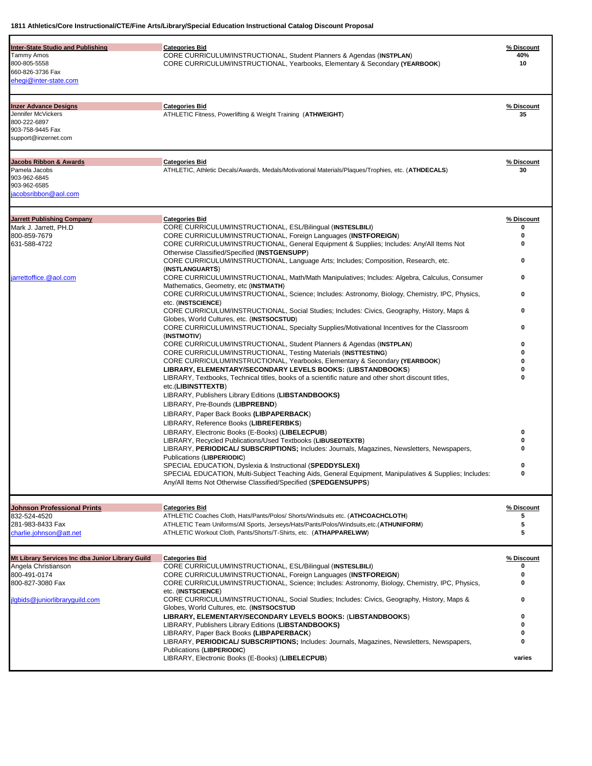**1811 Athletics/Core Instructional/CTE/Fine Arts/Library/Special Education Instructional Catalog Discount Proposal**

| Vendor | Categories Bid | % Discount |
|---|---|---|
| **Inter-State Studio and Publishing**<br>Tammy Amos<br>800-805-5558<br>660-826-3736 Fax<br>ehegi@inter-state.com | CORE CURRICULUM/INSTRUCTIONAL, Student Planners & Agendas (**INSTPLAN**)<br>CORE CURRICULUM/INSTRUCTIONAL, Yearbooks, Elementary & Secondary (**YEARBOOK**) | 40%<br>10 |
| **Inzer Advance Designs**<br>Jennifer McVickers<br>800-222-6897<br>903-758-9445 Fax<br>support@inzernet.com | ATHLETIC Fitness, Powerlifting & Weight Training (**ATHWEIGHT**) | 35 |
| **Jacobs Ribbon & Awards**<br>Pamela Jacobs<br>903-962-6845<br>903-962-6585<br>jacobsribbon@aol.com | ATHLETIC, Athletic Decals/Awards, Medals/Motivational Materials/Plaques/Trophies, etc. (**ATHDECALS**) | 30 |
| **Jarrett Publishing Company**<br>Mark J. Jarrett, PH.D<br>800-859-7679<br>631-588-4722<br>jarrettoffice.@aol.com | CORE CURRICULUM/INSTRUCTIONAL, ESL/Bilingual (**INSTESLBILI**) | 0 |
| | CORE CURRICULUM/INSTRUCTIONAL, Foreign Languages (**INSTFOREIGN**) | 0 |
| | CORE CURRICULUM/INSTRUCTIONAL, General Equipment & Supplies; Includes: Any/All Items Not Otherwise Classified/Specified (**INSTGENSUPP**) | 0 |
| | CORE CURRICULUM/INSTRUCTIONAL, Language Arts; Includes; Composition, Research, etc. (**INSTLANGUARTS**) | 0 |
| | CORE CURRICULUM/INSTRUCTIONAL, Math/Math Manipulatives; Includes: Algebra, Calculus, Consumer Mathematics, Geometry, etc (**INSTMATH**) | 0 |
| | CORE CURRICULUM/INSTRUCTIONAL, Science; Includes: Astronomy, Biology, Chemistry, IPC, Physics, etc. (**INSTSCIENCE**) | 0 |
| | CORE CURRICULUM/INSTRUCTIONAL, Social Studies; Includes: Civics, Geography, History, Maps & Globes, World Cultures, etc. (**INSTSOCSTUD**) | 0 |
| | CORE CURRICULUM/INSTRUCTIONAL, Specialty Supplies/Motivational Incentives for the Classroom (**INSTMOTIV**) | 0 |
| | CORE CURRICULUM/INSTRUCTIONAL, Student Planners & Agendas (**INSTPLAN**) | 0 |
| | CORE CURRICULUM/INSTRUCTIONAL, Testing Materials (**INSTTESTING**) | 0 |
| | CORE CURRICULUM/INSTRUCTIONAL, Yearbooks, Elementary & Secondary (**YEARBOOK**) | 0 |
| | **LIBRARY, ELEMENTARY/SECONDARY LEVELS BOOKS:** (**LIBSTANDBOOKS**) | 0 |
| | LIBRARY, Textbooks, Technical titles, books of a scientific nature and other short discount titles, etc.(**LIBINSTTEXTB**) | 0 |
| | LIBRARY, Publishers Library Editions (**LIBSTANDBOOKS)** | |
| | LIBRARY, Pre-Bounds (**LIBPREBND**) | |
| | LIBRARY, Paper Back Books **(LIBPAPERBACK**) | |
| | LIBRARY, Reference Books (**LIBREFERBKS**) | |
| | LIBRARY, Electronic Books (E-Books) (**LIBELECPUB**) | 0 |
| | LIBRARY, Recycled Publications/Used Textbooks (**LIBUSEDTEXTB**) | 0 |
| | LIBRARY, **PERIODICAL/ SUBSCRIPTIONS;** Includes: Journals, Magazines, Newsletters, Newspapers, Publications (**LIBPERIODIC**) | 0 |
| | SPECIAL EDUCATION, Dyslexia & Instructional (**SPEDDYSLEXI)** | 0 |
| | SPECIAL EDUCATION, Multi-Subject Teaching Aids, General Equipment, Manipulatives & Supplies; Includes: Any/All Items Not Otherwise Classified/Specified (**SPEDGENSUPPS**) | 0 |
| **Johnson Professional Prints**<br>832-524-4520<br>281-983-8433 Fax<br>charlie.johnson@att.net | ATHLETIC Coaches Cloth, Hats/Pants/Polos/ Shorts/Windsuits etc. (**ATHCOACHCLOTH**) | 5 |
| | ATHLETIC Team Uniforms/All Sports, Jerseys/Hats/Pants/Polos/Windsuits,etc.(**ATHUNIFORM**) | 5 |
| | ATHLETIC Workout Cloth, Pants/Shorts/T-Shirts, etc. (**ATHAPPARELWW**) | 5 |
| **Mt Library Services Inc dba Junior Library Guild**<br>Angela Christianson<br>800-491-0174<br>800-827-3080 Fax<br>jlgbids@juniorlibraryguild.com | CORE CURRICULUM/INSTRUCTIONAL, ESL/Bilingual (**INSTESLBILI**) | 0 |
| | CORE CURRICULUM/INSTRUCTIONAL, Foreign Languages (**INSTFOREIGN**) | 0 |
| | CORE CURRICULUM/INSTRUCTIONAL, Science; Includes: Astronomy, Biology, Chemistry, IPC, Physics, etc. (**INSTSCIENCE**) | 0 |
| | CORE CURRICULUM/INSTRUCTIONAL, Social Studies; Includes: Civics, Geography, History, Maps & Globes, World Cultures, etc. (**INSTSOCSTUD** | 0 |
| | **LIBRARY, ELEMENTARY/SECONDARY LEVELS BOOKS:** (**LIBSTANDBOOKS**) | 0 |
| | LIBRARY, Publishers Library Editions (**LIBSTANDBOOKS)** | 0 |
| | LIBRARY, Paper Back Books **(LIBPAPERBACK**) | 0 |
| | LIBRARY, **PERIODICAL/ SUBSCRIPTIONS;** Includes: Journals, Magazines, Newsletters, Newspapers, Publications (**LIBPERIODIC**) | 0 |
| | LIBRARY, Electronic Books (E-Books) (**LIBELECPUB**) | varies |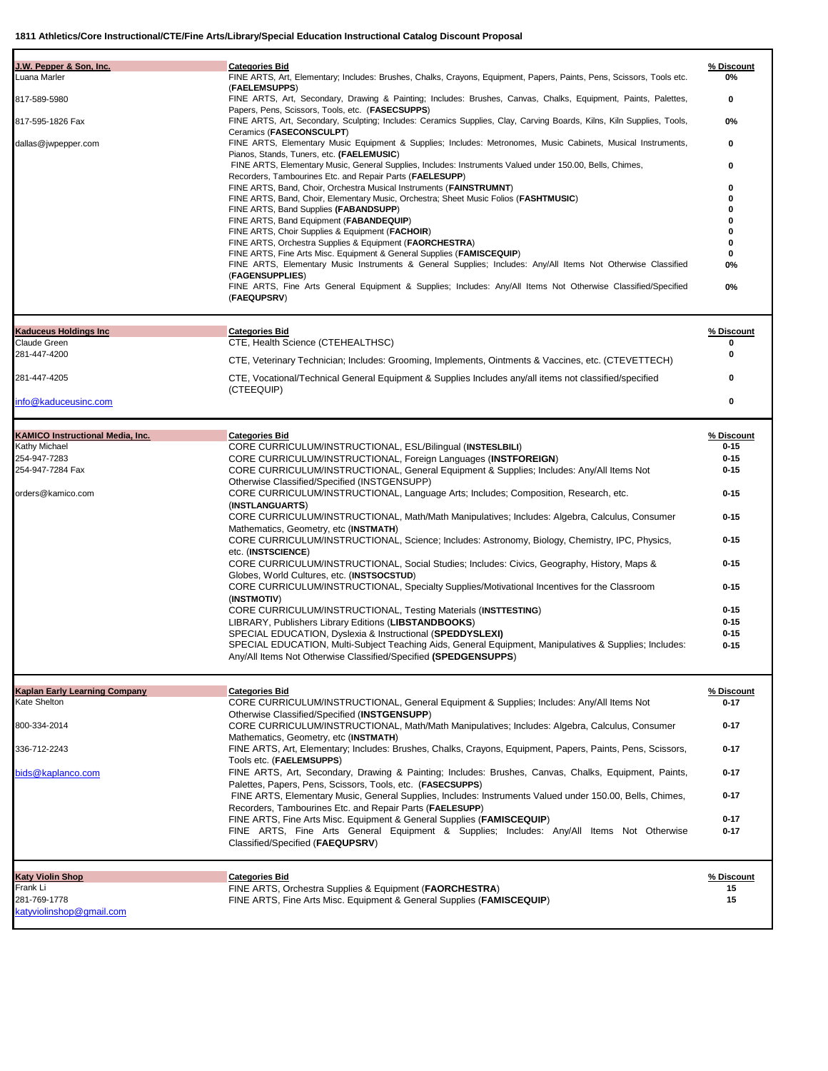**1811 Athletics/Core Instructional/CTE/Fine Arts/Library/Special Education Instructional Catalog Discount Proposal**

| Vendor | Categories Bid | % Discount |
|---|---|---|
| **J.W. Pepper & Son, Inc.**<br>Luana Marler<br>817-589-5980<br>817-595-1826 Fax<br>dallas@jwpepper.com | FINE ARTS, Art, Elementary; Includes: Brushes, Chalks, Crayons, Equipment, Papers, Paints, Pens, Scissors, Tools etc. (**FAELEMSUPPS**) | 0% |
| | FINE ARTS, Art, Secondary, Drawing & Painting; Includes: Brushes, Canvas, Chalks, Equipment, Paints, Palettes, Papers, Pens, Scissors, Tools, etc. (**FASECSUPPS**) | 0 |
| | FINE ARTS, Art, Secondary, Sculpting; Includes: Ceramics Supplies, Clay, Carving Boards, Kilns, Kiln Supplies, Tools, Ceramics (**FASECONSCULPT**) | 0% |
| | FINE ARTS, Elementary Music Equipment & Supplies; Includes: Metronomes, Music Cabinets, Musical Instruments, Pianos, Stands, Tuners, etc. (**FAELEMUSIC**) | 0 |
| | FINE ARTS, Elementary Music, General Supplies, Includes: Instruments Valued under 150.00, Bells, Chimes, Recorders, Tambourines Etc. and Repair Parts (**FAELESUPP**) | 0 |
| | FINE ARTS, Band, Choir, Orchestra Musical Instruments (**FAINSTRUMNT**) | 0 |
| | FINE ARTS, Band, Choir, Elementary Music, Orchestra; Sheet Music Folios (**FASHTMUSIC**) | 0 |
| | FINE ARTS, Band Supplies (**FABANDSUPP**) | 0 |
| | FINE ARTS, Band Equipment (**FABANDEQUIP**) | 0 |
| | FINE ARTS, Choir Supplies & Equipment (**FACHOIR**) | 0 |
| | FINE ARTS, Orchestra Supplies & Equipment (**FAORCHESTRA**) | 0 |
| | FINE ARTS, Fine Arts Misc. Equipment & General Supplies (**FAMISCEQUIP**) | 0 |
| | FINE ARTS, Elementary Music Instruments & General Supplies; Includes: Any/All Items Not Otherwise Classified (**FAGENSUPPLIES**) | 0% |
| | FINE ARTS, Fine Arts General Equipment & Supplies; Includes: Any/All Items Not Otherwise Classified/Specified (**FAEQUPSRV**) | 0% |
| **Kaduceus Holdings Inc**<br>Claude Green<br>281-447-4200<br>281-447-4205<br>info@kaduceusinc.com | CTE, Health Science (CTEHEALTHSC) | 0 |
| | CTE, Veterinary Technician; Includes: Grooming, Implements, Ointments & Vaccines, etc. (CTEVETTECH) | 0 |
| | CTE, Vocational/Technical General Equipment & Supplies Includes any/all items not classified/specified (CTEEQUIP) | 0 |
| | | 0 |
| **KAMICO Instructional Media, Inc.**<br>Kathy Michael<br>254-947-7283<br>254-947-7284 Fax<br>orders@kamico.com | CORE CURRICULUM/INSTRUCTIONAL, ESL/Bilingual (**INSTESLBILI**) | 0-15 |
| | CORE CURRICULUM/INSTRUCTIONAL, Foreign Languages (**INSTFOREIGN**) | 0-15 |
| | CORE CURRICULUM/INSTRUCTIONAL, General Equipment & Supplies; Includes: Any/All Items Not Otherwise Classified/Specified (INSTGENSUPP) | 0-15 |
| | CORE CURRICULUM/INSTRUCTIONAL, Language Arts; Includes; Composition, Research, etc. (**INSTLANGUARTS**) | 0-15 |
| | CORE CURRICULUM/INSTRUCTIONAL, Math/Math Manipulatives; Includes: Algebra, Calculus, Consumer Mathematics, Geometry, etc (**INSTMATH**) | 0-15 |
| | CORE CURRICULUM/INSTRUCTIONAL, Science; Includes: Astronomy, Biology, Chemistry, IPC, Physics, etc. (**INSTSCIENCE**) | 0-15 |
| | CORE CURRICULUM/INSTRUCTIONAL, Social Studies; Includes: Civics, Geography, History, Maps & Globes, World Cultures, etc. (**INSTSOCSTUD**) | 0-15 |
| | CORE CURRICULUM/INSTRUCTIONAL, Specialty Supplies/Motivational Incentives for the Classroom (**INSTMOTIV**) | 0-15 |
| | CORE CURRICULUM/INSTRUCTIONAL, Testing Materials (**INSTTESTING**) | 0-15 |
| | LIBRARY, Publishers Library Editions (**LIBSTANDBOOKS**) | 0-15 |
| | SPECIAL EDUCATION, Dyslexia & Instructional (**SPEDDYSLEXI**) | 0-15 |
| | SPECIAL EDUCATION, Multi-Subject Teaching Aids, General Equipment, Manipulatives & Supplies; Includes: Any/All Items Not Otherwise Classified/Specified (**SPEDGENSUPPS**) | 0-15 |
| **Kaplan Early Learning Company**<br>Kate Shelton<br>800-334-2014<br>336-712-2243<br>bids@kaplanco.com | CORE CURRICULUM/INSTRUCTIONAL, General Equipment & Supplies; Includes: Any/All Items Not Otherwise Classified/Specified (**INSTGENSUPP**) | 0-17 |
| | CORE CURRICULUM/INSTRUCTIONAL, Math/Math Manipulatives; Includes: Algebra, Calculus, Consumer Mathematics, Geometry, etc (**INSTMATH**) | 0-17 |
| | FINE ARTS, Art, Elementary; Includes: Brushes, Chalks, Crayons, Equipment, Papers, Paints, Pens, Scissors, Tools etc. (**FAELEMSUPPS**) | 0-17 |
| | FINE ARTS, Art, Secondary, Drawing & Painting; Includes: Brushes, Canvas, Chalks, Equipment, Paints, Palettes, Papers, Pens, Scissors, Tools, etc. (**FASECSUPPS**) | 0-17 |
| | FINE ARTS, Elementary Music, General Supplies, Includes: Instruments Valued under 150.00, Bells, Chimes, Recorders, Tambourines Etc. and Repair Parts (**FAELESUPP**) | 0-17 |
| | FINE ARTS, Fine Arts Misc. Equipment & General Supplies (**FAMISCEQUIP**) | 0-17 |
| | FINE ARTS, Fine Arts General Equipment & Supplies; Includes: Any/All Items Not Otherwise Classified/Specified (**FAEQUPSRV**) | 0-17 |
| **Katy Violin Shop**<br>Frank Li<br>281-769-1778<br>katyviolinshop@gmail.com | FINE ARTS, Orchestra Supplies & Equipment (**FAORCHESTRA**) | 15 |
| | FINE ARTS, Fine Arts Misc. Equipment & General Supplies (**FAMISCEQUIP**) | 15 |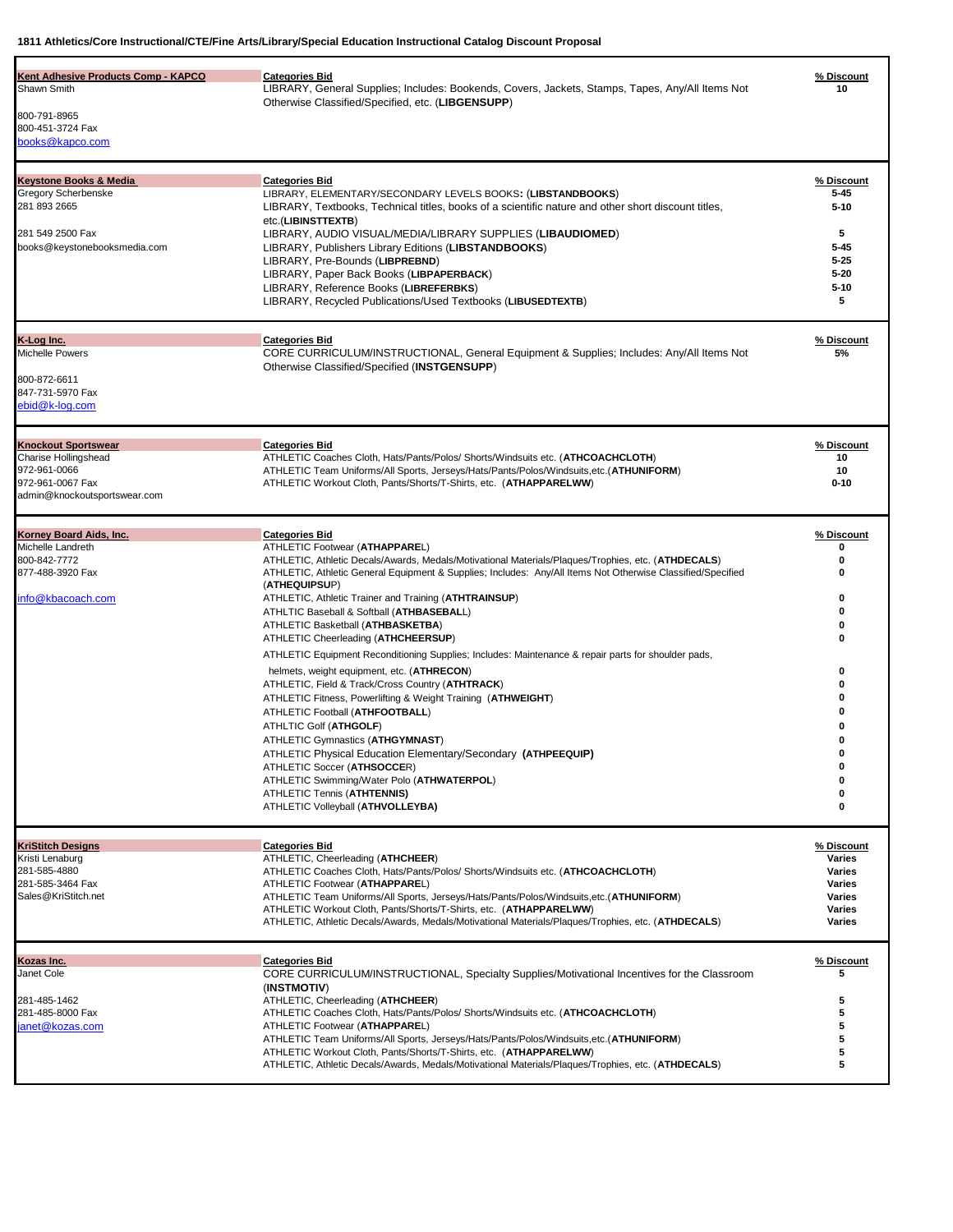**1811 Athletics/Core Instructional/CTE/Fine Arts/Library/Special Education Instructional Catalog Discount Proposal**

| Vendor | Categories Bid | % Discount |
|---|---|---|
| **Kent Adhesive Products Comp - KAPCO**<br>Shawn Smith<br>800-791-8965<br>800-451-3724 Fax<br>books@kapco.com | LIBRARY, General Supplies; Includes: Bookends, Covers, Jackets, Stamps, Tapes, Any/All Items Not Otherwise Classified/Specified, etc. (**LIBGENSUPP**) | 10 |
| **Keystone Books & Media**<br>Gregory Scherbenske<br>281 893 2665<br>281 549 2500 Fax<br>books@keystonebooksmedia.com | LIBRARY, ELEMENTARY/SECONDARY LEVELS BOOKS: (**LIBSTANDBOOKS**) | 5-45 |
| | LIBRARY, Textbooks, Technical titles, books of a scientific nature and other short discount titles, etc.(**LIBINSTTEXTB**) | 5-10 |
| | LIBRARY, AUDIO VISUAL/MEDIA/LIBRARY SUPPLIES (**LIBAUDIOMED**) | 5 |
| | LIBRARY, Publishers Library Editions (**LIBSTANDBOOKS**) | 5-45 |
| | LIBRARY, Pre-Bounds (**LIBPREBND**) | 5-25 |
| | LIBRARY, Paper Back Books (**LIBPAPERBACK**) | 5-20 |
| | LIBRARY, Reference Books (**LIBREFERBKS**) | 5-10 |
| | LIBRARY, Recycled Publications/Used Textbooks (**LIBUSEDTEXTB**) | 5 |
| **K-Log Inc.**<br>Michelle Powers<br>800-872-6611<br>847-731-5970 Fax<br>ebid@k-log.com | CORE CURRICULUM/INSTRUCTIONAL, General Equipment & Supplies; Includes: Any/All Items Not Otherwise Classified/Specified (**INSTGENSUPP**) | 5% |
| **Knockout Sportswear**<br>Charise Hollingshead<br>972-961-0066<br>972-961-0067 Fax<br>admin@knockoutsportswear.com | ATHLETIC Coaches Cloth, Hats/Pants/Polos/ Shorts/Windsuits etc. (**ATHCOACHCLOTH**) | 10 |
| | ATHLETIC Team Uniforms/All Sports, Jerseys/Hats/Pants/Polos/Windsuits,etc.(**ATHUNIFORM**) | 10 |
| | ATHLETIC Workout Cloth, Pants/Shorts/T-Shirts, etc. (**ATHAPPARELWW**) | 0-10 |
| **Korney Board Aids, Inc.**<br>Michelle Landreth<br>800-842-7772<br>877-488-3920 Fax<br>info@kbacoach.com | ATHLETIC Footwear (**ATHAPPAREL**) | 0 |
| | ATHLETIC, Athletic Decals/Awards, Medals/Motivational Materials/Plaques/Trophies, etc. (**ATHDECALS**) | 0 |
| | ATHLETIC, Athletic General Equipment & Supplies; Includes: Any/All Items Not Otherwise Classified/Specified (**ATHEQUIPSUP**) | 0 |
| | ATHLETIC, Athletic Trainer and Training (**ATHTRAINSUP**) | 0 |
| | ATHLTIC Baseball & Softball (**ATHBASEBALL**) | 0 |
| | ATHLETIC Basketball (**ATHBASKETBA**) | 0 |
| | ATHLETIC Cheerleading (**ATHCHEERSUP**) | 0 |
| | ATHLETIC Equipment Reconditioning Supplies; Includes: Maintenance & repair parts for shoulder pads, helmets, weight equipment, etc. (**ATHRECON**) | 0 |
| | ATHLETIC, Field & Track/Cross Country (**ATHTRACK**) | 0 |
| | ATHLETIC Fitness, Powerlifting & Weight Training (**ATHWEIGHT**) | 0 |
| | ATHLETIC Football (**ATHFOOTBALL**) | 0 |
| | ATHLTIC Golf (**ATHGOLF**) | 0 |
| | ATHLETIC Gymnastics (**ATHGYMNAST**) | 0 |
| | ATHLETIC Physical Education Elementary/Secondary (**ATHPEEQUIP**) | 0 |
| | ATHLETIC Soccer (**ATHSOCCER**) | 0 |
| | ATHLETIC Swimming/Water Polo (**ATHWATERPOL**) | 0 |
| | ATHLETIC Tennis (**ATHTENNIS**) | 0 |
| | ATHLETIC Volleyball (**ATHVOLLEYBA**) | 0 |
| **KriStitch Designs**<br>Kristi Lenaburg<br>281-585-4880<br>281-585-3464 Fax<br>Sales@KriStitch.net | ATHLETIC, Cheerleading (**ATHCHEER**) | Varies |
| | ATHLETIC Coaches Cloth, Hats/Pants/Polos/ Shorts/Windsuits etc. (**ATHCOACHCLOTH**) | Varies |
| | ATHLETIC Footwear (**ATHAPPAREL**) | Varies |
| | ATHLETIC Team Uniforms/All Sports, Jerseys/Hats/Pants/Polos/Windsuits,etc.(**ATHUNIFORM**) | Varies |
| | ATHLETIC Workout Cloth, Pants/Shorts/T-Shirts, etc. (**ATHAPPARELWW**) | Varies |
| | ATHLETIC, Athletic Decals/Awards, Medals/Motivational Materials/Plaques/Trophies, etc. (**ATHDECALS**) | Varies |
| **Kozas Inc.**<br>Janet Cole<br>281-485-1462<br>281-485-8000 Fax<br>janet@kozas.com | CORE CURRICULUM/INSTRUCTIONAL, Specialty Supplies/Motivational Incentives for the Classroom (**INSTMOTIV**) | 5 |
| | ATHLETIC, Cheerleading (**ATHCHEER**) | 5 |
| | ATHLETIC Coaches Cloth, Hats/Pants/Polos/ Shorts/Windsuits etc. (**ATHCOACHCLOTH**) | 5 |
| | ATHLETIC Footwear (**ATHAPPAREL**) | 5 |
| | ATHLETIC Team Uniforms/All Sports, Jerseys/Hats/Pants/Polos/Windsuits,etc.(**ATHUNIFORM**) | 5 |
| | ATHLETIC Workout Cloth, Pants/Shorts/T-Shirts, etc. (**ATHAPPARELWW**) | 5 |
| | ATHLETIC, Athletic Decals/Awards, Medals/Motivational Materials/Plaques/Trophies, etc. (**ATHDECALS**) | 5 |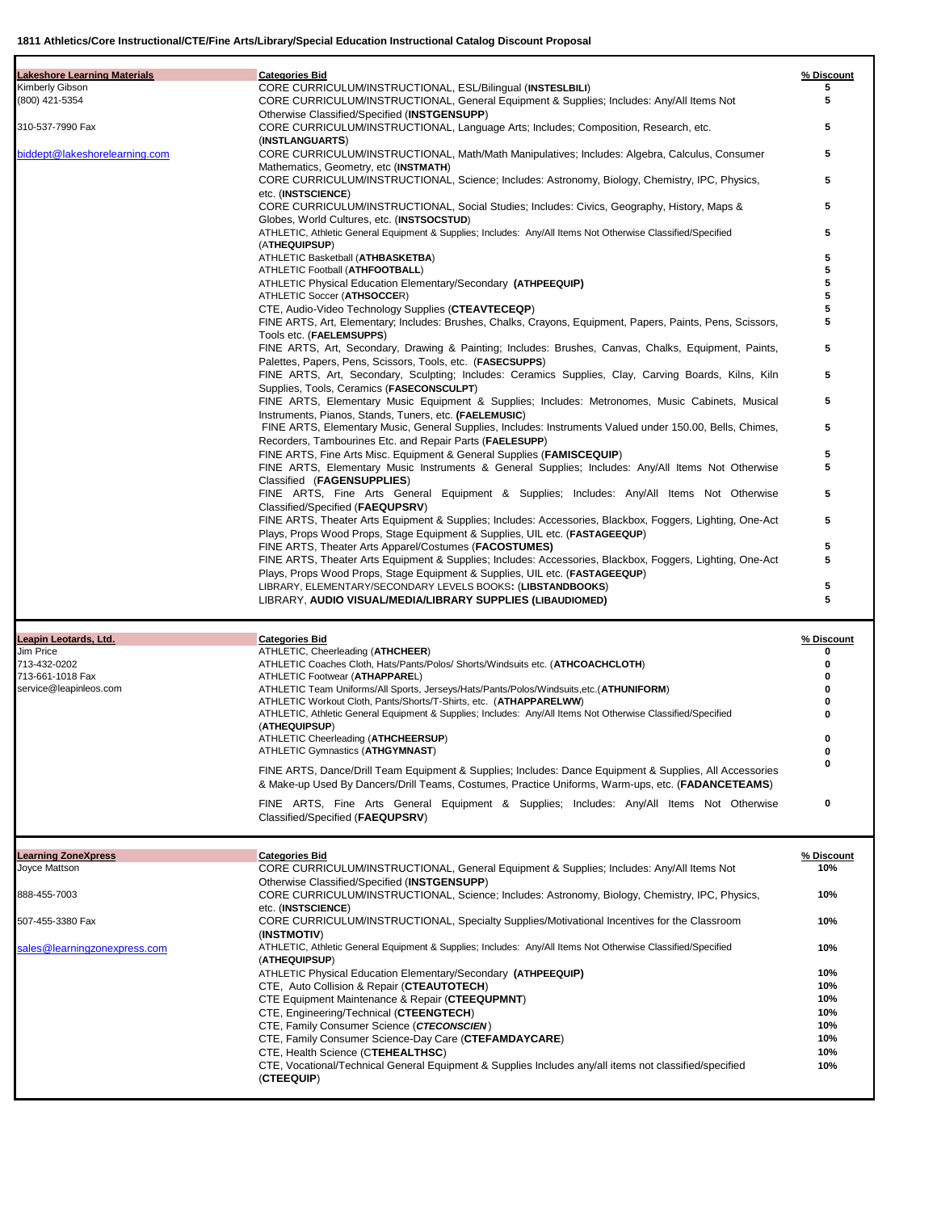**1811 Athletics/Core Instructional/CTE/Fine Arts/Library/Special Education Instructional Catalog Discount Proposal**

| Lakeshore Learning Materials | Categories Bid | % Discount |
|---|---|---|
| Kimberly Gibson | CORE CURRICULUM/INSTRUCTIONAL, ESL/Bilingual (**INSTESLBILI**) | 5 |
| (800) 421-5354 | CORE CURRICULUM/INSTRUCTIONAL, General Equipment & Supplies; Includes: Any/All Items Not Otherwise Classified/Specified (**INSTGENSUPP**) | 5 |
| 310-537-7990 Fax | CORE CURRICULUM/INSTRUCTIONAL, Language Arts; Includes; Composition, Research, etc. (**INSTLANGUARTS**) | 5 |
| biddept@lakeshorelearning.com | CORE CURRICULUM/INSTRUCTIONAL, Math/Math Manipulatives; Includes: Algebra, Calculus, Consumer Mathematics, Geometry, etc (**INSTMATH**) | 5 |
| | CORE CURRICULUM/INSTRUCTIONAL, Science; Includes: Astronomy, Biology, Chemistry, IPC, Physics, etc. (**INSTSCIENCE**) | 5 |
| | CORE CURRICULUM/INSTRUCTIONAL, Social Studies; Includes: Civics, Geography, History, Maps & Globes, World Cultures, etc. (**INSTSOCSTUD**) | 5 |
| | ATHLETIC, Athletic General Equipment & Supplies; Includes: Any/All Items Not Otherwise Classified/Specified (**ATHEQUIPSUP**) | 5 |
| | ATHLETIC Basketball (**ATHBASKETBA**) | 5 |
| | ATHLETIC Football (**ATHFOOTBALL**) | 5 |
| | ATHLETIC Physical Education Elementary/Secondary **(ATHPEEQUIP)** | 5 |
| | ATHLETIC Soccer (**ATHSOCCER**) | 5 |
| | CTE, Audio-Video Technology Supplies (**CTEAVTECEQP**) | 5 |
| | FINE ARTS, Art, Elementary; Includes: Brushes, Chalks, Crayons, Equipment, Papers, Paints, Pens, Scissors, Tools etc. (**FAELEMSUPPS**) | 5 |
| | FINE ARTS, Art, Secondary, Drawing & Painting; Includes: Brushes, Canvas, Chalks, Equipment, Paints, Palettes, Papers, Pens, Scissors, Tools, etc. (**FASECSUPPS**) | 5 |
| | FINE ARTS, Art, Secondary, Sculpting; Includes: Ceramics Supplies, Clay, Carving Boards, Kilns, Kiln Supplies, Tools, Ceramics (**FASECONSCULPT**) | 5 |
| | FINE ARTS, Elementary Music Equipment & Supplies; Includes: Metronomes, Music Cabinets, Musical Instruments, Pianos, Stands, Tuners, etc. **(FAELEMUSIC)** | 5 |
| | FINE ARTS, Elementary Music, General Supplies, Includes: Instruments Valued under 150.00, Bells, Chimes, Recorders, Tambourines Etc. and Repair Parts (**FAELESUPP**) | 5 |
| | FINE ARTS, Fine Arts Misc. Equipment & General Supplies (**FAMISCEQUIP**) | 5 |
| | FINE ARTS, Elementary Music Instruments & General Supplies; Includes: Any/All Items Not Otherwise Classified (**FAGENSUPPLIES**) | 5 |
| | FINE ARTS, Fine Arts General Equipment & Supplies; Includes: Any/All Items Not Otherwise Classified/Specified (**FAEQUPSRV**) | 5 |
| | FINE ARTS, Theater Arts Equipment & Supplies; Includes: Accessories, Blackbox, Foggers, Lighting, One-Act Plays, Props Wood Props, Stage Equipment & Supplies, UIL etc. (**FASTAGEEQUP**) | 5 |
| | FINE ARTS, Theater Arts Apparel/Costumes (**FACOSTUMES)** | 5 |
| | FINE ARTS, Theater Arts Equipment & Supplies; Includes: Accessories, Blackbox, Foggers, Lighting, One-Act Plays, Props Wood Props, Stage Equipment & Supplies, UIL etc. (**FASTAGEEQUP**) | 5 |
| | LIBRARY, ELEMENTARY/SECONDARY LEVELS BOOKS**:** (**LIBSTANDBOOKS**) | 5 |
| | LIBRARY, **AUDIO VISUAL/MEDIA/LIBRARY SUPPLIES (LIBAUDIOMED)** | 5 |

| Leapin Leotards, Ltd. | Categories Bid | % Discount |
|---|---|---|
| Jim Price | ATHLETIC, Cheerleading (**ATHCHEER**) | 0 |
| 713-432-0202 | ATHLETIC Coaches Cloth, Hats/Pants/Polos/ Shorts/Windsuits etc. (**ATHCOACHCLOTH**) | 0 |
| 713-661-1018 Fax | ATHLETIC Footwear (**ATHAPPAREL**) | 0 |
| service@leapinleos.com | ATHLETIC Team Uniforms/All Sports, Jerseys/Hats/Pants/Polos/Windsuits,etc.(**ATHUNIFORM**) | 0 |
| | ATHLETIC Workout Cloth, Pants/Shorts/T-Shirts, etc. (**ATHAPPARELWW**) | 0 |
| | ATHLETIC, Athletic General Equipment & Supplies; Includes: Any/All Items Not Otherwise Classified/Specified (**ATHEQUIPSUP**) | 0 |
| | ATHLETIC Cheerleading (**ATHCHEERSUP**) | 0 |
| | ATHLETIC Gymnastics (**ATHGYMNAST**) | 0 |
| | FINE ARTS, Dance/Drill Team Equipment & Supplies; Includes: Dance Equipment & Supplies, All Accessories & Make-up Used By Dancers/Drill Teams, Costumes, Practice Uniforms, Warm-ups, etc. (**FADANCETEAMS**) | 0 |
| | FINE ARTS, Fine Arts General Equipment & Supplies; Includes: Any/All Items Not Otherwise Classified/Specified (**FAEQUPSRV**) | 0 |

| Learning ZoneXpress | Categories Bid | % Discount |
|---|---|---|
| Joyce Mattson | CORE CURRICULUM/INSTRUCTIONAL, General Equipment & Supplies; Includes: Any/All Items Not Otherwise Classified/Specified (**INSTGENSUPP**) | 10% |
| 888-455-7003 | CORE CURRICULUM/INSTRUCTIONAL, Science; Includes: Astronomy, Biology, Chemistry, IPC, Physics, etc. (**INSTSCIENCE**) | 10% |
| 507-455-3380 Fax | CORE CURRICULUM/INSTRUCTIONAL, Specialty Supplies/Motivational Incentives for the Classroom (**INSTMOTIV**) | 10% |
| sales@learningzonexpress.com | ATHLETIC, Athletic General Equipment & Supplies; Includes: Any/All Items Not Otherwise Classified/Specified (**ATHEQUIPSUP**) | 10% |
| | ATHLETIC Physical Education Elementary/Secondary **(ATHPEEQUIP)** | 10% |
| | CTE, Auto Collision & Repair (**CTEAUTOTECH**) | 10% |
| | CTE Equipment Maintenance & Repair (**CTEEQUPMNT**) | 10% |
| | CTE, Engineering/Technical (**CTEENGTECH**) | 10% |
| | CTE, Family Consumer Science (***CTECONSCIEN***) | 10% |
| | CTE, Family Consumer Science-Day Care (**CTEFAMDAYCARE**) | 10% |
| | CTE, Health Science (**CTEHEALTHSC**) | 10% |
| | CTE, Vocational/Technical General Equipment & Supplies Includes any/all items not classified/specified (**CTEEQUIP**) | 10% |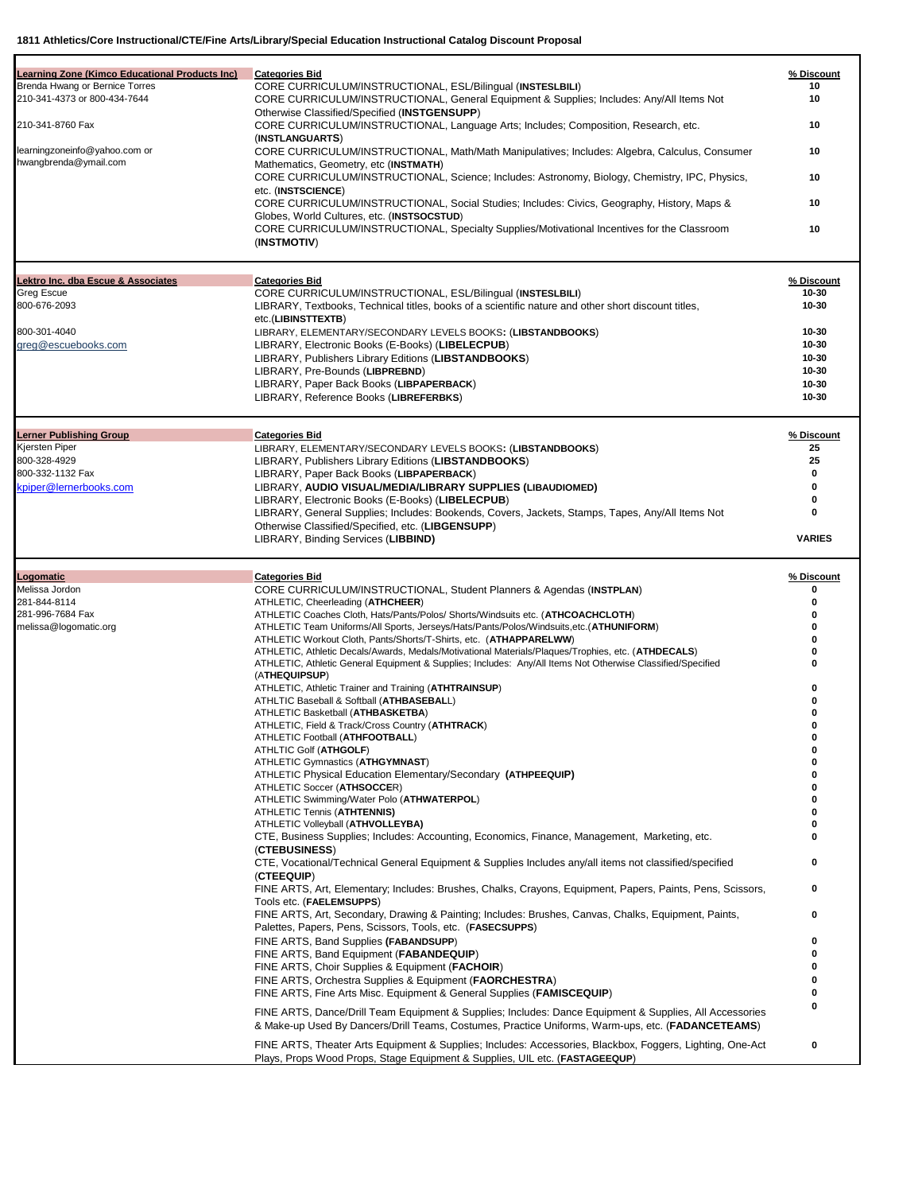**1811 Athletics/Core Instructional/CTE/Fine Arts/Library/Special Education Instructional Catalog Discount Proposal**

| Vendor | Categories Bid | % Discount |
|---|---|---|
| **Learning Zone (Kimco Educational Products Inc)** | **Categories Bid** | **% Discount** |
| Brenda Hwang or Bernice Torres | CORE CURRICULUM/INSTRUCTIONAL, ESL/Bilingual (**INSTESLBILI**) | 10 |
| 210-341-4373 or 800-434-7644 | CORE CURRICULUM/INSTRUCTIONAL, General Equipment & Supplies; Includes: Any/All Items Not Otherwise Classified/Specified (**INSTGENSUPP**) | 10 |
| 210-341-8760 Fax | CORE CURRICULUM/INSTRUCTIONAL, Language Arts; Includes; Composition, Research, etc. (**INSTLANGUARTS**) | 10 |
| learningzoneinfo@yahoo.com or hwangbrenda@ymail.com | CORE CURRICULUM/INSTRUCTIONAL, Math/Math Manipulatives; Includes: Algebra, Calculus, Consumer Mathematics, Geometry, etc (**INSTMATH**) | 10 |
| | CORE CURRICULUM/INSTRUCTIONAL, Science; Includes: Astronomy, Biology, Chemistry, IPC, Physics, etc. (**INSTSCIENCE**) | 10 |
| | CORE CURRICULUM/INSTRUCTIONAL, Social Studies; Includes: Civics, Geography, History, Maps & Globes, World Cultures, etc. (**INSTSOCSTUD**) | 10 |
| | CORE CURRICULUM/INSTRUCTIONAL, Specialty Supplies/Motivational Incentives for the Classroom (**INSTMOTIV**) | 10 |

| Vendor | Categories Bid | % Discount |
|---|---|---|
| **Lektro Inc. dba Escue & Associates** | **Categories Bid** | **% Discount** |
| Greg Escue | CORE CURRICULUM/INSTRUCTIONAL, ESL/Bilingual (**INSTESLBILI**) | 10-30 |
| 800-676-2093 | LIBRARY, Textbooks, Technical titles, books of a scientific nature and other short discount titles, etc.(**LIBINSTTEXTB**) | 10-30 |
| 800-301-4040 | LIBRARY, ELEMENTARY/SECONDARY LEVELS BOOKS**:** (**LIBSTANDBOOKS**) | 10-30 |
| greg@escuebooks.com | LIBRARY, Electronic Books (E-Books) (**LIBELECPUB**) | 10-30 |
| | LIBRARY, Publishers Library Editions (**LIBSTANDBOOKS**) | 10-30 |
| | LIBRARY, Pre-Bounds (**LIBPREBND**) | 10-30 |
| | LIBRARY, Paper Back Books (**LIBPAPERBACK**) | 10-30 |
| | LIBRARY, Reference Books (**LIBREFERBKS**) | 10-30 |

| Vendor | Categories Bid | % Discount |
|---|---|---|
| **Lerner Publishing Group** | **Categories Bid** | **% Discount** |
| Kjersten Piper | LIBRARY, ELEMENTARY/SECONDARY LEVELS BOOKS**:** (**LIBSTANDBOOKS**) | 25 |
| 800-328-4929 | LIBRARY, Publishers Library Editions (**LIBSTANDBOOKS**) | 25 |
| 800-332-1132 Fax | LIBRARY, Paper Back Books (**LIBPAPERBACK**) | 0 |
| kpiper@lernerbooks.com | LIBRARY, **AUDIO VISUAL/MEDIA/LIBRARY SUPPLIES (LIBAUDIOMED)** | 0 |
| | LIBRARY, Electronic Books (E-Books) (**LIBELECPUB**) | 0 |
| | LIBRARY, General Supplies; Includes: Bookends, Covers, Jackets, Stamps, Tapes, Any/All Items Not Otherwise Classified/Specified, etc. (**LIBGENSUPP**) | 0 |
| | LIBRARY, Binding Services (**LIBBIND)** | VARIES |

| Vendor | Categories Bid | % Discount |
|---|---|---|
| **Logomatic** | **Categories Bid** | **% Discount** |
| Melissa Jordon | CORE CURRICULUM/INSTRUCTIONAL, Student Planners & Agendas (**INSTPLAN**) | 0 |
| 281-844-8114 | ATHLETIC, Cheerleading (**ATHCHEER**) | 0 |
| 281-996-7684 Fax | ATHLETIC Coaches Cloth, Hats/Pants/Polos/ Shorts/Windsuits etc. (**ATHCOACHCLOTH**) | 0 |
| melissa@logomatic.org | ATHLETIC Team Uniforms/All Sports, Jerseys/Hats/Pants/Polos/Windsuits,etc.(**ATHUNIFORM**) | 0 |
| | ATHLETIC Workout Cloth, Pants/Shorts/T-Shirts, etc. (**ATHAPPARELWW**) | 0 |
| | ATHLETIC, Athletic Decals/Awards, Medals/Motivational Materials/Plaques/Trophies, etc. (**ATHDECALS**) | 0 |
| | ATHLETIC, Athletic General Equipment & Supplies; Includes: Any/All Items Not Otherwise Classified/Specified (A**THEQUIPSUP**) | 0 |
| | ATHLETIC, Athletic Trainer and Training (**ATHTRAINSUP**) | 0 |
| | ATHLTIC Baseball & Softball (**ATHBASEBAL**L) | 0 |
| | ATHLETIC Basketball (**ATHBASKETBA**) | 0 |
| | ATHLETIC, Field & Track/Cross Country (**ATHTRACK**) | 0 |
| | ATHLETIC Football (**ATHFOOTBALL**) | 0 |
| | ATHLTIC Golf (**ATHGOLF**) | 0 |
| | ATHLETIC Gymnastics (**ATHGYMNAST**) | 0 |
| | ATHLTIC Physical Education Elementary/Secondary **(ATHPEEQUIP)** | 0 |
| | ATHLETIC Soccer (**ATHSOCCE**R) | 0 |
| | ATHLETIC Swimming/Water Polo (**ATHWATERPOL**) | 0 |
| | ATHLETIC Tennis (**ATHTENNIS)** | 0 |
| | ATHLETIC Volleyball (**ATHVOLLEYBA)** | 0 |
| | CTE, Business Supplies; Includes: Accounting, Economics, Finance, Management, Marketing, etc. (**CTEBUSINESS**) | 0 |
| | CTE, Vocational/Technical General Equipment & Supplies Includes any/all items not classified/specified (**CTEEQUIP**) | 0 |
| | FINE ARTS, Art, Elementary; Includes: Brushes, Chalks, Crayons, Equipment, Papers, Paints, Pens, Scissors, Tools etc. (**FAELEMSUPPS**) | 0 |
| | FINE ARTS, Art, Secondary, Drawing & Painting; Includes: Brushes, Canvas, Chalks, Equipment, Paints, Palettes, Papers, Pens, Scissors, Tools, etc. (**FASECSUPPS**) | 0 |
| | FINE ARTS, Band Supplies **(FABANDSUPP**) | 0 |
| | FINE ARTS, Band Equipment (**FABANDEQUIP**) | 0 |
| | FINE ARTS, Choir Supplies & Equipment (**FACHOIR**) | 0 |
| | FINE ARTS, Orchestra Supplies & Equipment (**FAORCHESTRA**) | 0 |
| | FINE ARTS, Fine Arts Misc. Equipment & General Supplies (**FAMISCEQUIP**) | 0 |
| | FINE ARTS, Dance/Drill Team Equipment & Supplies; Includes: Dance Equipment & Supplies, All Accessories & Make-up Used By Dancers/Drill Teams, Costumes, Practice Uniforms, Warm-ups, etc. (**FADANCETEAMS**) | 0 |
| | FINE ARTS, Theater Arts Equipment & Supplies; Includes: Accessories, Blackbox, Foggers, Lighting, One-Act Plays, Props Wood Props, Stage Equipment & Supplies, UIL etc. (**FASTAGEEQUP**) | 0 |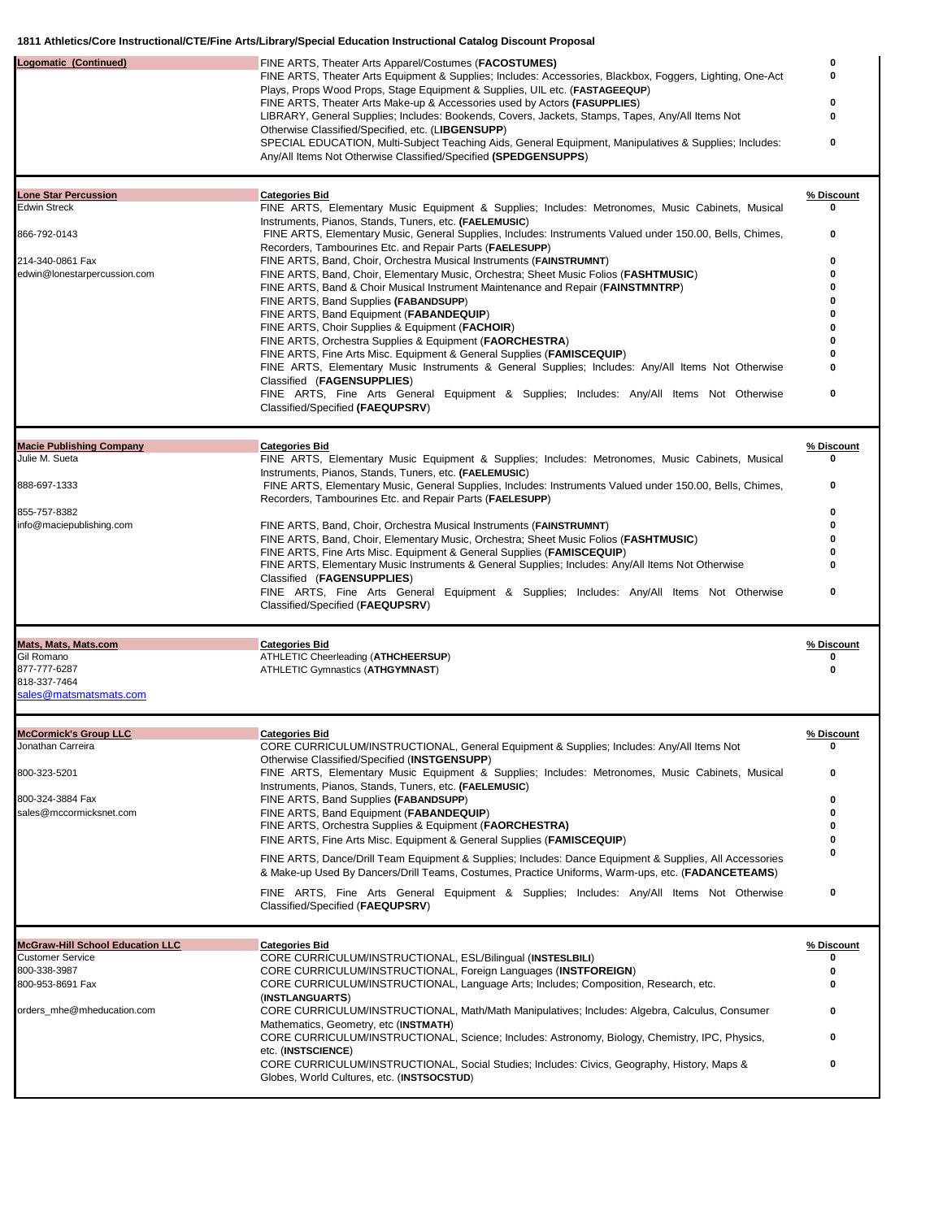# 1811 Athletics/Core Instructional/CTE/Fine Arts/Library/Special Education Instructional Catalog Discount Proposal

| Vendor | Categories Bid | % Discount |
| --- | --- | --- |
| **Logomatic (Continued)** | FINE ARTS, Theater Arts Apparel/Costumes (**FACOSTUMES**) | 0 |
| | FINE ARTS, Theater Arts Equipment & Supplies; Includes: Accessories, Blackbox, Foggers, Lighting, One-Act Plays, Props Wood Props, Stage Equipment & Supplies, UIL etc. (**FASTAGEEQUP**) | 0 |
| | FINE ARTS, Theater Arts Make-up & Accessories used by Actors **(FASUPPLIES)** | 0 |
| | LIBRARY, General Supplies; Includes: Bookends, Covers, Jackets, Stamps, Tapes, Any/All Items Not Otherwise Classified/Specified, etc. (L**IBGENSUPP**) | 0 |
| | SPECIAL EDUCATION, Multi-Subject Teaching Aids, General Equipment, Manipulatives & Supplies; Includes: Any/All Items Not Otherwise Classified/Specified **(SPEDGENSUPPS)** | 0 |

| Vendor | Categories Bid | % Discount |
| --- | --- | --- |
| **Lone Star Percussion** | FINE ARTS, Elementary Music Equipment & Supplies; Includes: Metronomes, Music Cabinets, Musical Instruments, Pianos, Stands, Tuners, etc. **(FAELEMUSIC)** | 0 |
| Edwin Streck | FINE ARTS, Elementary Music, General Supplies, Includes: Instruments Valued under 150.00, Bells, Chimes, Recorders, Tambourines Etc. and Repair Parts (**FAELESUPP**) | 0 |
| 866-792-0143 | FINE ARTS, Band, Choir, Orchestra Musical Instruments (**FAINSTRUMNT**) | 0 |
| 214-340-0861 Fax | FINE ARTS, Band, Choir, Elementary Music, Orchestra; Sheet Music Folios (**FASHTMUSIC**) | 0 |
| edwin@lonestarpercussion.com | FINE ARTS, Band & Choir Musical Instrument Maintenance and Repair (**FAINSTMNTRP**) | 0 |
| | FINE ARTS, Band Supplies **(FABANDSUPP)** | 0 |
| | FINE ARTS, Band Equipment (**FABANDEQUIP**) | 0 |
| | FINE ARTS, Choir Supplies & Equipment (**FACHOIR**) | 0 |
| | FINE ARTS, Orchestra Supplies & Equipment (**FAORCHESTRA**) | 0 |
| | FINE ARTS, Fine Arts Misc. Equipment & General Supplies (**FAMISCEQUIP**) | 0 |
| | FINE ARTS, Elementary Music Instruments & General Supplies; Includes: Any/All Items Not Otherwise Classified (**FAGENSUPPLIES**) | 0 |
| | FINE ARTS, Fine Arts General Equipment & Supplies; Includes: Any/All Items Not Otherwise Classified/Specified **(FAEQUPSRV)** | 0 |

| Vendor | Categories Bid | % Discount |
| --- | --- | --- |
| **Macie Publishing Company** | FINE ARTS, Elementary Music Equipment & Supplies; Includes: Metronomes, Music Cabinets, Musical Instruments, Pianos, Stands, Tuners, etc. **(FAELEMUSIC)** | 0 |
| Julie M. Sueta | FINE ARTS, Elementary Music, General Supplies, Includes: Instruments Valued under 150.00, Bells, Chimes, Recorders, Tambourines Etc. and Repair Parts (**FAELESUPP**) | 0 |
| 888-697-1333 | | 0 |
| 855-757-8382 | FINE ARTS, Band, Choir, Orchestra Musical Instruments (**FAINSTRUMNT**) | 0 |
| info@maciepublishing.com | FINE ARTS, Band, Choir, Elementary Music, Orchestra; Sheet Music Folios (**FASHTMUSIC**) | 0 |
| | FINE ARTS, Fine Arts Misc. Equipment & General Supplies (**FAMISCEQUIP**) | 0 |
| | FINE ARTS, Elementary Music Instruments & General Supplies; Includes: Any/All Items Not Otherwise Classified (**FAGENSUPPLIES**) | 0 |
| | FINE ARTS, Fine Arts General Equipment & Supplies; Includes: Any/All Items Not Otherwise Classified/Specified (**FAEQUPSRV**) | 0 |

| Vendor | Categories Bid | % Discount |
| --- | --- | --- |
| **Mats, Mats, Mats.com** | ATHLETIC Cheerleading (**ATHCHEERSUP**) | 0 |
| Gil Romano | ATHLETIC Gymnastics (**ATHGYMNAST**) | 0 |
| 877-777-6287 | | |
| 818-337-7464 | | |
| sales@matsmatsmats.com | | |

| Vendor | Categories Bid | % Discount |
| --- | --- | --- |
| **McCormick's Group LLC** | CORE CURRICULUM/INSTRUCTIONAL, General Equipment & Supplies; Includes: Any/All Items Not Otherwise Classified/Specified (**INSTGENSUPP**) | 0 |
| Jonathan Carreira | FINE ARTS, Elementary Music Equipment & Supplies; Includes: Metronomes, Music Cabinets, Musical Instruments, Pianos, Stands, Tuners, etc. **(FAELEMUSIC)** | 0 |
| 800-323-5201 | FINE ARTS, Band Supplies **(FABANDSUPP)** | 0 |
| 800-324-3884 Fax | FINE ARTS, Band Equipment (**FABANDEQUIP**) | 0 |
| sales@mccormicksnet.com | FINE ARTS, Orchestra Supplies & Equipment (**FAORCHESTRA**) | 0 |
| | FINE ARTS, Fine Arts Misc. Equipment & General Supplies (**FAMISCEQUIP**) | 0 |
| | FINE ARTS, Dance/Drill Team Equipment & Supplies; Includes: Dance Equipment & Supplies, All Accessories & Make-up Used By Dancers/Drill Teams, Costumes, Practice Uniforms, Warm-ups, etc. (**FADANCETEAMS**) | 0 |
| | FINE ARTS, Fine Arts General Equipment & Supplies; Includes: Any/All Items Not Otherwise Classified/Specified (**FAEQUPSRV**) | 0 |

| Vendor | Categories Bid | % Discount |
| --- | --- | --- |
| **McGraw-Hill School Education LLC** | CORE CURRICULUM/INSTRUCTIONAL, ESL/Bilingual (**INSTESLBILI**) | 0 |
| Customer Service | CORE CURRICULUM/INSTRUCTIONAL, Foreign Languages (**INSTFOREIGN**) | 0 |
| 800-338-3987 | CORE CURRICULUM/INSTRUCTIONAL, Language Arts; Includes; Composition, Research, etc. (**INSTLANGUARTS**) | 0 |
| 800-953-8691 Fax | CORE CURRICULUM/INSTRUCTIONAL, Math/Math Manipulatives; Includes: Algebra, Calculus, Consumer Mathematics, Geometry, etc (**INSTMATH**) | 0 |
| orders_mhe@mheducation.com | CORE CURRICULUM/INSTRUCTIONAL, Science; Includes: Astronomy, Biology, Chemistry, IPC, Physics, etc. (**INSTSCIENCE**) | 0 |
| | CORE CURRICULUM/INSTRUCTIONAL, Social Studies; Includes: Civics, Geography, History, Maps & Globes, World Cultures, etc. (**INSTSOCSTUD**) | 0 |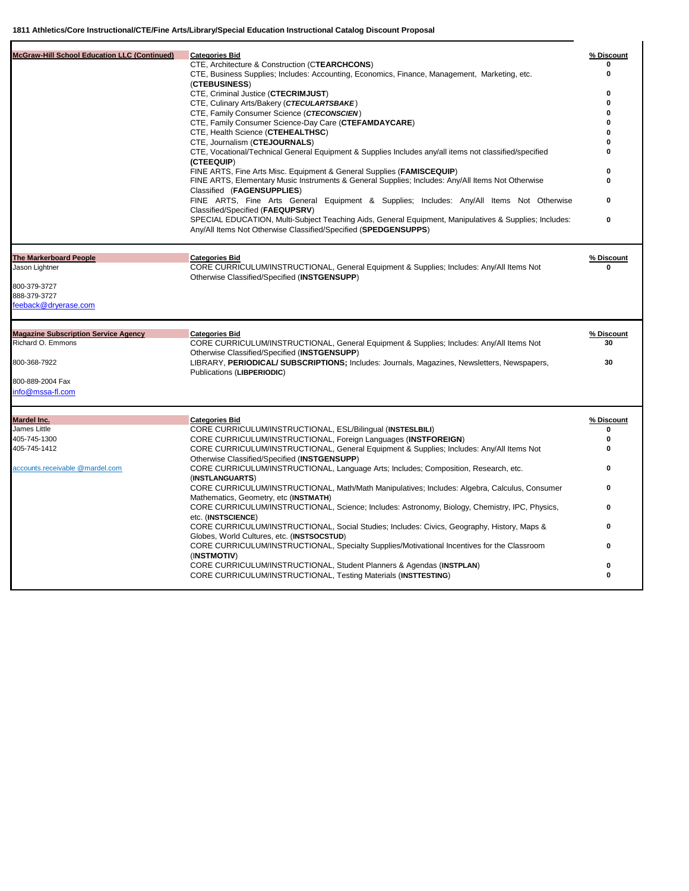**1811 Athletics/Core Instructional/CTE/Fine Arts/Library/Special Education Instructional Catalog Discount Proposal**

| Vendor | Categories Bid | % Discount |
|---|---|---|
| **McGraw-Hill School Education LLC (Continued)** | CTE, Architecture & Construction (C**TEARCHCONS**) | **0** |
| | CTE, Business Supplies; Includes: Accounting, Economics, Finance, Management, Marketing, etc. (**CTEBUSINESS**) | **0** |
| | CTE, Criminal Justice (**CTECRIMJUST**) | **0** |
| | CTE, Culinary Arts/Bakery (***CTECULARTSBAKE***) | **0** |
| | CTE, Family Consumer Science (***CTECONSCIEN***) | **0** |
| | CTE, Family Consumer Science-Day Care (**CTEFAMDAYCARE**) | **0** |
| | CTE, Health Science (**CTEHEALTHSC**) | **0** |
| | CTE, Journalism (**CTEJOURNALS**) | **0** |
| | CTE, Vocational/Technical General Equipment & Supplies Includes any/all items not classified/specified (**CTEEQUIP**) | **0** |
| | FINE ARTS, Fine Arts Misc. Equipment & General Supplies (**FAMISCEQUIP**) | **0** |
| | FINE ARTS, Elementary Music Instruments & General Supplies; Includes: Any/All Items Not Otherwise Classified (**FAGENSUPPLIES**) | **0** |
| | FINE ARTS, Fine Arts General Equipment & Supplies; Includes: Any/All Items Not Otherwise Classified/Specified (**FAEQUPSRV**) | **0** |
| | SPECIAL EDUCATION, Multi-Subject Teaching Aids, General Equipment, Manipulatives & Supplies; Includes: Any/All Items Not Otherwise Classified/Specified (**SPEDGENSUPPS**) | **0** |

| Vendor | Categories Bid | % Discount |
|---|---|---|
| **The Markerboard People**<br>Jason Lightner<br>800-379-3727<br>888-379-3727<br>feeback@dryerase.com | CORE CURRICULUM/INSTRUCTIONAL, General Equipment & Supplies; Includes: Any/All Items Not Otherwise Classified/Specified (**INSTGENSUPP**) | **0** |

| Vendor | Categories Bid | % Discount |
|---|---|---|
| **Magazine Subscription Service Agency**<br>Richard O. Emmons<br>800-368-7922<br>800-889-2004 Fax<br>info@mssa-fl.com | CORE CURRICULUM/INSTRUCTIONAL, General Equipment & Supplies; Includes: Any/All Items Not Otherwise Classified/Specified (**INSTGENSUPP**) | **30** |
| | LIBRARY, **PERIODICAL/ SUBSCRIPTIONS;** Includes: Journals, Magazines, Newsletters, Newspapers, Publications (**LIBPERIODIC**) | **30** |

| Vendor | Categories Bid | % Discount |
|---|---|---|
| **Mardel Inc.**<br>James Little<br>405-745-1300<br>405-745-1412<br>accounts.receivable @mardel.com | CORE CURRICULUM/INSTRUCTIONAL, ESL/Bilingual (**INSTESLBILI**) | **0** |
| | CORE CURRICULUM/INSTRUCTIONAL, Foreign Languages (**INSTFOREIGN**) | **0** |
| | CORE CURRICULUM/INSTRUCTIONAL, General Equipment & Supplies; Includes: Any/All Items Not Otherwise Classified/Specified (**INSTGENSUPP**) | **0** |
| | CORE CURRICULUM/INSTRUCTIONAL, Language Arts; Includes; Composition, Research, etc. (**INSTLANGUARTS**) | **0** |
| | CORE CURRICULUM/INSTRUCTIONAL, Math/Math Manipulatives; Includes: Algebra, Calculus, Consumer Mathematics, Geometry, etc (**INSTMATH**) | **0** |
| | CORE CURRICULUM/INSTRUCTIONAL, Science; Includes: Astronomy, Biology, Chemistry, IPC, Physics, etc. (**INSTSCIENCE**) | **0** |
| | CORE CURRICULUM/INSTRUCTIONAL, Social Studies; Includes: Civics, Geography, History, Maps & Globes, World Cultures, etc. (**INSTSOCSTUD**) | **0** |
| | CORE CURRICULUM/INSTRUCTIONAL, Specialty Supplies/Motivational Incentives for the Classroom (I**NSTMOTIV**) | **0** |
| | CORE CURRICULUM/INSTRUCTIONAL, Student Planners & Agendas (**INSTPLAN**) | **0** |
| | CORE CURRICULUM/INSTRUCTIONAL, Testing Materials (**INSTTESTING**) | **0** |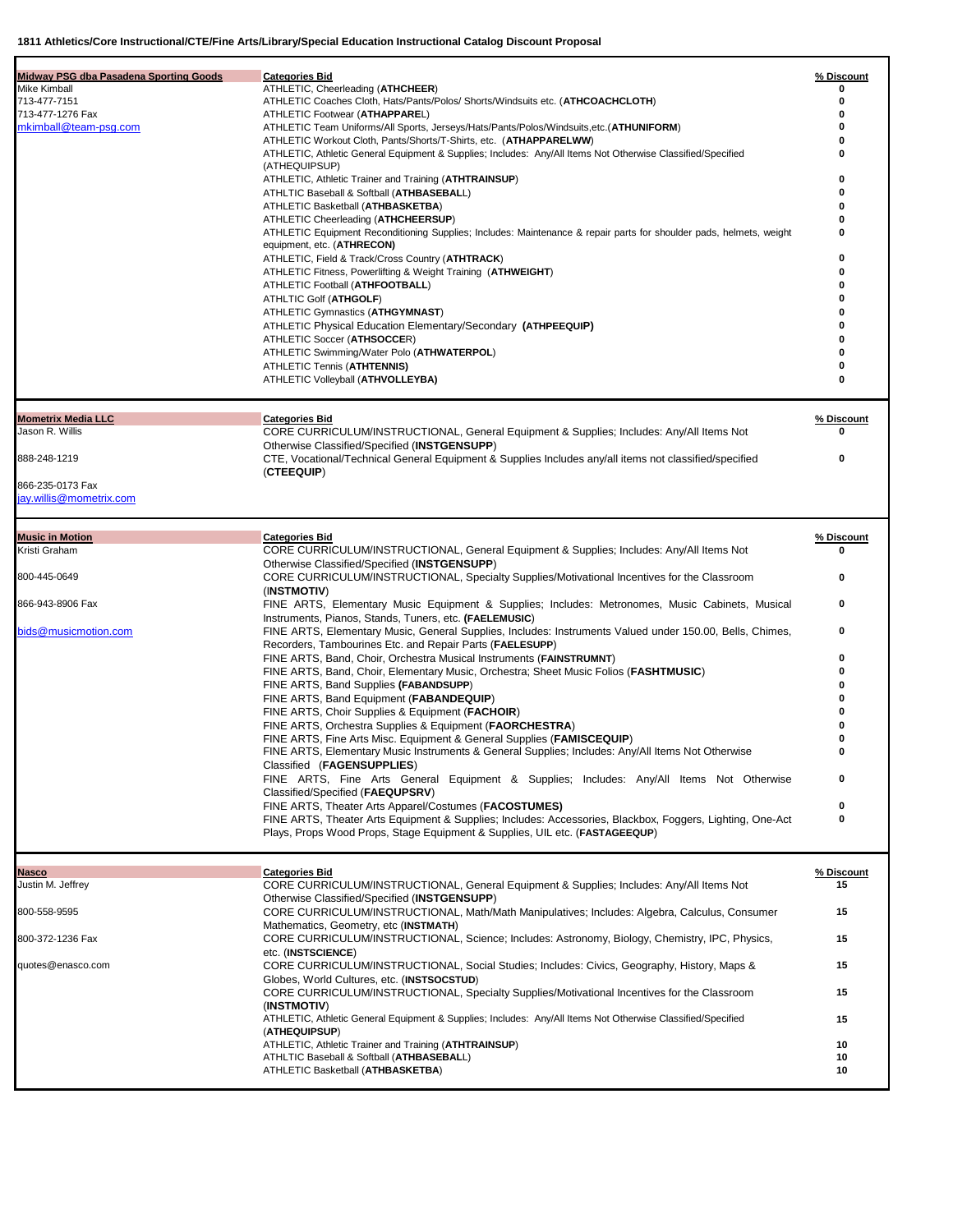**1811 Athletics/Core Instructional/CTE/Fine Arts/Library/Special Education Instructional Catalog Discount Proposal**

| Vendor | Categories Bid | % Discount |
|---|---|---|
| **Midway PSG dba Pasadena Sporting Goods** | ATHLETIC, Cheerleading (**ATHCHEER**) | 0 |
| Mike Kimball | ATHLETIC Coaches Cloth, Hats/Pants/Polos/ Shorts/Windsuits etc. (**ATHCOACHCLOTH**) | 0 |
| 713-477-7151 | ATHLETIC Footwear (**ATHAPPARE**L) | 0 |
| 713-477-1276 Fax | ATHLETIC Team Uniforms/All Sports, Jerseys/Hats/Pants/Polos/Windsuits,etc.(**ATHUNIFORM**) | 0 |
| mkimball@team-psg.com | ATHLETIC Workout Cloth, Pants/Shorts/T-Shirts, etc. (**ATHAPPARELWW**) | 0 |
| | ATHLETIC, Athletic General Equipment & Supplies; Includes: Any/All Items Not Otherwise Classified/Specified (ATHEQUIPSUP) | 0 |
| | ATHLETIC, Athletic Trainer and Training (**ATHTRAINSUP**) | 0 |
| | ATHLTIC Baseball & Softball (**ATHBASEBAL**L) | 0 |
| | ATHLETIC Basketball (**ATHBASKETBA**) | 0 |
| | ATHLETIC Cheerleading (**ATHCHEERSUP**) | 0 |
| | ATHLETIC Equipment Reconditioning Supplies; Includes: Maintenance & repair parts for shoulder pads, helmets, weight equipment, etc. (**ATHRECON)** | 0 |
| | ATHLETIC, Field & Track/Cross Country (**ATHTRACK**) | 0 |
| | ATHLETIC Fitness, Powerlifting & Weight Training (**ATHWEIGHT**) | 0 |
| | ATHLETIC Football (**ATHFOOTBALL**) | 0 |
| | ATHLTIC Golf (**ATHGOLF**) | 0 |
| | ATHLETIC Gymnastics (**ATHGYMNAST**) | 0 |
| | ATHLETIC Physical Education Elementary/Secondary **(ATHPEEQUIP)** | 0 |
| | ATHLETIC Soccer (**ATHSOCCE**R) | 0 |
| | ATHLETIC Swimming/Water Polo (**ATHWATERPOL**) | 0 |
| | ATHLETIC Tennis (**ATHTENNIS)** | 0 |
| | ATHLETIC Volleyball (**ATHVOLLEYBA)** | 0 |

| Vendor | Categories Bid | % Discount |
|---|---|---|
| **Mometrix Media LLC** | | |
| Jason R. Willis | CORE CURRICULUM/INSTRUCTIONAL, General Equipment & Supplies; Includes: Any/All Items Not Otherwise Classified/Specified (**INSTGENSUPP**) | 0 |
| 888-248-1219 | CTE, Vocational/Technical General Equipment & Supplies Includes any/all items not classified/specified (**CTEEQUIP**) | 0 |
| 866-235-0173 Fax | | |
| jay.willis@mometrix.com | | |

| Vendor | Categories Bid | % Discount |
|---|---|---|
| **Music in Motion** | | |
| Kristi Graham | CORE CURRICULUM/INSTRUCTIONAL, General Equipment & Supplies; Includes: Any/All Items Not Otherwise Classified/Specified (**INSTGENSUPP**) | 0 |
| 800-445-0649 | CORE CURRICULUM/INSTRUCTIONAL, Specialty Supplies/Motivational Incentives for the Classroom (**INSTMOTIV**) | 0 |
| 866-943-8906 Fax | FINE ARTS, Elementary Music Equipment & Supplies; Includes: Metronomes, Music Cabinets, Musical Instruments, Pianos, Stands, Tuners, etc. **(FAELEMUSIC)** | 0 |
| bids@musicmotion.com | FINE ARTS, Elementary Music, General Supplies, Includes: Instruments Valued under 150.00, Bells, Chimes, Recorders, Tambourines Etc. and Repair Parts (**FAELESUPP**) | 0 |
| | FINE ARTS, Band, Choir, Orchestra Musical Instruments (**FAINSTRUMNT**) | 0 |
| | FINE ARTS, Band, Choir, Elementary Music, Orchestra; Sheet Music Folios (**FASHTMUSIC**) | 0 |
| | FINE ARTS, Band Supplies **(FABANDSUPP)** | 0 |
| | FINE ARTS, Band Equipment (**FABANDEQUIP**) | 0 |
| | FINE ARTS, Choir Supplies & Equipment (**FACHOIR**) | 0 |
| | FINE ARTS, Orchestra Supplies & Equipment (**FAORCHESTRA**) | 0 |
| | FINE ARTS, Fine Arts Misc. Equipment & General Supplies (**FAMISCEQUIP**) | 0 |
| | FINE ARTS, Elementary Music Instruments & General Supplies; Includes: Any/All Items Not Otherwise Classified (**FAGENSUPPLIES**) | 0 |
| | FINE ARTS, Fine Arts General Equipment & Supplies; Includes: Any/All Items Not Otherwise Classified/Specified (**FAEQUPSRV**) | 0 |
| | FINE ARTS, Theater Arts Apparel/Costumes (**FACOSTUMES)** | 0 |
| | FINE ARTS, Theater Arts Equipment & Supplies; Includes: Accessories, Blackbox, Foggers, Lighting, One-Act Plays, Props Wood Props, Stage Equipment & Supplies, UIL etc. (**FASTAGEEQUP**) | 0 |

| Vendor | Categories Bid | % Discount |
|---|---|---|
| **Nasco** | | |
| Justin M. Jeffrey | CORE CURRICULUM/INSTRUCTIONAL, General Equipment & Supplies; Includes: Any/All Items Not Otherwise Classified/Specified (**INSTGENSUPP**) | 15 |
| 800-558-9595 | CORE CURRICULUM/INSTRUCTIONAL, Math/Math Manipulatives; Includes: Algebra, Calculus, Consumer Mathematics, Geometry, etc (**INSTMATH**) | 15 |
| 800-372-1236 Fax | CORE CURRICULUM/INSTRUCTIONAL, Science; Includes: Astronomy, Biology, Chemistry, IPC, Physics, etc. (**INSTSCIENCE**) | 15 |
| quotes@enasco.com | CORE CURRICULUM/INSTRUCTIONAL, Social Studies; Includes: Civics, Geography, History, Maps & Globes, World Cultures, etc. (**INSTSOCSTUD**) | 15 |
| | CORE CURRICULUM/INSTRUCTIONAL, Specialty Supplies/Motivational Incentives for the Classroom (**INSTMOTIV**) | 15 |
| | ATHLETIC, Athletic General Equipment & Supplies; Includes: Any/All Items Not Otherwise Classified/Specified (**ATHEQUIPSUP**) | 15 |
| | ATHLETIC, Athletic Trainer and Training (**ATHTRAINSUP**) | 10 |
| | ATHLTIC Baseball & Softball (**ATHBASEBAL**L) | 10 |
| | ATHLETIC Basketball (**ATHBASKETBA**) | 10 |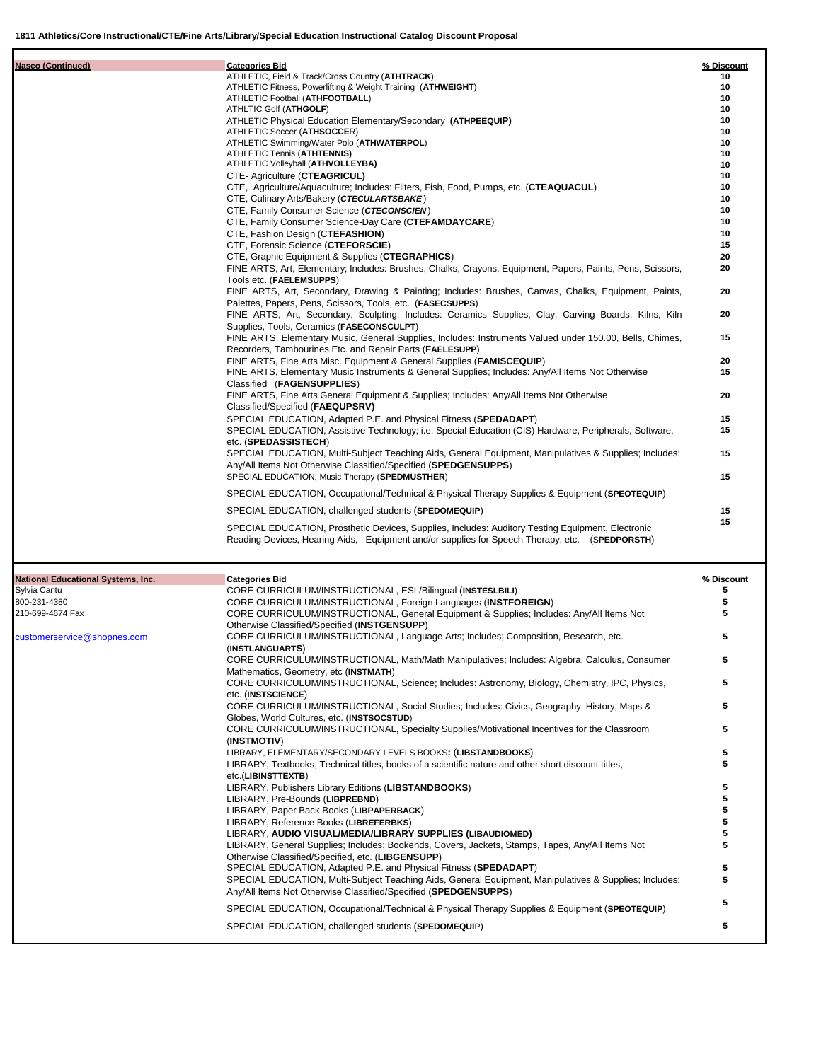| Nasco (Continued) | Categories Bid | % Discount |
|---|---|---|
| | ATHLETIC, Field & Track/Cross Country (**ATHTRACK**) | 10 |
| | ATHLETIC Fitness, Powerlifting & Weight Training (**ATHWEIGHT**) | 10 |
| | ATHLETIC Football (**ATHFOOTBALL**) | 10 |
| | ATHLTIC Golf (**ATHGOLF**) | 10 |
| | ATHLETIC Physical Education Elementary/Secondary **(ATHPEEQUIP)** | 10 |
| | ATHLETIC Soccer (**ATHSOCCE**R) | 10 |
| | ATHLETIC Swimming/Water Polo (**ATHWATERPOL**) | 10 |
| | ATHLETIC Tennis (**ATHTENNIS)** | 10 |
| | ATHLETIC Volleyball (**ATHVOLLEYBA)** | 10 |
| | CTE- Agriculture (**CTEAGRICUL)** | 10 |
| | CTE, Agriculture/Aquaculture; Includes: Filters, Fish, Food, Pumps, etc. (**CTEAQUACUL**) | 10 |
| | CTE, Culinary Arts/Bakery (***CTECULARTSBAKE***) | 10 |
| | CTE, Family Consumer Science (***CTECONSCIEN***) | 10 |
| | CTE, Family Consumer Science-Day Care (**CTEFAMDAYCARE**) | 10 |
| | CTE, Fashion Design (C**TEFASHION**) | 10 |
| | CTE, Forensic Science (**CTEFORSCIE**) | 15 |
| | CTE, Graphic Equipment & Supplies (**CTEGRAPHICS**) | 20 |
| | FINE ARTS, Art, Elementary; Includes: Brushes, Chalks, Crayons, Equipment, Papers, Paints, Pens, Scissors, Tools etc. (**FAELEMSUPPS**) | 20 |
| | FINE ARTS, Art, Secondary, Drawing & Painting; Includes: Brushes, Canvas, Chalks, Equipment, Paints, Palettes, Papers, Pens, Scissors, Tools, etc. (**FASECSUPPS**) | 20 |
| | FINE ARTS, Art, Secondary, Sculpting; Includes: Ceramics Supplies, Clay, Carving Boards, Kilns, Kiln Supplies, Tools, Ceramics (**FASECONSCULPT**) | 20 |
| | FINE ARTS, Elementary Music, General Supplies, Includes: Instruments Valued under 150.00, Bells, Chimes, Recorders, Tambourines Etc. and Repair Parts (**FAELESUPP**) | 15 |
| | FINE ARTS, Fine Arts Misc. Equipment & General Supplies (**FAMISCEQUIP**) | 20 |
| | FINE ARTS, Elementary Music Instruments & General Supplies; Includes: Any/All Items Not Otherwise Classified (**FAGENSUPPLIES**) | 15 |
| | FINE ARTS, Fine Arts General Equipment & Supplies; Includes: Any/All Items Not Otherwise Classified/Specified (**FAEQUPSRV)** | 20 |
| | SPECIAL EDUCATION, Adapted P.E. and Physical Fitness (**SPEDADAPT**) | 15 |
| | SPECIAL EDUCATION, Assistive Technology; i.e. Special Education (CIS) Hardware, Peripherals, Software, etc. (**SPEDASSISTECH**) | 15 |
| | SPECIAL EDUCATION, Multi-Subject Teaching Aids, General Equipment, Manipulatives & Supplies; Includes: Any/All Items Not Otherwise Classified/Specified (**SPEDGENSUPPS**) | 15 |
| | SPECIAL EDUCATION, Music Therapy (**SPEDMUSTHER**) | 15 |
| | SPECIAL EDUCATION, Occupational/Technical & Physical Therapy Supplies & Equipment (**SPEOTEQUIP**) | |
| | SPECIAL EDUCATION, challenged students (**SPEDOMEQUIP**) | 15 |
| | SPECIAL EDUCATION, Prosthetic Devices, Supplies, Includes: Auditory Testing Equipment, Electronic Reading Devices, Hearing Aids, Equipment and/or supplies for Speech Therapy, etc. (S**PEDPORSTH**) | 15 |

| National Educational Systems, Inc. | Categories Bid | % Discount |
|---|---|---|
| Sylvia Cantu | CORE CURRICULUM/INSTRUCTIONAL, ESL/Bilingual (**INSTESLBILI**) | 5 |
| 800-231-4380 | CORE CURRICULUM/INSTRUCTIONAL, Foreign Languages (**INSTFOREIGN**) | 5 |
| 210-699-4674 Fax | CORE CURRICULUM/INSTRUCTIONAL, General Equipment & Supplies; Includes: Any/All Items Not Otherwise Classified/Specified (**INSTGENSUPP**) | 5 |
| customerservice@shopnes.com | CORE CURRICULUM/INSTRUCTIONAL, Language Arts; Includes; Composition, Research, etc. (**INSTLANGUARTS**) | 5 |
| | CORE CURRICULUM/INSTRUCTIONAL, Math/Math Manipulatives; Includes: Algebra, Calculus, Consumer Mathematics, Geometry, etc (**INSTMATH**) | 5 |
| | CORE CURRICULUM/INSTRUCTIONAL, Science; Includes: Astronomy, Biology, Chemistry, IPC, Physics, etc. (**INSTSCIENCE**) | 5 |
| | CORE CURRICULUM/INSTRUCTIONAL, Social Studies; Includes: Civics, Geography, History, Maps & Globes, World Cultures, etc. (**INSTSOCSTUD**) | 5 |
| | CORE CURRICULUM/INSTRUCTIONAL, Specialty Supplies/Motivational Incentives for the Classroom (**INSTMOTIV**) | 5 |
| | LIBRARY, ELEMENTARY/SECONDARY LEVELS BOOKS**: (LIBSTANDBOOKS**) | 5 |
| | LIBRARY, Textbooks, Technical titles, books of a scientific nature and other short discount titles, etc.(**LIBINSTTEXTB**) | 5 |
| | LIBRARY, Publishers Library Editions (**LIBSTANDBOOKS**) | 5 |
| | LIBRARY, Pre-Bounds (**LIBPREBND**) | 5 |
| | LIBRARY, Paper Back Books (**LIBPAPERBACK**) | 5 |
| | LIBRARY, Reference Books (**LIBREFERBKS**) | 5 |
| | LIBRARY, **AUDIO VISUAL/MEDIA/LIBRARY SUPPLIES (LIBAUDIOMED)** | 5 |
| | LIBRARY, General Supplies; Includes: Bookends, Covers, Jackets, Stamps, Tapes, Any/All Items Not Otherwise Classified/Specified, etc. (**LIBGENSUPP**) | 5 |
| | SPECIAL EDUCATION, Adapted P.E. and Physical Fitness (**SPEDADAPT**) | 5 |
| | SPECIAL EDUCATION, Multi-Subject Teaching Aids, General Equipment, Manipulatives & Supplies; Includes: Any/All Items Not Otherwise Classified/Specified (**SPEDGENSUPPS**) | 5 |
| | SPECIAL EDUCATION, Occupational/Technical & Physical Therapy Supplies & Equipment (**SPEOTEQUIP**) | 5 |
| | SPECIAL EDUCATION, challenged students (**SPEDOMEQUI**P) | 5 |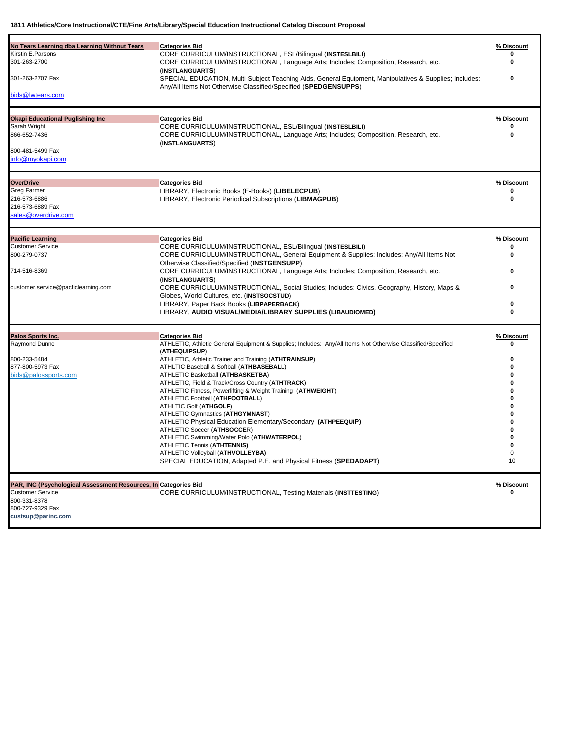**1811 Athletics/Core Instructional/CTE/Fine Arts/Library/Special Education Instructional Catalog Discount Proposal**

| Vendor | Categories Bid | % Discount |
|---|---|---|
| **No Tears Learning dba Learning Without Tears**<br>Kirstin E.Parsons<br>301-263-2700<br>301-263-2707 Fax<br>bids@lwtears.com | CORE CURRICULUM/INSTRUCTIONAL, ESL/Bilingual (**INSTESLBILI**) | 0 |
| | CORE CURRICULUM/INSTRUCTIONAL, Language Arts; Includes; Composition, Research, etc. (**INSTLANGUARTS**) | 0 |
| | SPECIAL EDUCATION, Multi-Subject Teaching Aids, General Equipment, Manipulatives & Supplies; Includes: Any/All Items Not Otherwise Classified/Specified (**SPEDGENSUPPS**) | 0 |
| **Okapi Educational Puglishing Inc**<br>Sarah Wright<br>866-652-7436<br>800-481-5499 Fax<br>info@myokapi.com | CORE CURRICULUM/INSTRUCTIONAL, ESL/Bilingual (**INSTESLBILI**) | 0 |
| | CORE CURRICULUM/INSTRUCTIONAL, Language Arts; Includes; Composition, Research, etc. (**INSTLANGUARTS**) | 0 |
| **OverDrive**<br>Greg Farmer<br>216-573-6886<br>216-573-6889 Fax<br>sales@overdrive.com | LIBRARY, Electronic Books (E-Books) (**LIBELECPUB**) | 0 |
| | LIBRARY, Electronic Periodical Subscriptions (**LIBMAGPUB**) | 0 |
| **Pacific Learning**<br>Customer Service<br>800-279-0737<br>714-516-8369<br>customer.service@pacficlearning.com | CORE CURRICULUM/INSTRUCTIONAL, ESL/Bilingual (**INSTESLBILI**) | 0 |
| | CORE CURRICULUM/INSTRUCTIONAL, General Equipment & Supplies; Includes: Any/All Items Not Otherwise Classified/Specified (**INSTGENSUPP**) | 0 |
| | CORE CURRICULUM/INSTRUCTIONAL, Language Arts; Includes; Composition, Research, etc. (**INSTLANGUARTS**) | 0 |
| | CORE CURRICULUM/INSTRUCTIONAL, Social Studies; Includes: Civics, Geography, History, Maps & Globes, World Cultures, etc. (**INSTSOCSTUD**) | 0 |
| | LIBRARY, Paper Back Books (**LIBPAPERBACK**) | 0 |
| | LIBRARY, **AUDIO VISUAL/MEDIA/LIBRARY SUPPLIES (LIBAUDIOMED)** | 0 |
| **Palos Sports Inc.**<br>Raymond Dunne<br>800-233-5484<br>877-800-5973 Fax<br>bids@palossports.com | ATHLETIC, Athletic General Equipment & Supplies; Includes: Any/All Items Not Otherwise Classified/Specified (**ATHEQUIPSUP**) | 0 |
| | ATHLETIC, Athletic Trainer and Training (**ATHTRAINSUP**) | 0 |
| | ATHLTIC Baseball & Softball (**ATHBASEBALL**) | 0 |
| | ATHLETIC Basketball (**ATHBASKETBA**) | 0 |
| | ATHLETIC, Field & Track/Cross Country (**ATHTRACK**) | 0 |
| | ATHLETIC Fitness, Powerlifting & Weight Training (**ATHWEIGHT**) | 0 |
| | ATHLETIC Football (**ATHFOOTBALL**) | 0 |
| | ATHLTIC Golf (**ATHGOLF**) | 0 |
| | ATHLETIC Gymnastics (**ATHGYMNAST**) | 0 |
| | ATHLETIC Physical Education Elementary/Secondary (**ATHPEEQUIP**) | 0 |
| | ATHLETIC Soccer (**ATHSOCCE**R) | 0 |
| | ATHLETIC Swimming/Water Polo (**ATHWATERPOL**) | 0 |
| | ATHLETIC Tennis (**ATHTENNIS**) | 0 |
| | ATHLETIC Volleyball (**ATHVOLLEYBA**) | 0 |
| | SPECIAL EDUCATION, Adapted P.E. and Physical Fitness (**SPEDADAPT**) | 10 |
| **PAR, INC (Psychological Assessment Resources, In**<br>Customer Service<br>800-331-8378<br>800-727-9329 Fax<br>custsup@parinc.com | CORE CURRICULUM/INSTRUCTIONAL, Testing Materials (**INSTTESTING**) | 0 |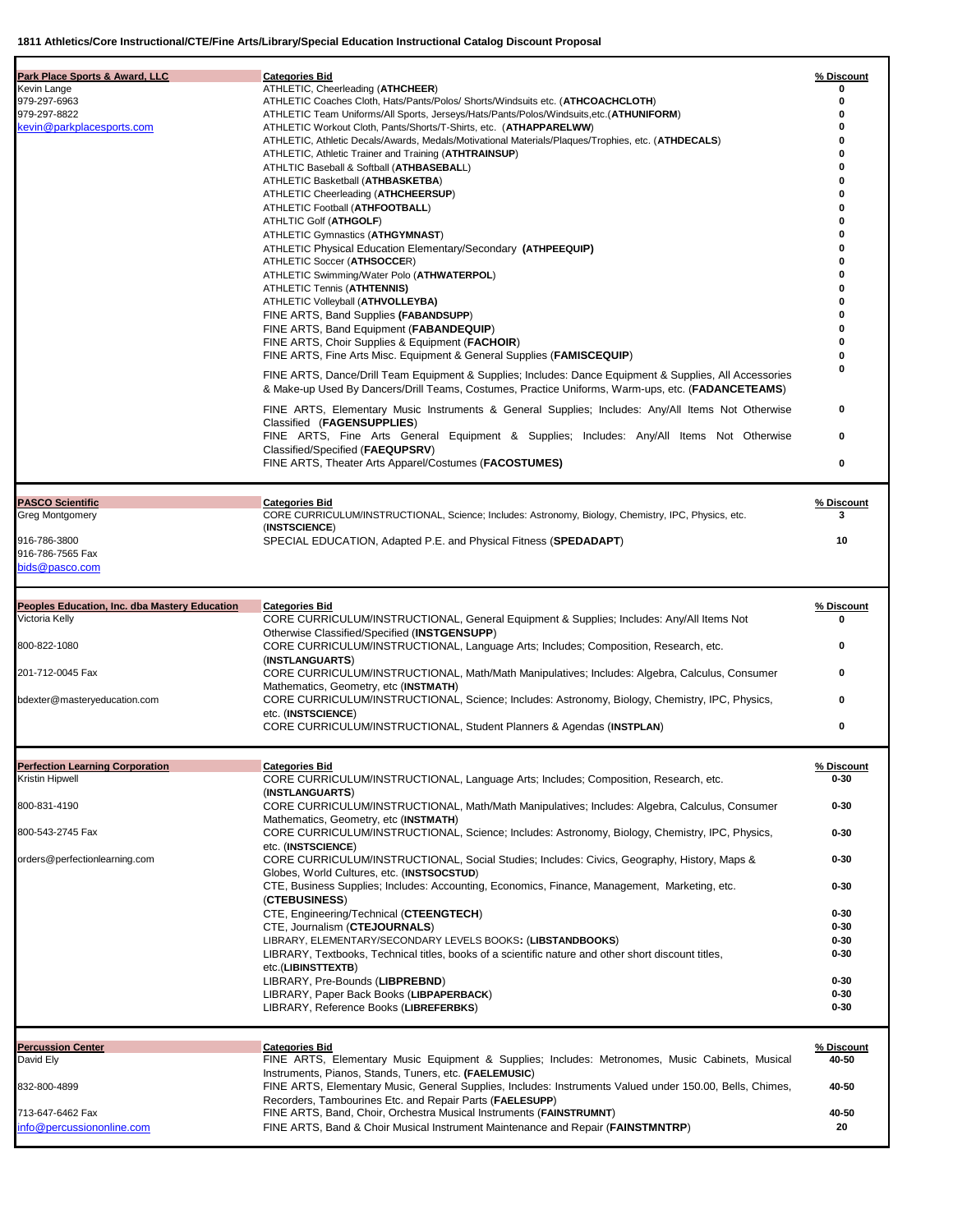**1811 Athletics/Core Instructional/CTE/Fine Arts/Library/Special Education Instructional Catalog Discount Proposal**

| Vendor | Categories Bid | % Discount |
|---|---|---|
| **Park Place Sports & Award, LLC**<br>Kevin Lange<br>979-297-6963<br>979-297-8822<br>kevin@parkplacesports.com | ATHLETIC, Cheerleading (**ATHCHEER**) | 0 |
| | ATHLETIC Coaches Cloth, Hats/Pants/Polos/ Shorts/Windsuits etc. (**ATHCOACHCLOTH**) | 0 |
| | ATHLETIC Team Uniforms/All Sports, Jerseys/Hats/Pants/Polos/Windsuits,etc.(**ATHUNIFORM**) | 0 |
| | ATHLETIC Workout Cloth, Pants/Shorts/T-Shirts, etc. (**ATHAPPARELWW**) | 0 |
| | ATHLETIC, Athletic Decals/Awards, Medals/Motivational Materials/Plaques/Trophies, etc. (**ATHDECALS**) | 0 |
| | ATHLETIC, Athletic Trainer and Training (**ATHTRAINSUP**) | 0 |
| | ATHLTIC Baseball & Softball (**ATHBASEBALL**) | 0 |
| | ATHLETIC Basketball (**ATHBASKETBA**) | 0 |
| | ATHLETIC Cheerleading (**ATHCHEERSUP**) | 0 |
| | ATHLETIC Football (**ATHFOOTBALL**) | 0 |
| | ATHLTIC Golf (**ATHGOLF**) | 0 |
| | ATHLETIC Gymnastics (**ATHGYMNAST**) | 0 |
| | ATHLETIC Physical Education Elementary/Secondary (**ATHPEEQUIP**) | 0 |
| | ATHLETIC Soccer (**ATHSOCCER**) | 0 |
| | ATHLETIC Swimming/Water Polo (**ATHWATERPOL**) | 0 |
| | ATHLETIC Tennis (**ATHTENNIS**) | 0 |
| | ATHLETIC Volleyball (**ATHVOLLEYBA**) | 0 |
| | FINE ARTS, Band Supplies (**FABANDSUPP**) | 0 |
| | FINE ARTS, Band Equipment (**FABANDEQUIP**) | 0 |
| | FINE ARTS, Choir Supplies & Equipment (**FACHOIR**) | 0 |
| | FINE ARTS, Fine Arts Misc. Equipment & General Supplies (**FAMISCEQUIP**) | 0 |
| | FINE ARTS, Dance/Drill Team Equipment & Supplies; Includes: Dance Equipment & Supplies, All Accessories & Make-up Used By Dancers/Drill Teams, Costumes, Practice Uniforms, Warm-ups, etc. (**FADANCETEAMS**) | 0 |
| | FINE ARTS, Elementary Music Instruments & General Supplies; Includes: Any/All Items Not Otherwise Classified (**FAGENSUPPLIES**) | 0 |
| | FINE ARTS, Fine Arts General Equipment & Supplies; Includes: Any/All Items Not Otherwise Classified/Specified (**FAEQUPSRV**) | 0 |
| | FINE ARTS, Theater Arts Apparel/Costumes (**FACOSTUMES**) | 0 |
| **PASCO Scientific**<br>Greg Montgomery<br>916-786-3800<br>916-786-7565 Fax<br>bids@pasco.com | CORE CURRICULUM/INSTRUCTIONAL, Science; Includes: Astronomy, Biology, Chemistry, IPC, Physics, etc. (**INSTSCIENCE**) | 3 |
| | SPECIAL EDUCATION, Adapted P.E. and Physical Fitness (**SPEDADAPT**) | 10 |
| **Peoples Education, Inc. dba Mastery Education**<br>Victoria Kelly<br>800-822-1080<br>201-712-0045 Fax<br>bdexter@masteryeducation.com | CORE CURRICULUM/INSTRUCTIONAL, General Equipment & Supplies; Includes: Any/All Items Not Otherwise Classified/Specified (**INSTGENSUPP**) | 0 |
| | CORE CURRICULUM/INSTRUCTIONAL, Language Arts; Includes; Composition, Research, etc. (**INSTLANGUARTS**) | 0 |
| | CORE CURRICULUM/INSTRUCTIONAL, Math/Math Manipulatives; Includes: Algebra, Calculus, Consumer Mathematics, Geometry, etc (**INSTMATH**) | 0 |
| | CORE CURRICULUM/INSTRUCTIONAL, Science; Includes: Astronomy, Biology, Chemistry, IPC, Physics, etc. (**INSTSCIENCE**) | 0 |
| | CORE CURRICULUM/INSTRUCTIONAL, Student Planners & Agendas (**INSTPLAN**) | 0 |
| **Perfection Learning Corporation**<br>Kristin Hipwell<br>800-831-4190<br>800-543-2745 Fax<br>orders@perfectionlearning.com | CORE CURRICULUM/INSTRUCTIONAL, Language Arts; Includes; Composition, Research, etc. (**INSTLANGUARTS**) | 0-30 |
| | CORE CURRICULUM/INSTRUCTIONAL, Math/Math Manipulatives; Includes: Algebra, Calculus, Consumer Mathematics, Geometry, etc (**INSTMATH**) | 0-30 |
| | CORE CURRICULUM/INSTRUCTIONAL, Science; Includes: Astronomy, Biology, Chemistry, IPC, Physics, etc. (**INSTSCIENCE**) | 0-30 |
| | CORE CURRICULUM/INSTRUCTIONAL, Social Studies; Includes: Civics, Geography, History, Maps & Globes, World Cultures, etc. (**INSTSOCSTUD**) | 0-30 |
| | CTE, Business Supplies; Includes: Accounting, Economics, Finance, Management, Marketing, etc. (**CTEBUSINESS**) | 0-30 |
| | CTE, Engineering/Technical (**CTEENGTECH**) | 0-30 |
| | CTE, Journalism (**CTEJOURNALS**) | 0-30 |
| | LIBRARY, ELEMENTARY/SECONDARY LEVELS BOOKS: (**LIBSTANDBOOKS**) | 0-30 |
| | LIBRARY, Textbooks, Technical titles, books of a scientific nature and other short discount titles, etc.(**LIBINSTTEXTB**) | 0-30 |
| | LIBRARY, Pre-Bounds (**LIBPREBND**) | 0-30 |
| | LIBRARY, Paper Back Books (**LIBPAPERBACK**) | 0-30 |
| | LIBRARY, Reference Books (**LIBREFERBKS**) | 0-30 |
| **Percussion Center**<br>David Ely<br>832-800-4899<br>713-647-6462 Fax<br>info@percussiononline.com | FINE ARTS, Elementary Music Equipment & Supplies; Includes: Metronomes, Music Cabinets, Musical Instruments, Pianos, Stands, Tuners, etc. (**FAELEMUSIC**) | 40-50 |
| | FINE ARTS, Elementary Music, General Supplies, Includes: Instruments Valued under 150.00, Bells, Chimes, Recorders, Tambourines Etc. and Repair Parts (**FAELESUPP**) | 40-50 |
| | FINE ARTS, Band, Choir, Orchestra Musical Instruments (**FAINSTRUMNT**) | 40-50 |
| | FINE ARTS, Band & Choir Musical Instrument Maintenance and Repair (**FAINSTMNTRP**) | 20 |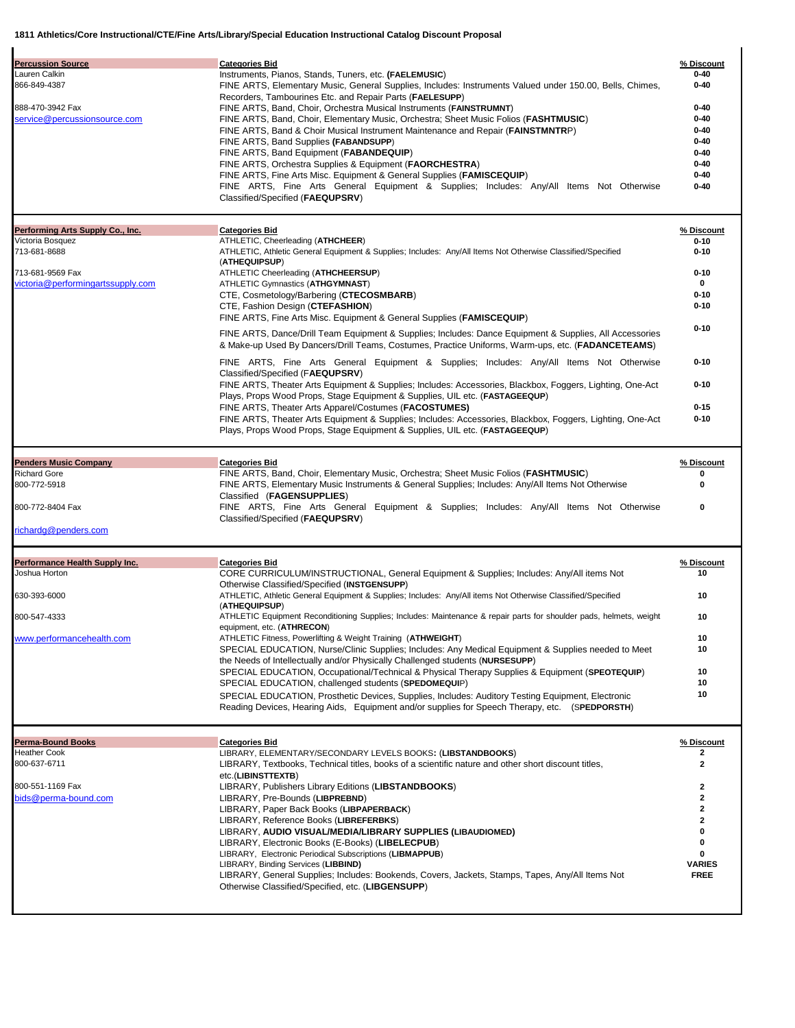**1811 Athletics/Core Instructional/CTE/Fine Arts/Library/Special Education Instructional Catalog Discount Proposal**

| Vendor | Categories Bid | % Discount |
|---|---|---|
| **Percussion Source** | Instruments, Pianos, Stands, Tuners, etc. (**FAELEMUSIC**) | 0-40 |
| Lauren Calkin | FINE ARTS, Elementary Music, General Supplies, Includes: Instruments Valued under 150.00, Bells, Chimes, Recorders, Tambourines Etc. and Repair Parts (**FAELESUPP**) | 0-40 |
| 866-849-4387 | FINE ARTS, Band, Choir, Orchestra Musical Instruments (**FAINSTRUMNT**) | 0-40 |
| 888-470-3942 Fax | FINE ARTS, Band, Choir, Elementary Music, Orchestra; Sheet Music Folios (**FASHTMUSIC**) | 0-40 |
| service@percussionsource.com | FINE ARTS, Band & Choir Musical Instrument Maintenance and Repair (**FAINSTMNTRP**) | 0-40 |
| | FINE ARTS, Band Supplies (**FABANDSUPP**) | 0-40 |
| | FINE ARTS, Band Equipment (**FABANDEQUIP**) | 0-40 |
| | FINE ARTS, Orchestra Supplies & Equipment (**FAORCHESTRA**) | 0-40 |
| | FINE ARTS, Fine Arts Misc. Equipment & General Supplies (**FAMISCEQUIP**) | 0-40 |
| | FINE ARTS, Fine Arts General Equipment & Supplies; Includes: Any/All Items Not Otherwise Classified/Specified (**FAEQUPSRV**) | 0-40 |

| Vendor | Categories Bid | % Discount |
|---|---|---|
| **Performing Arts Supply Co., Inc.** | ATHLETIC, Cheerleading (**ATHCHEER**) | 0-10 |
| Victoria Bosquez | ATHLETIC, Athletic General Equipment & Supplies; Includes: Any/All Items Not Otherwise Classified/Specified (**ATHEQUIPSUP**) | 0-10 |
| 713-681-8688 | ATHLETIC Cheerleading (**ATHCHEERSUP**) | 0-10 |
| 713-681-9569 Fax | ATHLETIC Gymnastics (**ATHGYMNAST**) | 0 |
| victoria@performingartssupply.com | CTE, Cosmetology/Barbering (**CTECOSMBARB**) | 0-10 |
| | CTE, Fashion Design (**CTEFASHION**) | 0-10 |
| | FINE ARTS, Fine Arts Misc. Equipment & General Supplies (**FAMISCEQUIP**) | |
| | FINE ARTS, Dance/Drill Team Equipment & Supplies; Includes: Dance Equipment & Supplies, All Accessories & Make-up Used By Dancers/Drill Teams, Costumes, Practice Uniforms, Warm-ups, etc. (**FADANCETEAMS**) | 0-10 |
| | FINE ARTS, Fine Arts General Equipment & Supplies; Includes: Any/All Items Not Otherwise Classified/Specified (**FAEQUPSRV**) | 0-10 |
| | FINE ARTS, Theater Arts Equipment & Supplies; Includes: Accessories, Blackbox, Foggers, Lighting, One-Act Plays, Props Wood Props, Stage Equipment & Supplies, UIL etc. (**FASTAGEEQUP**) | 0-10 |
| | FINE ARTS, Theater Arts Apparel/Costumes (**FACOSTUMES**) | 0-15 |
| | FINE ARTS, Theater Arts Equipment & Supplies; Includes: Accessories, Blackbox, Foggers, Lighting, One-Act Plays, Props Wood Props, Stage Equipment & Supplies, UIL etc. (**FASTAGEEQUP**) | 0-10 |

| Vendor | Categories Bid | % Discount |
|---|---|---|
| **Penders Music Company** | FINE ARTS, Band, Choir, Elementary Music, Orchestra; Sheet Music Folios (**FASHTMUSIC**) | 0 |
| Richard Gore | FINE ARTS, Elementary Music Instruments & General Supplies; Includes: Any/All Items Not Otherwise Classified (**FAGENSUPPLIES**) | 0 |
| 800-772-5918 | FINE ARTS, Fine Arts General Equipment & Supplies; Includes: Any/All Items Not Otherwise Classified/Specified (**FAEQUPSRV**) | 0 |
| 800-772-8404 Fax | | |
| richardg@penders.com | | |

| Vendor | Categories Bid | % Discount |
|---|---|---|
| **Performance Health Supply Inc.** | CORE CURRICULUM/INSTRUCTIONAL, General Equipment & Supplies; Includes: Any/All items Not Otherwise Classified/Specified (**INSTGENSUPP**) | 10 |
| Joshua Horton | ATHLETIC, Athletic General Equipment & Supplies; Includes: Any/All items Not Otherwise Classified/Specified (**ATHEQUIPSUP**) | 10 |
| 630-393-6000 | ATHLETIC Equipment Reconditioning Supplies; Includes: Maintenance & repair parts for shoulder pads, helmets, weight equipment, etc. (**ATHRECON**) | 10 |
| 800-547-4333 | ATHLETIC Fitness, Powerlifting & Weight Training (**ATHWEIGHT**) | 10 |
| www.performancehealth.com | SPECIAL EDUCATION, Nurse/Clinic Supplies; Includes: Any Medical Equipment & Supplies needed to Meet the Needs of Intellectually and/or Physically Challenged students (**NURSESUPP**) | 10 |
| | SPECIAL EDUCATION, Occupational/Technical & Physical Therapy Supplies & Equipment (**SPEOTEQUIP**) | 10 |
| | SPECIAL EDUCATION, challenged students (**SPEDOMEQUIP**) | 10 |
| | SPECIAL EDUCATION, Prosthetic Devices, Supplies, Includes: Auditory Testing Equipment, Electronic Reading Devices, Hearing Aids, Equipment and/or supplies for Speech Therapy, etc. (**SPEDPORSTH**) | 10 |

| Vendor | Categories Bid | % Discount |
|---|---|---|
| **Perma-Bound Books** | LIBRARY, ELEMENTARY/SECONDARY LEVELS BOOKS: (**LIBSTANDBOOKS**) | 2 |
| Heather Cook | LIBRARY, Textbooks, Technical titles, books of a scientific nature and other short discount titles, etc.(**LIBINSTTEXTB**) | 2 |
| 800-637-6711 | LIBRARY, Publishers Library Editions (**LIBSTANDBOOKS**) | 2 |
| 800-551-1169 Fax | LIBRARY, Pre-Bounds (**LIBPREBND**) | 2 |
| bids@perma-bound.com | LIBRARY, Paper Back Books (**LIBPAPERBACK**) | 2 |
| | LIBRARY, Reference Books (**LIBREFERBKS**) | 2 |
| | LIBRARY, **AUDIO VISUAL/MEDIA/LIBRARY SUPPLIES (LIBAUDIOMED)** | 0 |
| | LIBRARY, Electronic Books (E-Books) (**LIBELECPUB**) | 0 |
| | LIBRARY, Electronic Periodical Subscriptions (**LIBMAPPUB**) | 0 |
| | LIBRARY, Binding Services (**LIBBIND**) | VARIES |
| | LIBRARY, General Supplies; Includes: Bookends, Covers, Jackets, Stamps, Tapes, Any/All Items Not Otherwise Classified/Specified, etc. (**LIBGENSUPP**) | FREE |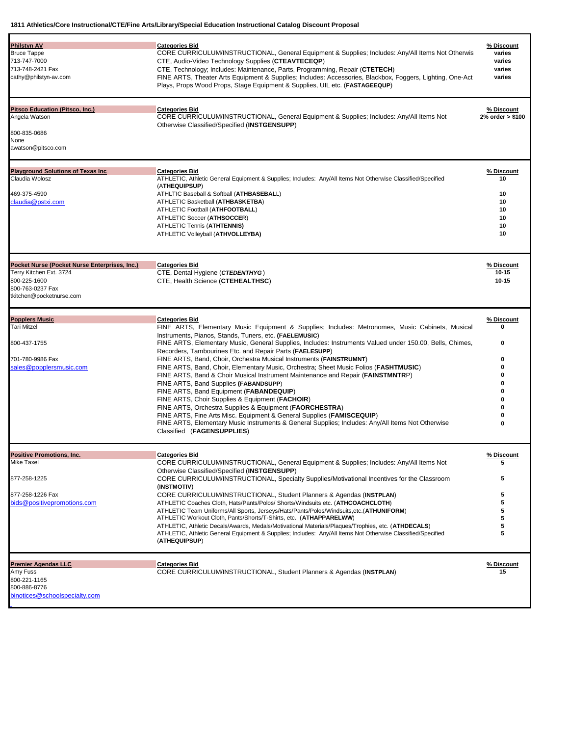**1811 Athletics/Core Instructional/CTE/Fine Arts/Library/Special Education Instructional Catalog Discount Proposal**

| Vendor | Categories Bid | % Discount |
|---|---|---|
| **Philstyn AV**<br>Bruce Tappe<br>713-747-7000<br>713-748-2421 Fax<br>cathy@philstyn-av.com | CORE CURRICULUM/INSTRUCTIONAL, General Equipment & Supplies; Includes: Any/All Items Not Otherwis | varies |
| | CTE, Audio-Video Technology Supplies (**CTEAVTECEQP**) | varies |
| | CTE, Technology; Includes: Maintenance, Parts, Programming, Repair (**CTETECH**) | varies |
| | FINE ARTS, Theater Arts Equipment & Supplies; Includes: Accessories, Blackbox, Foggers, Lighting, One-Act Plays, Props Wood Props, Stage Equipment & Supplies, UIL etc. (**FASTAGEEQUP**) | varies |
| **Pitsco Education (Pitsco, Inc.)**<br>Angela Watson<br>800-835-0686<br>None<br>awatson@pitsco.com | CORE CURRICULUM/INSTRUCTIONAL, General Equipment & Supplies; Includes: Any/All Items Not Otherwise Classified/Specified (**INSTGENSUPP**) | 2% order > $100 |
| **Playground Solutions of Texas Inc**<br>Claudia Wolosz<br>469-375-4590<br>claudia@pstxi.com | ATHLETIC, Athletic General Equipment & Supplies; Includes: Any/All Items Not Otherwise Classified/Specified (**ATHEQUIPSUP**) | 10 |
| | ATHLTIC Baseball & Softball (**ATHBASEBALL**) | 10 |
| | ATHLETIC Basketball (**ATHBASKETBA**) | 10 |
| | ATHLETIC Football (**ATHFOOTBALL**) | 10 |
| | ATHLETIC Soccer (**ATHSOCCE**R) | 10 |
| | ATHLETIC Tennis (**ATHTENNIS**) | 10 |
| | ATHLETIC Volleyball (**ATHVOLLEYBA**) | 10 |
| **Pocket Nurse (Pocket Nurse Enterprises, Inc.)**<br>Terry Kitchen Ext. 3724<br>800-225-1600<br>800-763-0237 Fax<br>tkitchen@pocketnurse.com | CTE, Dental Hygiene (***CTEDENTHYG***) | 10-15 |
| | CTE, Health Science (**CTEHEALTHSC**) | 10-15 |
| **Popplers Music**<br>Tari Mitzel<br>800-437-1755<br>701-780-9986 Fax<br>sales@popplersmusic.com | FINE ARTS, Elementary Music Equipment & Supplies; Includes: Metronomes, Music Cabinets, Musical Instruments, Pianos, Stands, Tuners, etc. (**FAELEMUSIC**) | 0 |
| | FINE ARTS, Elementary Music, General Supplies, Includes: Instruments Valued under 150.00, Bells, Chimes, Recorders, Tambourines Etc. and Repair Parts (**FAELESUPP**) | 0 |
| | FINE ARTS, Band, Choir, Orchestra Musical Instruments (**FAINSTRUMNT**) | 0 |
| | FINE ARTS, Band, Choir, Elementary Music, Orchestra; Sheet Music Folios (**FASHTMUSIC**) | 0 |
| | FINE ARTS, Band & Choir Musical Instrument Maintenance and Repair (**FAINSTMNTR**P) | 0 |
| | FINE ARTS, Band Supplies (**FABANDSUPP**) | 0 |
| | FINE ARTS, Band Equipment (**FABANDEQUIP**) | 0 |
| | FINE ARTS, Choir Supplies & Equipment (**FACHOIR**) | 0 |
| | FINE ARTS, Orchestra Supplies & Equipment (**FAORCHESTRA**) | 0 |
| | FINE ARTS, Fine Arts Misc. Equipment & General Supplies (**FAMISCEQUIP**) | 0 |
| | FINE ARTS, Elementary Music Instruments & General Supplies; Includes: Any/All Items Not Otherwise Classified (**FAGENSUPPLIES**) | 0 |
| **Positive Promotions, Inc.**<br>Mike Taxel<br>877-258-1225<br>877-258-1226 Fax<br>bids@positivepromotions.com | CORE CURRICULUM/INSTRUCTIONAL, General Equipment & Supplies; Includes: Any/All Items Not Otherwise Classified/Specified (**INSTGENSUPP**) | 5 |
| | CORE CURRICULUM/INSTRUCTIONAL, Specialty Supplies/Motivational Incentives for the Classroom (**INSTMOTIV**) | 5 |
| | CORE CURRICULUM/INSTRUCTIONAL, Student Planners & Agendas (**INSTPLAN**) | 5 |
| | ATHLETIC Coaches Cloth, Hats/Pants/Polos/ Shorts/Windsuits etc. (**ATHCOACHCLOTH**) | 5 |
| | ATHLETIC Team Uniforms/All Sports, Jerseys/Hats/Pants/Polos/Windsuits,etc.(**ATHUNIFORM**) | 5 |
| | ATHLETIC Workout Cloth, Pants/Shorts/T-Shirts, etc. (**ATHAPPARELWW**) | 5 |
| | ATHLETIC, Athletic Decals/Awards, Medals/Motivational Materials/Plaques/Trophies, etc. (**ATHDECALS**) | 5 |
| | ATHLETIC, Athletic General Equipment & Supplies; Includes: Any/All Items Not Otherwise Classified/Specified (**ATHEQUIPSUP**) | 5 |
| **Premier Agendas LLC**<br>Amy Fuss<br>800-221-1165<br>800-886-8776<br>binotices@schoolspecialty.com | CORE CURRICULUM/INSTRUCTIONAL, Student Planners & Agendas (**INSTPLAN**) | 15 |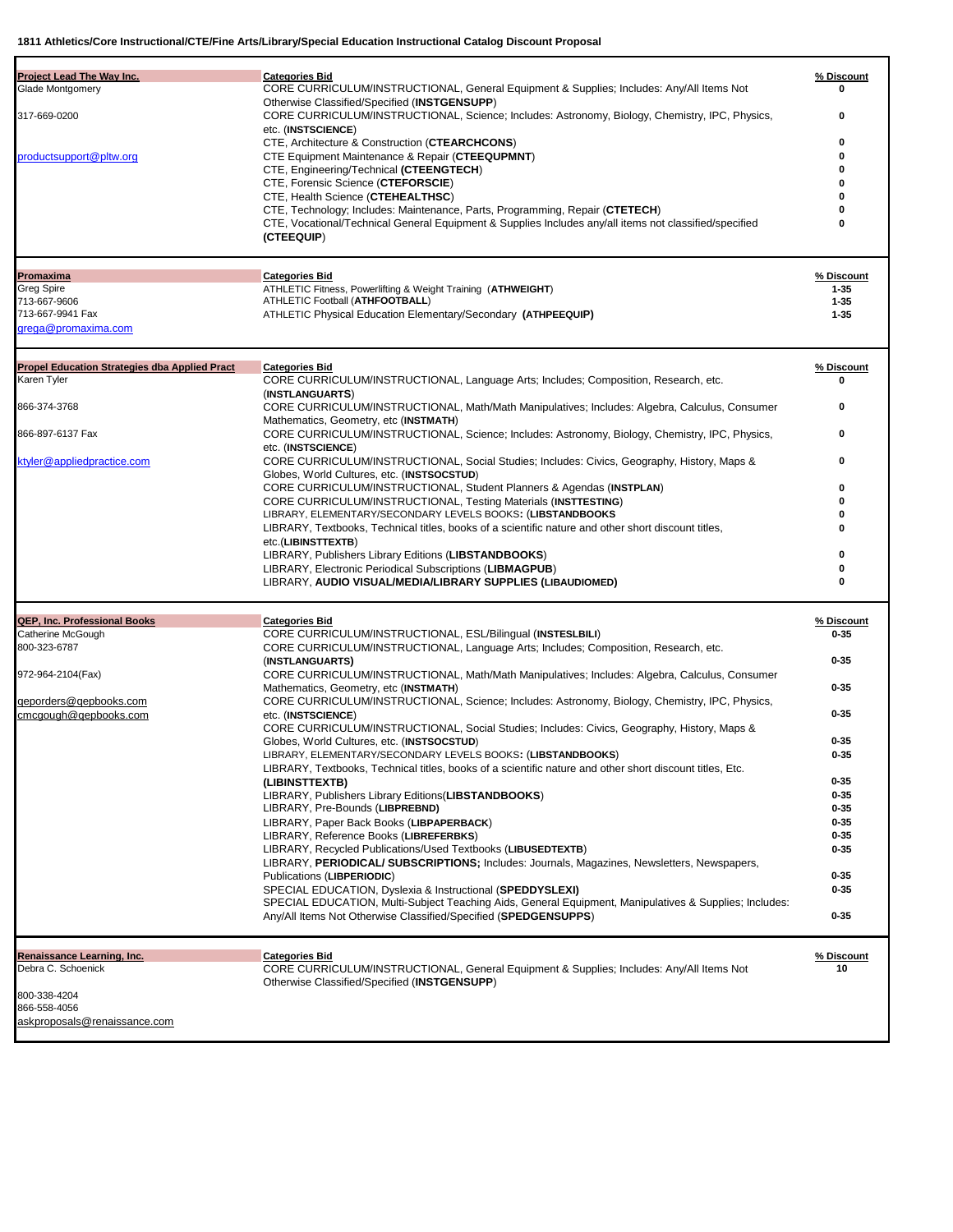**1811 Athletics/Core Instructional/CTE/Fine Arts/Library/Special Education Instructional Catalog Discount Proposal**

| Vendor | Categories Bid | % Discount |
|---|---|---|
| **Project Lead The Way Inc.** | **Categories Bid** | **% Discount** |
| Glade Montgomery | CORE CURRICULUM/INSTRUCTIONAL, General Equipment & Supplies; Includes: Any/All Items Not Otherwise Classified/Specified (**INSTGENSUPP**) | 0 |
| 317-669-0200 | CORE CURRICULUM/INSTRUCTIONAL, Science; Includes: Astronomy, Biology, Chemistry, IPC, Physics, etc. (**INSTSCIENCE**) | 0 |
| | CTE, Architecture & Construction (**CTEARCHCONS**) | 0 |
| productsupport@pltw.org | CTE Equipment Maintenance & Repair (**CTEEQUPMNT**) | 0 |
| | CTE, Engineering/Technical (**CTEENGTECH**) | 0 |
| | CTE, Forensic Science (**CTEFORSCIE**) | 0 |
| | CTE, Health Science (**CTEHEALTHSC**) | 0 |
| | CTE, Technology; Includes: Maintenance, Parts, Programming, Repair (**CTETECH**) | 0 |
| | CTE, Vocational/Technical General Equipment & Supplies Includes any/all items not classified/specified (**CTEEQUIP**) | 0 |
| **Promaxima** | **Categories Bid** | **% Discount** |
| Greg Spire | ATHLETIC Fitness, Powerlifting & Weight Training (**ATHWEIGHT**) | 1-35 |
| 713-667-9606 | ATHLETIC Football (**ATHFOOTBALL**) | 1-35 |
| 713-667-9941 Fax | ATHLETIC Physical Education Elementary/Secondary (**ATHPEEQUIP**) | 1-35 |
| grega@promaxima.com | | |
| **Propel Education Strategies dba Applied Pract** | **Categories Bid** | **% Discount** |
| Karen Tyler | CORE CURRICULUM/INSTRUCTIONAL, Language Arts; Includes; Composition, Research, etc. (**INSTLANGUARTS**) | 0 |
| 866-374-3768 | CORE CURRICULUM/INSTRUCTIONAL, Math/Math Manipulatives; Includes: Algebra, Calculus, Consumer Mathematics, Geometry, etc (**INSTMATH**) | 0 |
| 866-897-6137 Fax | CORE CURRICULUM/INSTRUCTIONAL, Science; Includes: Astronomy, Biology, Chemistry, IPC, Physics, etc. (**INSTSCIENCE**) | 0 |
| ktyler@appliedpractice.com | CORE CURRICULUM/INSTRUCTIONAL, Social Studies; Includes: Civics, Geography, History, Maps & Globes, World Cultures, etc. (**INSTSOCSTUD**) | 0 |
| | CORE CURRICULUM/INSTRUCTIONAL, Student Planners & Agendas (**INSTPLAN**) | 0 |
| | CORE CURRICULUM/INSTRUCTIONAL, Testing Materials (**INSTTESTING**) | 0 |
| | LIBRARY, ELEMENTARY/SECONDARY LEVELS BOOKS**:** (**LIBSTANDBOOKS** | 0 |
| | LIBRARY, Textbooks, Technical titles, books of a scientific nature and other short discount titles, etc.(**LIBINSTTEXTB**) | 0 |
| | LIBRARY, Publishers Library Editions (**LIBSTANDBOOKS**) | 0 |
| | LIBRARY, Electronic Periodical Subscriptions (**LIBMAGPUB**) | 0 |
| | LIBRARY, **AUDIO VISUAL/MEDIA/LIBRARY SUPPLIES (LIBAUDIOMED)** | 0 |
| **QEP, Inc. Professional Books** | **Categories Bid** | **% Discount** |
| Catherine McGough | CORE CURRICULUM/INSTRUCTIONAL, ESL/Bilingual (**INSTESLBILI**) | 0-35 |
| 800-323-6787 | CORE CURRICULUM/INSTRUCTIONAL, Language Arts; Includes; Composition, Research, etc. (**INSTLANGUARTS)** | 0-35 |
| 972-964-2104(Fax) | CORE CURRICULUM/INSTRUCTIONAL, Math/Math Manipulatives; Includes: Algebra, Calculus, Consumer Mathematics, Geometry, etc (**INSTMATH**) | 0-35 |
| qeporders@qepbooks.com<br>cmcgough@qepbooks.com | CORE CURRICULUM/INSTRUCTIONAL, Science; Includes: Astronomy, Biology, Chemistry, IPC, Physics, etc. (**INSTSCIENCE**) | 0-35 |
| | CORE CURRICULUM/INSTRUCTIONAL, Social Studies; Includes: Civics, Geography, History, Maps & Globes, World Cultures, etc. (**INSTSOCSTUD**) | 0-35 |
| | LIBRARY, ELEMENTARY/SECONDARY LEVELS BOOKS**:** (**LIBSTANDBOOKS**) | 0-35 |
| | LIBRARY, Textbooks, Technical titles, books of a scientific nature and other short discount titles, Etc. **(LIBINSTTEXTB)** | 0-35 |
| | LIBRARY, Publishers Library Editions(**LIBSTANDBOOKS**) | 0-35 |
| | LIBRARY, Pre-Bounds (**LIBPREBND)** | 0-35 |
| | LIBRARY, Paper Back Books (**LIBPAPERBACK**) | 0-35 |
| | LIBRARY, Reference Books (**LIBREFERBKS**) | 0-35 |
| | LIBRARY, Recycled Publications/Used Textbooks (**LIBUSEDTEXTB**) | 0-35 |
| | LIBRARY, **PERIODICAL/ SUBSCRIPTIONS;** Includes: Journals, Magazines, Newsletters, Newspapers, Publications (**LIBPERIODIC**) | 0-35 |
| | SPECIAL EDUCATION, Dyslexia & Instructional (**SPEDDYSLEXI)** | 0-35 |
| | SPECIAL EDUCATION, Multi-Subject Teaching Aids, General Equipment, Manipulatives & Supplies; Includes: Any/All Items Not Otherwise Classified/Specified (**SPEDGENSUPPS**) | 0-35 |
| **Renaissance Learning, Inc.** | **Categories Bid** | **% Discount** |
| Debra C. Schoenick | CORE CURRICULUM/INSTRUCTIONAL, General Equipment & Supplies; Includes: Any/All Items Not Otherwise Classified/Specified (**INSTGENSUPP**) | 10 |
| 800-338-4204 | | |
| 866-558-4056 | | |
| askproposals@renaissance.com | | |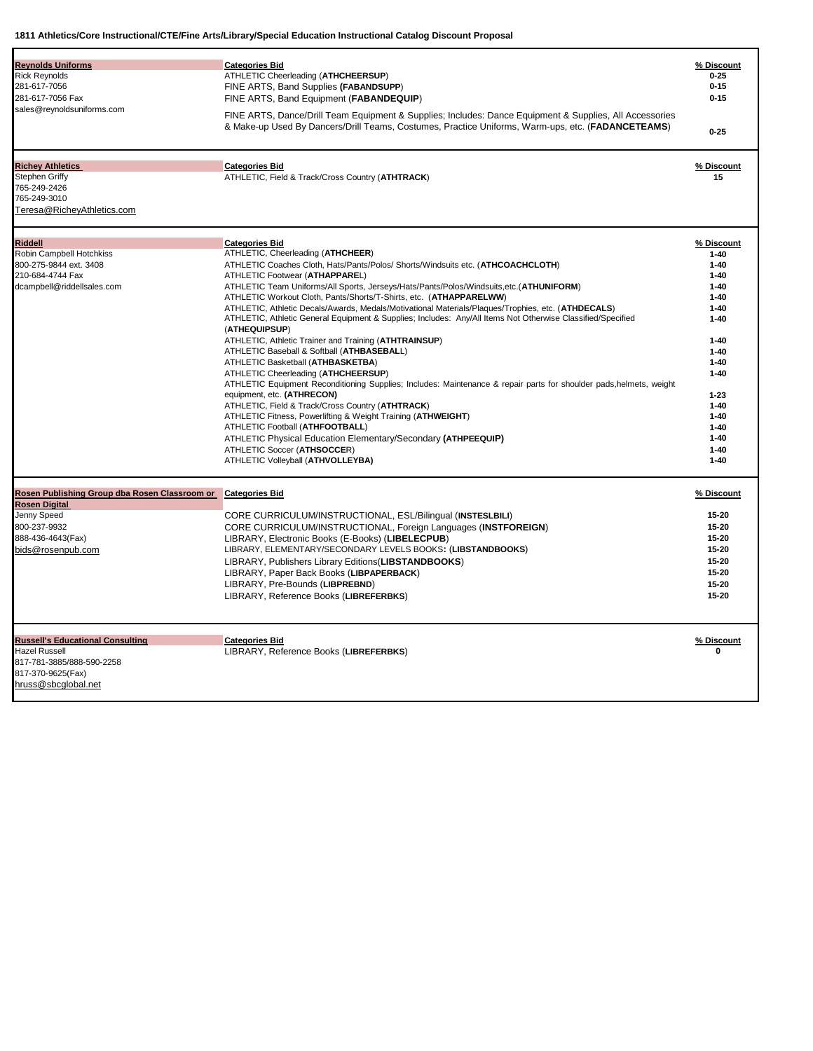**1811 Athletics/Core Instructional/CTE/Fine Arts/Library/Special Education Instructional Catalog Discount Proposal**

| Vendor | Categories Bid | % Discount |
|---|---|---|
| **Reynolds Uniforms**<br>Rick Reynolds<br>281-617-7056<br>281-617-7056 Fax<br>sales@reynoldsuniforms.com | ATHLETIC Cheerleading (**ATHCHEERSUP**)<br>FINE ARTS, Band Supplies **(FABANDSUPP**)<br>FINE ARTS, Band Equipment (**FABANDEQUIP**)<br>FINE ARTS, Dance/Drill Team Equipment & Supplies; Includes: Dance Equipment & Supplies, All Accessories & Make-up Used By Dancers/Drill Teams, Costumes, Practice Uniforms, Warm-ups, etc. (**FADANCETEAMS**) | **0-25**<br>**0-15**<br>**0-15**<br>**0-25** |
| **Richey Athletics**<br>Stephen Griffy<br>765-249-2426<br>765-249-3010<br>Teresa@RicheyAthletics.com | ATHLETIC, Field & Track/Cross Country (**ATHTRACK**) | **15** |
| **Riddell**<br>Robin Campbell Hotchkiss<br>800-275-9844 ext. 3408<br>210-684-4744 Fax<br>dcampbell@riddellsales.com | ATHLETIC, Cheerleading (**ATHCHEER**)<br>ATHLETIC Coaches Cloth, Hats/Pants/Polos/ Shorts/Windsuits etc. (**ATHCOACHCLOTH**)<br>ATHLETIC Footwear (**ATHAPPARE**L)<br>ATHLETIC Team Uniforms/All Sports, Jerseys/Hats/Pants/Polos/Windsuits,etc.(**ATHUNIFORM**)<br>ATHLETIC Workout Cloth, Pants/Shorts/T-Shirts, etc. (**ATHAPPARELWW**)<br>ATHLETIC, Athletic Decals/Awards, Medals/Motivational Materials/Plaques/Trophies, etc. (**ATHDECALS**)<br>ATHLETIC, Athletic General Equipment & Supplies; Includes: Any/All Items Not Otherwise Classified/Specified (**ATHEQUIPSUP**)<br>ATHLETIC, Athletic Trainer and Training (**ATHTRAINSUP**)<br>ATHLETIC Baseball & Softball (**ATHBASEBAL**L)<br>ATHLETIC Basketball (**ATHBASKETBA**)<br>ATHLETIC Cheerleading (**ATHCHEERSUP**)<br>ATHLETIC Equipment Reconditioning Supplies; Includes: Maintenance & repair parts for shoulder pads,helmets, weight equipment, etc. **(ATHRECON)**<br>ATHLETIC, Field & Track/Cross Country (**ATHTRACK**)<br>ATHLETIC Fitness, Powerlifting & Weight Training (**ATHWEIGHT**)<br>ATHLETIC Football (**ATHFOOTBALL**)<br>ATHLETIC Physical Education Elementary/Secondary **(ATHPEEQUIP)**<br>ATHLETIC Soccer (**ATHSOCCE**R)<br>ATHLETIC Volleyball (**ATHVOLLEYBA)** | **1-40**<br>**1-40**<br>**1-40**<br>**1-40**<br>**1-40**<br>**1-40**<br>**1-40**<br>**1-40**<br>**1-40**<br>**1-40**<br>**1-40**<br>**1-23**<br>**1-40**<br>**1-40**<br>**1-40**<br>**1-40**<br>**1-40**<br>**1-40** |
| **Rosen Publishing Group dba Rosen Classroom or Rosen Digital**<br>Jenny Speed<br>800-237-9932<br>888-436-4643(Fax)<br>bids@rosenpub.com | CORE CURRICULUM/INSTRUCTIONAL, ESL/Bilingual (**INSTESLBILI**)<br>CORE CURRICULUM/INSTRUCTIONAL, Foreign Languages (**INSTFOREIGN**)<br>LIBRARY, Electronic Books (E-Books) (**LIBELECPUB**)<br>LIBRARY, ELEMENTARY/SECONDARY LEVELS BOOKS**:** (**LIBSTANDBOOKS**)<br>LIBRARY, Publishers Library Editions(**LIBSTANDBOOKS**)<br>LIBRARY, Paper Back Books (**LIBPAPERBACK**)<br>LIBRARY, Pre-Bounds (**LIBPREBND**)<br>LIBRARY, Reference Books (**LIBREFERBKS**) | **15-20**<br>**15-20**<br>**15-20**<br>**15-20**<br>**15-20**<br>**15-20**<br>**15-20**<br>**15-20** |
| **Russell's Educational Consulting**<br>Hazel Russell<br>817-781-3885/888-590-2258<br>817-370-9625(Fax)<br>hruss@sbcglobal.net | LIBRARY, Reference Books (**LIBREFERBKS**) | **0** |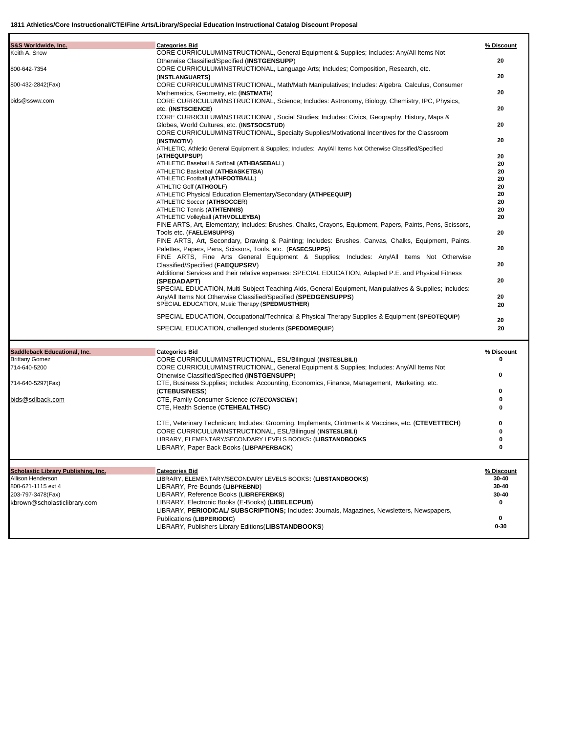**1811 Athletics/Core Instructional/CTE/Fine Arts/Library/Special Education Instructional Catalog Discount Proposal**

| Vendor | Categories Bid | % Discount |
|---|---|---|
| **S&S Worldwide, Inc.** | | |
| Keith A. Snow | CORE CURRICULUM/INSTRUCTIONAL, General Equipment & Supplies; Includes: Any/All Items Not Otherwise Classified/Specified (**INSTGENSUPP**) | 20 |
| 800-642-7354 | CORE CURRICULUM/INSTRUCTIONAL, Language Arts; Includes; Composition, Research, etc. (**INSTLANGUARTS**) | 20 |
| 800-432-2842(Fax) | CORE CURRICULUM/INSTRUCTIONAL, Math/Math Manipulatives; Includes: Algebra, Calculus, Consumer Mathematics, Geometry, etc (**INSTMATH**) | 20 |
| bids@ssww.com | CORE CURRICULUM/INSTRUCTIONAL, Science; Includes: Astronomy, Biology, Chemistry, IPC, Physics, etc. (**INSTSCIENCE**) | 20 |
| | CORE CURRICULUM/INSTRUCTIONAL, Social Studies; Includes: Civics, Geography, History, Maps & Globes, World Cultures, etc. (**INSTSOCSTUD**) | 20 |
| | CORE CURRICULUM/INSTRUCTIONAL, Specialty Supplies/Motivational Incentives for the Classroom (**INSTMOTIV**) | 20 |
| | ATHLETIC, Athletic General Equipment & Supplies; Includes: Any/All Items Not Otherwise Classified/Specified (**ATHEQUIPSUP**) | 20 |
| | ATHLETIC Baseball & Softball (**ATHBASEBAL**L) | 20 |
| | ATHLETIC Basketball (**ATHBASKETBA**) | 20 |
| | ATHLETIC Football (**ATHFOOTBALL**) | 20 |
| | ATHLTIC Golf (**ATHGOLF**) | 20 |
| | ATHLETIC Physical Education Elementary/Secondary **(ATHPEEQUIP)** | 20 |
| | ATHLETIC Soccer (**ATHSOCCE**R) | 20 |
| | ATHLETIC Tennis (**ATHTENNIS)** | 20 |
| | ATHLETIC Volleyball (**ATHVOLLEYBA)** | 20 |
| | FINE ARTS, Art, Elementary; Includes: Brushes, Chalks, Crayons, Equipment, Papers, Paints, Pens, Scissors, Tools etc. (**FAELEMSUPPS**) | 20 |
| | FINE ARTS, Art, Secondary, Drawing & Painting; Includes: Brushes, Canvas, Chalks, Equipment, Paints, Palettes, Papers, Pens, Scissors, Tools, etc. (**FASECSUPPS**) | 20 |
| | FINE ARTS, Fine Arts General Equipment & Supplies; Includes: Any/All Items Not Otherwise Classified/Specified (**FAEQUPSRV**) | 20 |
| | Additional Services and their relative expenses: SPECIAL EDUCATION, Adapted P.E. and Physical Fitness **(SPEDADAPT)** | 20 |
| | SPECIAL EDUCATION, Multi-Subject Teaching Aids, General Equipment, Manipulatives & Supplies; Includes: Any/All Items Not Otherwise Classified/Specified (**SPEDGENSUPPS**) | 20 |
| | SPECIAL EDUCATION, Music Therapy (**SPEDMUSTHER**) | 20 |
| | SPECIAL EDUCATION, Occupational/Technical & Physical Therapy Supplies & Equipment (**SPEOTEQUIP**) | 20 |
| | SPECIAL EDUCATION, challenged students (**SPEDOMEQUI**P) | 20 |
| **Saddleback Educational, Inc.** | | |
| Brittany Gomez | CORE CURRICULUM/INSTRUCTIONAL, ESL/Bilingual (**INSTESLBILI**) | 0 |
| 714-640-5200 | CORE CURRICULUM/INSTRUCTIONAL, General Equipment & Supplies; Includes: Any/All Items Not Otherwise Classified/Specified (**INSTGENSUPP**) | 0 |
| 714-640-5297(Fax) | CTE, Business Supplies; Includes: Accounting, Economics, Finance, Management, Marketing, etc. (**CTEBUSINESS**) | 0 |
| bids@sdlback.com | CTE, Family Consumer Science (***CTECONSCIEN***) | 0 |
| | CTE, Health Science (**CTEHEALTHSC**) | 0 |
| | CTE, Veterinary Technician; Includes: Grooming, Implements, Ointments & Vaccines, etc. (**CTEVETTECH**) | 0 |
| | CORE CURRICULUM/INSTRUCTIONAL, ESL/Bilingual (**INSTESLBILI**) | 0 |
| | LIBRARY, ELEMENTARY/SECONDARY LEVELS BOOKS**: (LIBSTANDBOOKS** | 0 |
| | LIBRARY, Paper Back Books (**LIBPAPERBACK**) | 0 |
| **Scholastic Library Publishing, Inc.** | | |
| Allison Henderson | LIBRARY, ELEMENTARY/SECONDARY LEVELS BOOKS**:** (**LIBSTANDBOOKS**) | 30-40 |
| 800-621-1115 ext 4 | LIBRARY, Pre-Bounds (**LIBPREBND**) | 30-40 |
| 203-797-3478(Fax) | LIBRARY, Reference Books (**LIBREFERBKS**) | 30-40 |
| kbrown@scholasticlibrary.com | LIBRARY, Electronic Books (E-Books) (**LIBELECPUB**) | 0 |
| | LIBRARY, **PERIODICAL/ SUBSCRIPTIONS;** Includes: Journals, Magazines, Newsletters, Newspapers, Publications (**LIBPERIODIC**) | 0 |
| | LIBRARY, Publishers Library Editions(**LIBSTANDBOOKS**) | 0-30 |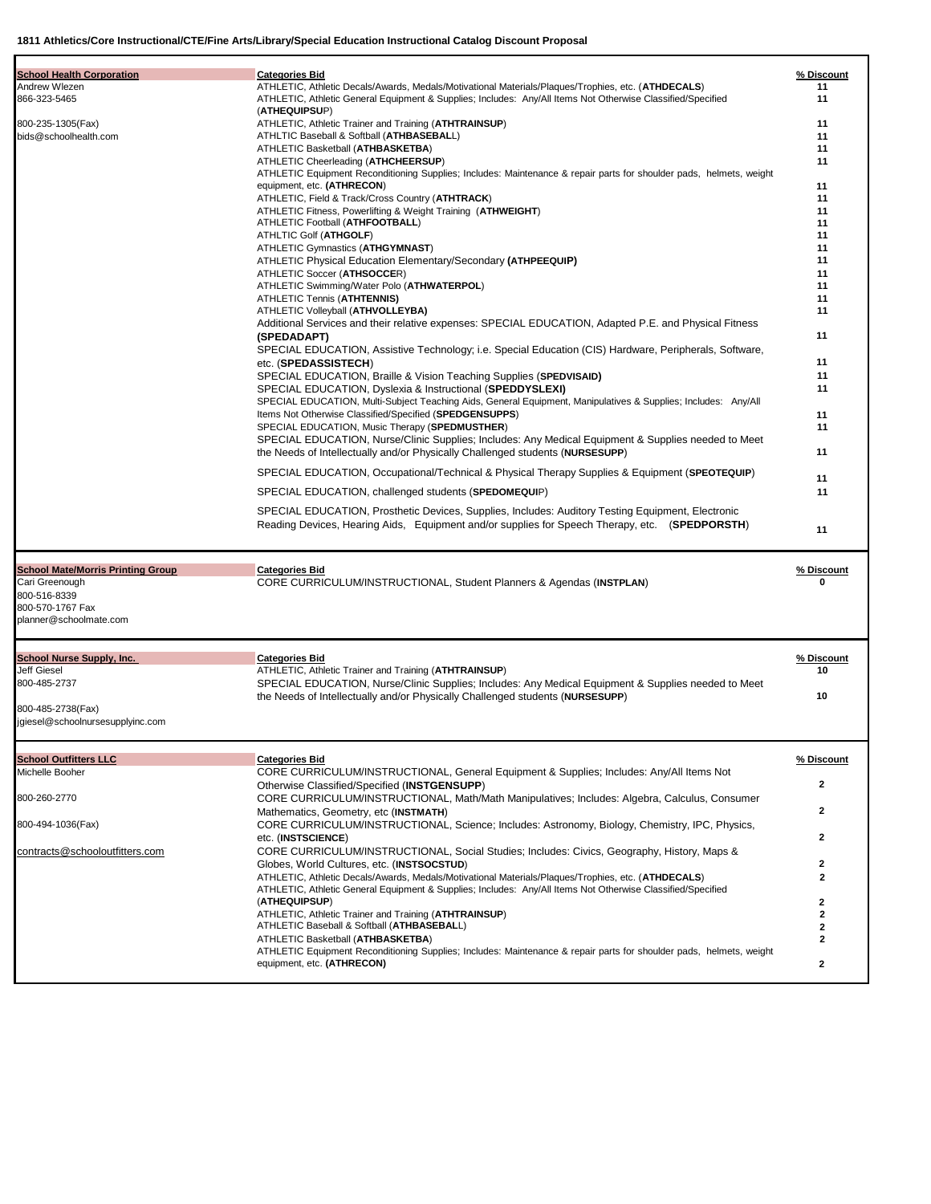**1811 Athletics/Core Instructional/CTE/Fine Arts/Library/Special Education Instructional Catalog Discount Proposal**

| Vendor | Categories Bid | % Discount |
|---|---|---|
| **School Health Corporation**<br>Andrew Wlezen<br>866-323-5465<br>800-235-1305(Fax)<br>bids@schoolhealth.com | ATHLETIC, Athletic Decals/Awards, Medals/Motivational Materials/Plaques/Trophies, etc. (**ATHDECALS**) | 11 |
| | ATHLETIC, Athletic General Equipment & Supplies; Includes: Any/All Items Not Otherwise Classified/Specified (**ATHEQUIPSU**P) | 11 |
| | ATHLETIC, Athletic Trainer and Training (**ATHTRAINSUP**) | 11 |
| | ATHLTIC Baseball & Softball (**ATHBASEBAL**L) | 11 |
| | ATHLETIC Basketball (**ATHBASKETBA**) | 11 |
| | ATHLETIC Cheerleading (**ATHCHEERSUP**) | 11 |
| | ATHLETIC Equipment Reconditioning Supplies; Includes: Maintenance & repair parts for shoulder pads, helmets, weight equipment, etc. **(ATHRECON**) | 11 |
| | ATHLETIC, Field & Track/Cross Country (**ATHTRACK**) | 11 |
| | ATHLETIC Fitness, Powerlifting & Weight Training (**ATHWEIGHT**) | 11 |
| | ATHLETIC Football (**ATHFOOTBALL**) | 11 |
| | ATHLTIC Golf (**ATHGOLF**) | 11 |
| | ATHLETIC Gymnastics (**ATHGYMNAST**) | 11 |
| | ATHLETIC Physical Education Elementary/Secondary **(ATHPEEQUIP)** | 11 |
| | ATHLETIC Soccer (**ATHSOCCE**R) | 11 |
| | ATHLETIC Swimming/Water Polo (**ATHWATERPOL**) | 11 |
| | ATHLETIC Tennis (**ATHTENNIS)** | 11 |
| | ATHLETIC Volleyball (**ATHVOLLEYBA)** | 11 |
| | Additional Services and their relative expenses: SPECIAL EDUCATION, Adapted P.E. and Physical Fitness **(SPEDADAPT)** | 11 |
| | SPECIAL EDUCATION, Assistive Technology; i.e. Special Education (CIS) Hardware, Peripherals, Software, etc. (**SPEDASSISTECH**) | 11 |
| | SPECIAL EDUCATION, Braille & Vision Teaching Supplies (**SPEDVISAID)** | 11 |
| | SPECIAL EDUCATION, Dyslexia & Instructional (**SPEDDYSLEXI)** | 11 |
| | SPECIAL EDUCATION, Multi-Subject Teaching Aids, General Equipment, Manipulatives & Supplies; Includes: Any/All Items Not Otherwise Classified/Specified (**SPEDGENSUPPS**) | 11 |
| | SPECIAL EDUCATION, Music Therapy (**SPEDMUSTHER**) | 11 |
| | SPECIAL EDUCATION, Nurse/Clinic Supplies; Includes: Any Medical Equipment & Supplies needed to Meet the Needs of Intellectually and/or Physically Challenged students (**NURSESUPP**) | 11 |
| | SPECIAL EDUCATION, Occupational/Technical & Physical Therapy Supplies & Equipment (**SPEOTEQUIP**) | 11 |
| | SPECIAL EDUCATION, challenged students (**SPEDOMEQUI**P) | 11 |
| | SPECIAL EDUCATION, Prosthetic Devices, Supplies, Includes: Auditory Testing Equipment, Electronic Reading Devices, Hearing Aids, Equipment and/or supplies for Speech Therapy, etc. (**SPEDPORSTH**) | 11 |

| Vendor | Categories Bid | % Discount |
|---|---|---|
| **School Mate/Morris Printing Group**<br>Cari Greenough<br>800-516-8339<br>800-570-1767 Fax<br>planner@schoolmate.com | CORE CURRICULUM/INSTRUCTIONAL, Student Planners & Agendas (**INSTPLAN**) | 0 |

| Vendor | Categories Bid | % Discount |
|---|---|---|
| **School Nurse Supply, Inc.**<br>Jeff Giesel<br>800-485-2737<br>800-485-2738(Fax)<br>jgiesel@schoolnursesupplyinc.com | ATHLETIC, Athletic Trainer and Training (**ATHTRAINSUP**) | 10 |
| | SPECIAL EDUCATION, Nurse/Clinic Supplies; Includes: Any Medical Equipment & Supplies needed to Meet the Needs of Intellectually and/or Physically Challenged students (**NURSESUPP**) | 10 |

| Vendor | Categories Bid | % Discount |
|---|---|---|
| **School Outfitters LLC**<br>Michelle Booher<br>800-260-2770<br>800-494-1036(Fax)<br>contracts@schooloutfitters.com | CORE CURRICULUM/INSTRUCTIONAL, General Equipment & Supplies; Includes: Any/All Items Not Otherwise Classified/Specified (**INSTGENSUPP**) | 2 |
| | CORE CURRICULUM/INSTRUCTIONAL, Math/Math Manipulatives; Includes: Algebra, Calculus, Consumer Mathematics, Geometry, etc (**INSTMATH**) | 2 |
| | CORE CURRICULUM/INSTRUCTIONAL, Science; Includes: Astronomy, Biology, Chemistry, IPC, Physics, etc. (**INSTSCIENCE**) | 2 |
| | CORE CURRICULUM/INSTRUCTIONAL, Social Studies; Includes: Civics, Geography, History, Maps & Globes, World Cultures, etc. (**INSTSOCSTUD**) | 2 |
| | ATHLETIC, Athletic Decals/Awards, Medals/Motivational Materials/Plaques/Trophies, etc. (**ATHDECALS**) | 2 |
| | ATHLETIC, Athletic General Equipment & Supplies; Includes: Any/All Items Not Otherwise Classified/Specified (**ATHEQUIPSUP**) | 2 |
| | ATHLETIC, Athletic Trainer and Training (**ATHTRAINSUP**) | 2 |
| | ATHLETIC Baseball & Softball (**ATHBASEBAL**L) | 2 |
| | ATHLETIC Basketball (**ATHBASKETBA**) | 2 |
| | ATHLETIC Equipment Reconditioning Supplies; Includes: Maintenance & repair parts for shoulder pads, helmets, weight equipment, etc. **(ATHRECON)** | 2 |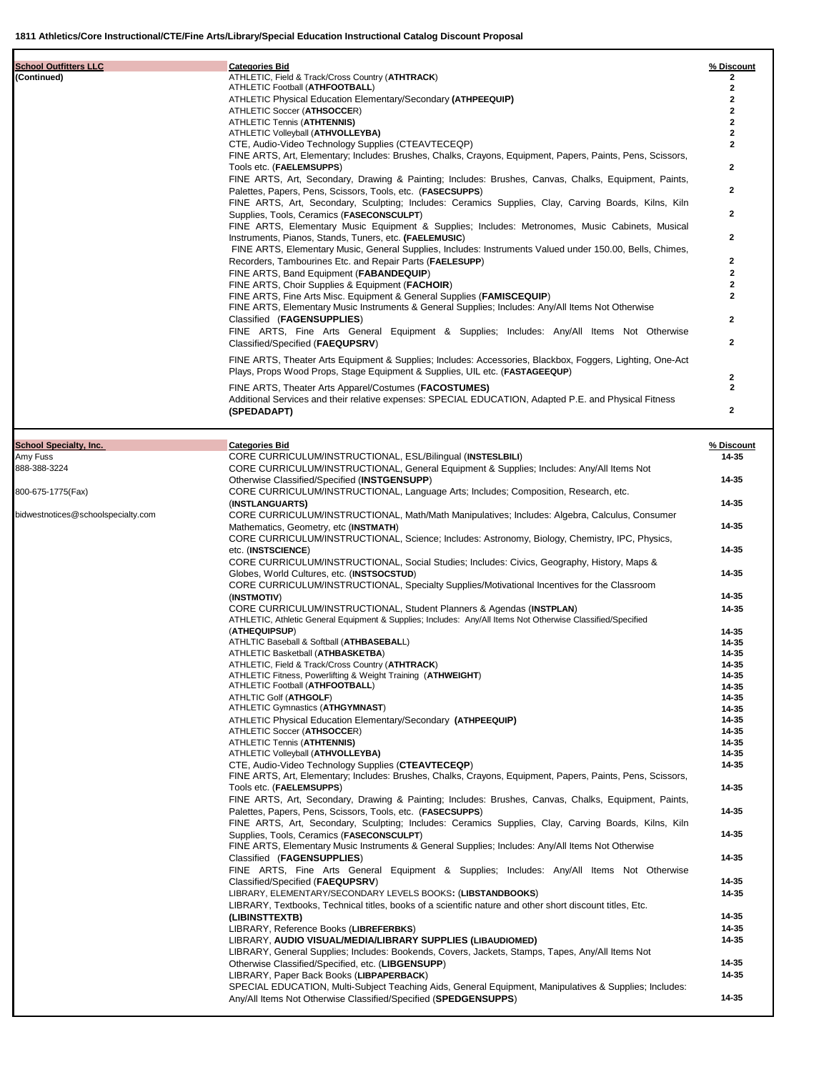**1811 Athletics/Core Instructional/CTE/Fine Arts/Library/Special Education Instructional Catalog Discount Proposal**

| School Outfitters LLC | Categories Bid | % Discount |
|---|---|---|
| (Continued) | ATHLETIC, Field & Track/Cross Country (**ATHTRACK**) | 2 |
| | ATHLETIC Football (**ATHFOOTBALL**) | 2 |
| | ATHLETIC Physical Education Elementary/Secondary **(ATHPEEQUIP)** | 2 |
| | ATHLETIC Soccer (**ATHSOCCE**R) | 2 |
| | ATHLETIC Tennis (**ATHTENNIS)** | 2 |
| | ATHLETIC Volleyball (**ATHVOLLEYBA)** | 2 |
| | CTE, Audio-Video Technology Supplies (CTEAVTECEQP) | 2 |
| | FINE ARTS, Art, Elementary; Includes: Brushes, Chalks, Crayons, Equipment, Papers, Paints, Pens, Scissors, Tools etc. (**FAELEMSUPPS**) | 2 |
| | FINE ARTS, Art, Secondary, Drawing & Painting; Includes: Brushes, Canvas, Chalks, Equipment, Paints, Palettes, Papers, Pens, Scissors, Tools, etc. (**FASECSUPPS**) | 2 |
| | FINE ARTS, Art, Secondary, Sculpting; Includes: Ceramics Supplies, Clay, Carving Boards, Kilns, Kiln Supplies, Tools, Ceramics (**FASECONSCULPT**) | 2 |
| | FINE ARTS, Elementary Music Equipment & Supplies; Includes: Metronomes, Music Cabinets, Musical Instruments, Pianos, Stands, Tuners, etc. **(FAELEMUSIC**) | 2 |
| | FINE ARTS, Elementary Music, General Supplies, Includes: Instruments Valued under 150.00, Bells, Chimes, Recorders, Tambourines Etc. and Repair Parts (**FAELESUPP**) | 2 |
| | FINE ARTS, Band Equipment (**FABANDEQUIP**) | 2 |
| | FINE ARTS, Choir Supplies & Equipment (**FACHOIR**) | 2 |
| | FINE ARTS, Fine Arts Misc. Equipment & General Supplies (**FAMISCEQUIP**) | 2 |
| | FINE ARTS, Elementary Music Instruments & General Supplies; Includes: Any/All Items Not Otherwise Classified (**FAGENSUPPLIES**) | 2 |
| | FINE ARTS, Fine Arts General Equipment & Supplies; Includes: Any/All Items Not Otherwise Classified/Specified (**FAEQUPSRV**) | 2 |
| | FINE ARTS, Theater Arts Equipment & Supplies; Includes: Accessories, Blackbox, Foggers, Lighting, One-Act Plays, Props Wood Props, Stage Equipment & Supplies, UIL etc. (**FASTAGEEQUP**) | 2 |
| | FINE ARTS, Theater Arts Apparel/Costumes (**FACOSTUMES)** | 2 |
| | Additional Services and their relative expenses: SPECIAL EDUCATION, Adapted P.E. and Physical Fitness **(SPEDADAPT)** | 2 |

| School Specialty, Inc. | Categories Bid | % Discount |
|---|---|---|
| Amy Fuss | CORE CURRICULUM/INSTRUCTIONAL, ESL/Bilingual (**INSTESLBILI**) | 14-35 |
| 888-388-3224 | CORE CURRICULUM/INSTRUCTIONAL, General Equipment & Supplies; Includes: Any/All Items Not Otherwise Classified/Specified (**INSTGENSUPP**) | 14-35 |
| 800-675-1775(Fax) | CORE CURRICULUM/INSTRUCTIONAL, Language Arts; Includes; Composition, Research, etc. (**INSTLANGUARTS)** | 14-35 |
| bidwestnotices@schoolspecialty.com | CORE CURRICULUM/INSTRUCTIONAL, Math/Math Manipulatives; Includes: Algebra, Calculus, Consumer Mathematics, Geometry, etc (**INSTMATH**) | 14-35 |
| | CORE CURRICULUM/INSTRUCTIONAL, Science; Includes: Astronomy, Biology, Chemistry, IPC, Physics, etc. (**INSTSCIENCE**) | 14-35 |
| | CORE CURRICULUM/INSTRUCTIONAL, Social Studies; Includes: Civics, Geography, History, Maps & Globes, World Cultures, etc. (**INSTSOCSTUD**) | 14-35 |
| | CORE CURRICULUM/INSTRUCTIONAL, Specialty Supplies/Motivational Incentives for the Classroom (**INSTMOTIV**) | 14-35 |
| | CORE CURRICULUM/INSTRUCTIONAL, Student Planners & Agendas (**INSTPLAN**) | 14-35 |
| | ATHLETIC, Athletic General Equipment & Supplies; Includes: Any/All Items Not Otherwise Classified/Specified (**ATHEQUIPSUP**) | 14-35 |
| | ATHLTIC Baseball & Softball (**ATHBASEBALL**) | 14-35 |
| | ATHLETIC Basketball (**ATHBASKETBA**) | 14-35 |
| | ATHLETIC, Field & Track/Cross Country (**ATHTRACK**) | 14-35 |
| | ATHLTIC Fitness, Powerlifting & Weight Training (**ATHWEIGHT**) | 14-35 |
| | ATHLETIC Football (**ATHFOOTBALL**) | 14-35 |
| | ATHLTIC Golf (**ATHGOLF**) | 14-35 |
| | ATHLETIC Gymnastics (**ATHGYMNAST**) | 14-35 |
| | ATHLETIC Physical Education Elementary/Secondary **(ATHPEEQUIP)** | 14-35 |
| | ATHLETIC Soccer (**ATHSOCCE**R) | 14-35 |
| | ATHLETIC Tennis (**ATHTENNIS)** | 14-35 |
| | ATHLETIC Volleyball (**ATHVOLLEYBA)** | 14-35 |
| | CTE, Audio-Video Technology Supplies (**CTEAVTECEQP**) | 14-35 |
| | FINE ARTS, Art, Elementary; Includes: Brushes, Chalks, Crayons, Equipment, Papers, Paints, Pens, Scissors, Tools etc. (**FAELEMSUPPS**) | 14-35 |
| | FINE ARTS, Art, Secondary, Drawing & Painting; Includes: Brushes, Canvas, Chalks, Equipment, Paints, Palettes, Papers, Pens, Scissors, Tools, etc. (**FASECSUPPS**) | 14-35 |
| | FINE ARTS, Art, Secondary, Sculpting; Includes: Ceramics Supplies, Clay, Carving Boards, Kilns, Kiln Supplies, Tools, Ceramics (**FASECONSCULPT**) | 14-35 |
| | FINE ARTS, Elementary Music Instruments & General Supplies; Includes: Any/All Items Not Otherwise Classified (**FAGENSUPPLIES**) | 14-35 |
| | FINE ARTS, Fine Arts General Equipment & Supplies; Includes: Any/All Items Not Otherwise Classified/Specified (**FAEQUPSRV**) | 14-35 |
| | LIBRARY, ELEMENTARY/SECONDARY LEVELS BOOKS**:** (**LIBSTANDBOOKS**) | 14-35 |
| | LIBRARY, Textbooks, Technical titles, books of a scientific nature and other short discount titles, Etc. **(LIBINSTTEXTB)** | 14-35 |
| | LIBRARY, Reference Books (**LIBREFERBKS**) | 14-35 |
| | LIBRARY, **AUDIO VISUAL/MEDIA/LIBRARY SUPPLIES (LIBAUDIOMED)** | 14-35 |
| | LIBRARY, General Supplies; Includes: Bookends, Covers, Jackets, Stamps, Tapes, Any/All Items Not Otherwise Classified/Specified, etc. (**LIBGENSUPP**) | 14-35 |
| | LIBRARY, Paper Back Books (**LIBPAPERBACK**) | 14-35 |
| | SPECIAL EDUCATION, Multi-Subject Teaching Aids, General Equipment, Manipulatives & Supplies; Includes: Any/All Items Not Otherwise Classified/Specified (**SPEDGENSUPPS**) | 14-35 |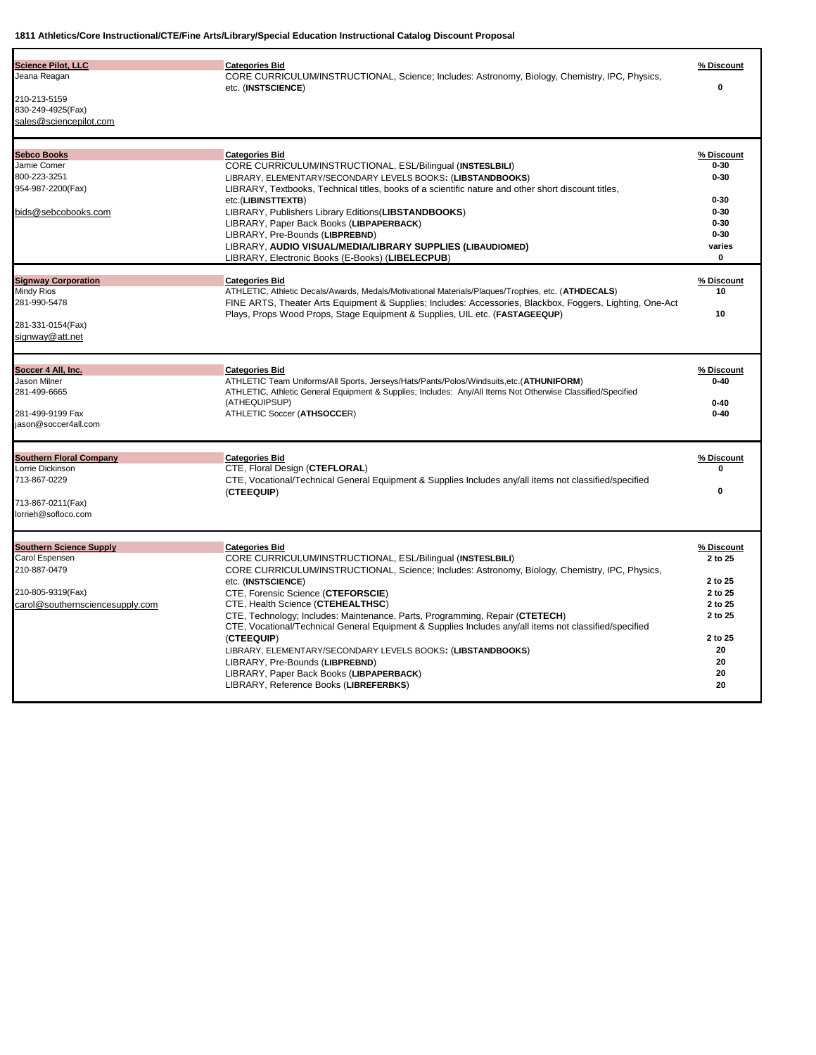**1811 Athletics/Core Instructional/CTE/Fine Arts/Library/Special Education Instructional Catalog Discount Proposal**

| Vendor | Categories Bid | % Discount |
|---|---|---|
| **Science Pilot, LLC**<br>Jeana Reagan<br>210-213-5159<br>830-249-4925(Fax)<br>sales@sciencepilot.com | CORE CURRICULUM/INSTRUCTIONAL, Science; Includes: Astronomy, Biology, Chemistry, IPC, Physics, etc. (**INSTSCIENCE**) | 0 |
| **Sebco Books**<br>Jamie Comer<br>800-223-3251<br>954-987-2200(Fax)<br>bids@sebcobooks.com | CORE CURRICULUM/INSTRUCTIONAL, ESL/Bilingual (**INSTESLBILI**) | 0-30 |
| | LIBRARY, ELEMENTARY/SECONDARY LEVELS BOOKS**:** (**LIBSTANDBOOKS**) | 0-30 |
| | LIBRARY, Textbooks, Technical titles, books of a scientific nature and other short discount titles, etc.(**LIBINSTTEXTB**) | 0-30 |
| | LIBRARY, Publishers Library Editions(**LIBSTANDBOOKS**) | 0-30 |
| | LIBRARY, Paper Back Books (**LIBPAPERBACK**) | 0-30 |
| | LIBRARY, Pre-Bounds (**LIBPREBND**) | 0-30 |
| | LIBRARY, **AUDIO VISUAL/MEDIA/LIBRARY SUPPLIES (LIBAUDIOMED)** | varies |
| | LIBRARY, Electronic Books (E-Books) (**LIBELECPUB**) | 0 |
| **Signway Corporation**<br>Mindy Rios<br>281-990-5478<br>281-331-0154(Fax)<br>signway@att.net | ATHLETIC, Athletic Decals/Awards, Medals/Motivational Materials/Plaques/Trophies, etc. (**ATHDECALS**) | 10 |
| | FINE ARTS, Theater Arts Equipment & Supplies; Includes: Accessories, Blackbox, Foggers, Lighting, One-Act Plays, Props Wood Props, Stage Equipment & Supplies, UIL etc. (**FASTAGEEQUP**) | 10 |
| **Soccer 4 All, Inc.**<br>Jason Milner<br>281-499-6665<br>281-499-9199 Fax<br>jason@soccer4all.com | ATHLETIC Team Uniforms/All Sports, Jerseys/Hats/Pants/Polos/Windsuits,etc.(**ATHUNIFORM**) | 0-40 |
| | ATHLETIC, Athletic General Equipment & Supplies; Includes: Any/All Items Not Otherwise Classified/Specified (ATHEQUIPSUP) | 0-40 |
| | ATHLETIC Soccer (**ATHSOCCE**R) | 0-40 |
| **Southern Floral Company**<br>Lorrie Dickinson<br>713-867-0229<br>713-867-0211(Fax)<br>lorrieh@sofloco.com | CTE, Floral Design (**CTEFLORAL**) | 0 |
| | CTE, Vocational/Technical General Equipment & Supplies Includes any/all items not classified/specified (**CTEEQUIP**) | 0 |
| **Southern Science Supply**<br>Carol Espensen<br>210-887-0479<br>210-805-9319(Fax)<br>carol@southernsciencesupply.com | CORE CURRICULUM/INSTRUCTIONAL, ESL/Bilingual (**INSTESLBILI**) | 2 to 25 |
| | CORE CURRICULUM/INSTRUCTIONAL, Science; Includes: Astronomy, Biology, Chemistry, IPC, Physics, etc. (**INSTSCIENCE**) | 2 to 25 |
| | CTE, Forensic Science (**CTEFORSCIE**) | 2 to 25 |
| | CTE, Health Science (**CTEHEALTHSC**) | 2 to 25 |
| | CTE, Technology; Includes: Maintenance, Parts, Programming, Repair (**CTETECH**) | 2 to 25 |
| | CTE, Vocational/Technical General Equipment & Supplies Includes any/all items not classified/specified (**CTEEQUIP**) | 2 to 25 |
| | LIBRARY, ELEMENTARY/SECONDARY LEVELS BOOKS**:** (**LIBSTANDBOOKS**) | 20 |
| | LIBRARY, Pre-Bounds (**LIBPREBND**) | 20 |
| | LIBRARY, Paper Back Books (**LIBPAPERBACK**) | 20 |
| | LIBRARY, Reference Books (**LIBREFERBKS**) | 20 |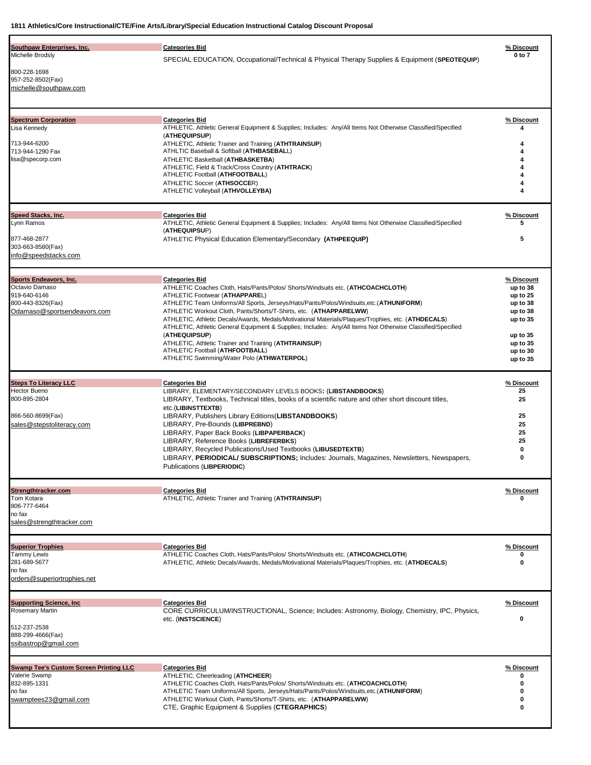**1811 Athletics/Core Instructional/CTE/Fine Arts/Library/Special Education Instructional Catalog Discount Proposal**

| Vendor | Categories Bid | % Discount |
|---|---|---|
| **Southpaw Enterprises, Inc.**<br>Michelle Brodsly<br>800-228-1698<br>957-252-8502(Fax)<br>michelle@southpaw.com | SPECIAL EDUCATION, Occupational/Technical & Physical Therapy Supplies & Equipment (**SPEOTEQUIP**) | 0 to 7 |
| **Spectrum Corporation**<br>Lisa Kennedy<br>713-944-6200<br>713-944-1290 Fax<br>lisa@specorp.com | ATHLETIC, Athletic General Equipment & Supplies; Includes: Any/All Items Not Otherwise Classified/Specified (**ATHEQUIPSUP**) | 4 |
| | ATHLETIC, Athletic Trainer and Training (**ATHTRAINSUP**) | 4 |
| | ATHLTIC Baseball & Softball (**ATHBASEBALL**) | 4 |
| | ATHLETIC Basketball (**ATHBASKETBA**) | 4 |
| | ATHLETIC, Field & Track/Cross Country (**ATHTRACK**) | 4 |
| | ATHLETIC Football (**ATHFOOTBALL**) | 4 |
| | ATHLETIC Soccer (**ATHSOCCER**) | 4 |
| | ATHLETIC Volleyball (**ATHVOLLEYBA)** | 4 |
| **Speed Stacks, Inc.**<br>Lynn Ramos<br>877-468-2877<br>303-663-8580(Fax)<br>info@speedstacks.com | ATHLETIC, Athletic General Equipment & Supplies; Includes: Any/All Items Not Otherwise Classified/Specified (**ATHEQUIPSUP**) | 5 |
| | ATHLETIC Physical Education Elementary/Secondary **(ATHPEEQUIP)** | 5 |
| **Sports Endeavors, Inc.**<br>Octavio Damaso<br>919-640-6146<br>800-443-8326(Fax)<br>Odamaso@sportsendeavors.com | ATHLETIC Coaches Cloth, Hats/Pants/Polos/ Shorts/Windsuits etc. (**ATHCOACHCLOTH**) | up to 38 |
| | ATHLETIC Footwear (**ATHAPPAREL**) | up to 25 |
| | ATHLETIC Team Uniforms/All Sports, Jerseys/Hats/Pants/Polos/Windsuits,etc.(**ATHUNIFORM**) | up to 38 |
| | ATHLETIC Workout Cloth, Pants/Shorts/T-Shirts, etc. (**ATHAPPARELWW**) | up to 38 |
| | ATHLETIC, Athletic Decals/Awards, Medals/Motivational Materials/Plaques/Trophies, etc. (**ATHDECALS**) | up to 35 |
| | ATHLETIC, Athletic General Equipment & Supplies; Includes: Any/All Items Not Otherwise Classified/Specified (**ATHEQUIPSUP**) | up to 35 |
| | ATHLETIC, Athletic Trainer and Training (**ATHTRAINSUP**) | up to 35 |
| | ATHLETIC Football (**ATHFOOTBALL**) | up to 30 |
| | ATHLETIC Swimming/Water Polo (**ATHWATERPOL**) | up to 35 |
| **Steps To Literacy LLC**<br>Hector Bueno<br>800-895-2804<br>866-560-8699(Fax)<br>sales@stepstoliteracy.com | LIBRARY, ELEMENTARY/SECONDARY LEVELS BOOKS**:** (**LIBSTANDBOOKS**) | 25 |
| | LIBRARY, Textbooks, Technical titles, books of a scientific nature and other short discount titles, etc.(**LIBINSTTEXTB**) | 25 |
| | LIBRARY, Publishers Library Editions(**LIBSTANDBOOKS**) | 25 |
| | LIBRARY, Pre-Bounds (**LIBPREBND**) | 25 |
| | LIBRARY, Paper Back Books (**LIBPAPERBACK**) | 25 |
| | LIBRARY, Reference Books (**LIBREFERBKS**) | 25 |
| | LIBRARY, Recycled Publications/Used Textbooks (**LIBUSEDTEXTB**) | 0 |
| | LIBRARY, **PERIODICAL/ SUBSCRIPTIONS;** Includes: Journals, Magazines, Newsletters, Newspapers, Publications (**LIBPERIODIC**) | 0 |
| **Strengthtracker.com**<br>Tom Kotara<br>806-777-6464<br>no fax<br>sales@strengthtracker.com | ATHLETIC, Athletic Trainer and Training (**ATHTRAINSUP**) | 0 |
| **Superior Trophies**<br>Tammy Lewis<br>281-689-5677<br>no fax<br>orders@superiortrophies.net | ATHLETIC Coaches Cloth, Hats/Pants/Polos/ Shorts/Windsuits etc. (**ATHCOACHCLOTH**) | 0 |
| | ATHLETIC, Athletic Decals/Awards, Medals/Motivational Materials/Plaques/Trophies, etc. (**ATHDECALS**) | 0 |
| **Supporting Science, Inc**<br>Rosemary Martin<br>512-237-2538<br>888-299-4666(Fax)<br>ssibastrop@gmail.com | CORE CURRICULUM/INSTRUCTIONAL, Science; Includes: Astronomy, Biology, Chemistry, IPC, Physics, etc. (**INSTSCIENCE**) | 0 |
| **Swamp Tee's Custom Screen Printing LLC**<br>Valerie Swamp<br>832-895-1331<br>no fax<br>swamptees23@gmail.com | ATHLETIC, Cheerleading (**ATHCHEER**) | 0 |
| | ATHLETIC Coaches Cloth, Hats/Pants/Polos/ Shorts/Windsuits etc. (**ATHCOACHCLOTH**) | 0 |
| | ATHLETIC Team Uniforms/All Sports, Jerseys/Hats/Pants/Polos/Windsuits,etc.(**ATHUNIFORM**) | 0 |
| | ATHLETIC Workout Cloth, Pants/Shorts/T-Shirts, etc. (**ATHAPPARELWW**) | 0 |
| | CTE, Graphic Equipment & Supplies (**CTEGRAPHICS**) | 0 |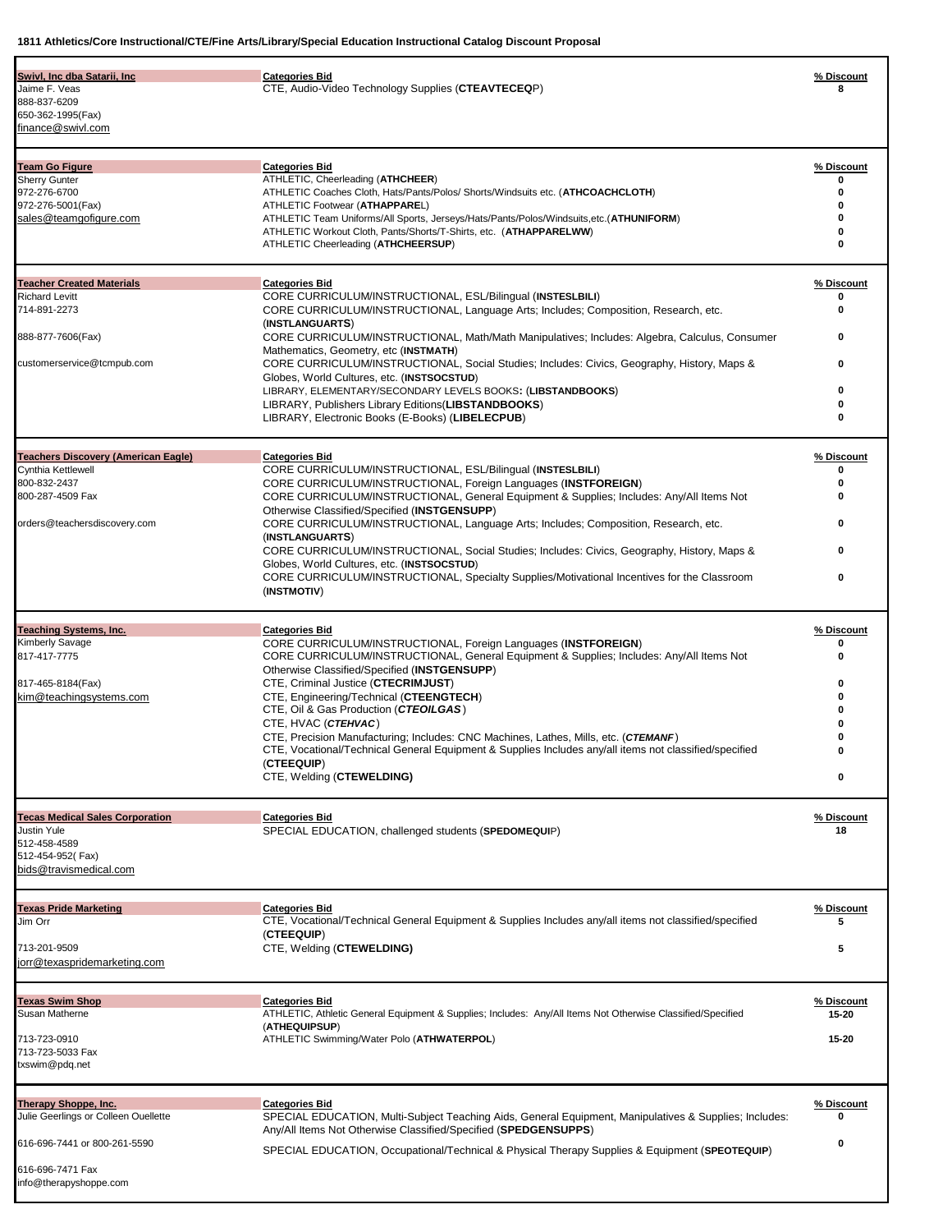**1811 Athletics/Core Instructional/CTE/Fine Arts/Library/Special Education Instructional Catalog Discount Proposal**

| Vendor | Categories Bid | % Discount |
|---|---|---|
| **Swivl, Inc dba Satarii, Inc**<br>Jaime F. Veas<br>888-837-6209<br>650-362-1995(Fax)<br>finance@swivl.com | CTE, Audio-Video Technology Supplies (**CTEAVTECEQ**P) | 8 |
| **Team Go Figure**<br>Sherry Gunter<br>972-276-6700<br>972-276-5001(Fax)<br>sales@teamgofigure.com | ATHLETIC, Cheerleading (**ATHCHEER**) | 0 |
| | ATHLETIC Coaches Cloth, Hats/Pants/Polos/ Shorts/Windsuits etc. (**ATHCOACHCLOTH**) | 0 |
| | ATHLETIC Footwear (**ATHAPPARE**L) | 0 |
| | ATHLETIC Team Uniforms/All Sports, Jerseys/Hats/Pants/Polos/Windsuits,etc.(**ATHUNIFORM**) | 0 |
| | ATHLETIC Workout Cloth, Pants/Shorts/T-Shirts, etc. (**ATHAPPARELWW**) | 0 |
| | ATHLETIC Cheerleading (**ATHCHEERSUP**) | 0 |
| **Teacher Created Materials**<br>Richard Levitt<br>714-891-2273<br>888-877-7606(Fax)<br>customerservice@tcmpub.com | CORE CURRICULUM/INSTRUCTIONAL, ESL/Bilingual (**INSTESLBILI**) | 0 |
| | CORE CURRICULUM/INSTRUCTIONAL, Language Arts; Includes; Composition, Research, etc. (**INSTLANGUARTS**) | 0 |
| | CORE CURRICULUM/INSTRUCTIONAL, Math/Math Manipulatives; Includes: Algebra, Calculus, Consumer Mathematics, Geometry, etc (**INSTMATH**) | 0 |
| | CORE CURRICULUM/INSTRUCTIONAL, Social Studies; Includes: Civics, Geography, History, Maps & Globes, World Cultures, etc. (**INSTSOCSTUD**) | 0 |
| | LIBRARY, ELEMENTARY/SECONDARY LEVELS BOOKS**:** (**LIBSTANDBOOKS**) | 0 |
| | LIBRARY, Publishers Library Editions(**LIBSTANDBOOKS**) | 0 |
| | LIBRARY, Electronic Books (E-Books) (**LIBELECPUB**) | 0 |
| **Teachers Discovery (American Eagle)**<br>Cynthia Kettlewell<br>800-832-2437<br>800-287-4509 Fax<br>orders@teachersdiscovery.com | CORE CURRICULUM/INSTRUCTIONAL, ESL/Bilingual (**INSTESLBILI**) | 0 |
| | CORE CURRICULUM/INSTRUCTIONAL, Foreign Languages (**INSTFOREIGN**) | 0 |
| | CORE CURRICULUM/INSTRUCTIONAL, General Equipment & Supplies; Includes: Any/All Items Not Otherwise Classified/Specified (**INSTGENSUPP**) | 0 |
| | CORE CURRICULUM/INSTRUCTIONAL, Language Arts; Includes; Composition, Research, etc. (**INSTLANGUARTS**) | 0 |
| | CORE CURRICULUM/INSTRUCTIONAL, Social Studies; Includes: Civics, Geography, History, Maps & Globes, World Cultures, etc. (**INSTSOCSTUD**) | 0 |
| | CORE CURRICULUM/INSTRUCTIONAL, Specialty Supplies/Motivational Incentives for the Classroom (**INSTMOTIV**) | 0 |
| **Teaching Systems, Inc.**<br>Kimberly Savage<br>817-417-7775<br>817-465-8184(Fax)<br>kim@teachingsystems.com | CORE CURRICULUM/INSTRUCTIONAL, Foreign Languages (**INSTFOREIGN**) | 0 |
| | CORE CURRICULUM/INSTRUCTIONAL, General Equipment & Supplies; Includes: Any/All Items Not Otherwise Classified/Specified (**INSTGENSUPP**) | 0 |
| | CTE, Criminal Justice (**CTECRIMJUST**) | 0 |
| | CTE, Engineering/Technical (**CTEENGTECH**) | 0 |
| | CTE, Oil & Gas Production (***CTEOILGAS***) | 0 |
| | CTE, HVAC (***CTEHVAC***) | 0 |
| | CTE, Precision Manufacturing; Includes: CNC Machines, Lathes, Mills, etc. (***CTEMANF***) | 0 |
| | CTE, Vocational/Technical General Equipment & Supplies Includes any/all items not classified/specified (**CTEEQUIP**) | 0 |
| | CTE, Welding (**CTEWELDING)** | 0 |
| **Tecas Medical Sales Corporation**<br>Justin Yule<br>512-458-4589<br>512-454-952( Fax)<br>bids@travismedical.com | SPECIAL EDUCATION, challenged students (**SPEDOMEQUI**P) | 18 |
| **Texas Pride Marketing**<br>Jim Orr<br>713-201-9509<br>jorr@texaspridemarketing.com | CTE, Vocational/Technical General Equipment & Supplies Includes any/all items not classified/specified (**CTEEQUIP**) | 5 |
| | CTE, Welding (**CTEWELDING)** | 5 |
| **Texas Swim Shop**<br>Susan Matherne<br>713-723-0910<br>713-723-5033 Fax<br>txswim@pdq.net | ATHLETIC, Athletic General Equipment & Supplies; Includes: Any/All Items Not Otherwise Classified/Specified (**ATHEQUIPSUP**) | 15-20 |
| | ATHLETIC Swimming/Water Polo (**ATHWATERPOL**) | 15-20 |
| **Therapy Shoppe, Inc.**<br>Julie Geerlings or Colleen Ouellette<br>616-696-7441 or 800-261-5590<br>616-696-7471 Fax<br>info@therapyshoppe.com | SPECIAL EDUCATION, Multi-Subject Teaching Aids, General Equipment, Manipulatives & Supplies; Includes: Any/All Items Not Otherwise Classified/Specified (**SPEDGENSUPPS**) | 0 |
| | SPECIAL EDUCATION, Occupational/Technical & Physical Therapy Supplies & Equipment (**SPEOTEQUIP**) | 0 |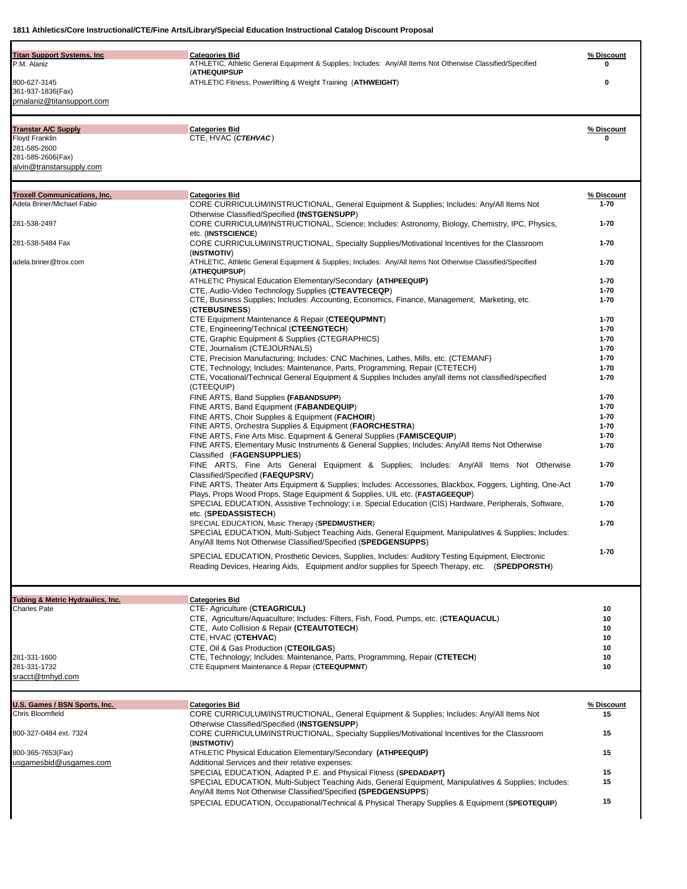**1811 Athletics/Core Instructional/CTE/Fine Arts/Library/Special Education Instructional Catalog Discount Proposal**

| Vendor | Categories Bid | % Discount |
|---|---|---|
| **Titan Support Systems, Inc**<br>P.M. Alaniz<br>800-627-3145<br>361-937-1836(Fax)<br>pmalaniz@titansupport.com | ATHLETIC, Athletic General Equipment & Supplies; Includes: Any/All Items Not Otherwise Classified/Specified (**ATHEQUIPSUP** | 0 |
| | ATHLETIC Fitness, Powerlifting & Weight Training (**ATHWEIGHT**) | 0 |
| **Transtar A/C Supply**<br>Floyd Franklin<br>281-585-2600<br>281-585-2606(Fax)<br>alvin@transtarsupply.com | CTE, HVAC (***CTEHVAC***) | 0 |
| **Troxell Communications, Inc.**<br>Adela Briner/Michael Fabio<br>281-538-2497<br>281-538-5484 Fax<br>adela.briner@trox.com | CORE CURRICULUM/INSTRUCTIONAL, General Equipment & Supplies; Includes: Any/All Items Not Otherwise Classified/Specified **(INSTGENSUPP**) | 1-70 |
| | CORE CURRICULUM/INSTRUCTIONAL, Science; Includes: Astronomy, Biology, Chemistry, IPC, Physics, etc. (**INSTSCIENCE**) | 1-70 |
| | CORE CURRICULUM/INSTRUCTIONAL, Specialty Supplies/Motivational Incentives for the Classroom (**INSTMOTIV**) | 1-70 |
| | ATHLETIC, Athletic General Equipment & Supplies; Includes: Any/All Items Not Otherwise Classified/Specified (**ATHEQUIPSUP**) | 1-70 |
| | ATHLETIC Physical Education Elementary/Secondary **(ATHPEEQUIP)** | 1-70 |
| | CTE, Audio-Video Technology Supplies (**CTEAVTECEQP**) | 1-70 |
| | CTE, Business Supplies; Includes: Accounting, Economics, Finance, Management, Marketing, etc. (**CTEBUSINESS**) | 1-70 |
| | CTE Equipment Maintenance & Repair (**CTEEQUPMNT**) | 1-70 |
| | CTE, Engineering/Technical (**CTEENGTECH**) | 1-70 |
| | CTE, Graphic Equipment & Supplies (CTEGRAPHICS) | 1-70 |
| | CTE, Journalism (CTEJOURNALS) | 1-70 |
| | CTE, Precision Manufacturing; Includes: CNC Machines, Lathes, Mills, etc. (CTEMANF) | 1-70 |
| | CTE, Technology; Includes: Maintenance, Parts, Programming, Repair (CTETECH) | 1-70 |
| | CTE, Vocational/Technical General Equipment & Supplies Includes any/all items not classified/specified (CTEEQUIP) | 1-70 |
| | FINE ARTS, Band Supplies **(FABANDSUPP**) | 1-70 |
| | FINE ARTS, Band Equipment (**FABANDEQUIP**) | 1-70 |
| | FINE ARTS, Choir Supplies & Equipment (**FACHOIR**) | 1-70 |
| | FINE ARTS, Orchestra Supplies & Equipment (**FAORCHESTRA**) | 1-70 |
| | FINE ARTS, Fine Arts Misc. Equipment & General Supplies (**FAMISCEQUIP**) | 1-70 |
| | FINE ARTS, Elementary Music Instruments & General Supplies; Includes: Any/All Items Not Otherwise Classified (**FAGENSUPPLIES**) | 1-70 |
| | FINE ARTS, Fine Arts General Equipment & Supplies; Includes: Any/All Items Not Otherwise Classified/Specified (**FAEQUPSRV**) | 1-70 |
| | FINE ARTS, Theater Arts Equipment & Supplies; Includes: Accessories, Blackbox, Foggers, Lighting, One-Act Plays, Props Wood Props, Stage Equipment & Supplies, UIL etc. (**FASTAGEEQUP**) | 1-70 |
| | SPECIAL EDUCATION, Assistive Technology; i.e. Special Education (CIS) Hardware, Peripherals, Software, etc. (**SPEDASSISTECH**) | 1-70 |
| | SPECIAL EDUCATION, Music Therapy (**SPEDMUSTHER**) | 1-70 |
| | SPECIAL EDUCATION, Multi-Subject Teaching Aids, General Equipment, Manipulatives & Supplies; Includes: Any/All Items Not Otherwise Classified/Specified (**SPEDGENSUPPS**) | |
| | SPECIAL EDUCATION, Prosthetic Devices, Supplies, Includes: Auditory Testing Equipment, Electronic Reading Devices, Hearing Aids, Equipment and/or supplies for Speech Therapy, etc. (**SPEDPORSTH**) | 1-70 |
| **Tubing & Metric Hydraulics, Inc.**<br>Charles Pate<br>281-331-1600<br>281-331-1732<br>sracct@tmhyd.com | CTE- Agriculture (**CTEAGRICUL)** | 10 |
| | CTE, Agriculture/Aquaculture; Includes: Filters, Fish, Food, Pumps, etc. (**CTEAQUACUL**) | 10 |
| | CTE, Auto Collision & Repair **(CTEAUTOTECH**) | 10 |
| | CTE, HVAC (**CTEHVAC**) | 10 |
| | CTE, Oil & Gas Production (**CTEOILGAS**) | 10 |
| | CTE, Technology; Includes: Maintenance, Parts, Programming, Repair (**CTETECH**) | 10 |
| | CTE Equipment Maintenance & Repair (**CTEEQUPMNT**) | 10 |
| **U.S. Games / BSN Sports, Inc.**<br>Chris Bloomfield<br>800-327-0484 ext. 7324<br>800-365-7653(Fax)<br>usgamesbid@usgames.com | CORE CURRICULUM/INSTRUCTIONAL, General Equipment & Supplies; Includes: Any/All Items Not Otherwise Classified/Specified (**INSTGENSUPP**) | 15 |
| | CORE CURRICULUM/INSTRUCTIONAL, Specialty Supplies/Motivational Incentives for the Classroom (**INSTMOTIV**) | 15 |
| | ATHLETIC Physical Education Elementary/Secondary **(ATHPEEQUIP)** | 15 |
| | Additional Services and their relative expenses: | |
| | SPECIAL EDUCATION, Adapted P.E. and Physical Fitness (**SPEDADAPT)** | 15 |
| | SPECIAL EDUCATION, Multi-Subject Teaching Aids, General Equipment, Manipulatives & Supplies; Includes: Any/All Items Not Otherwise Classified/Specified **(SPEDGENSUPPS)** | 15 |
| | SPECIAL EDUCATION, Occupational/Technical & Physical Therapy Supplies & Equipment (**SPEOTEQUIP**) | 15 |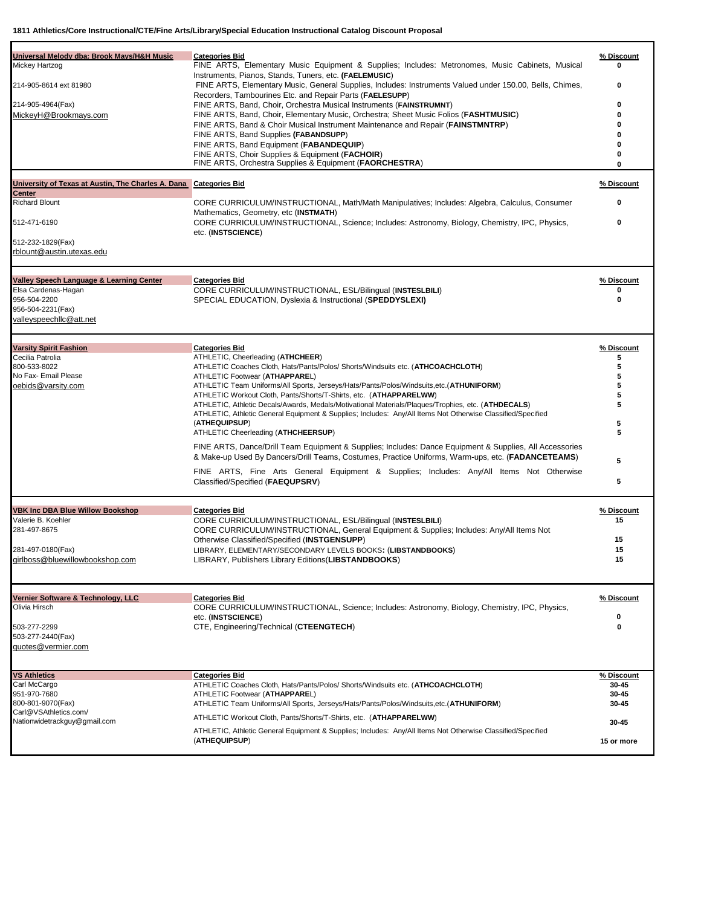**1811 Athletics/Core Instructional/CTE/Fine Arts/Library/Special Education Instructional Catalog Discount Proposal**

| Vendor | Categories Bid | % Discount |
|---|---|---|
| **Universal Melody dba: Brook Mays/H&H Music**<br>Mickey Hartzog<br>214-905-8614 ext 81980<br>214-905-4964(Fax)<br>MickeyH@Brookmays.com | FINE ARTS, Elementary Music Equipment & Supplies; Includes: Metronomes, Music Cabinets, Musical Instruments, Pianos, Stands, Tuners, etc. (**FAELEMUSIC**) | 0 |
| | FINE ARTS, Elementary Music, General Supplies, Includes: Instruments Valued under 150.00, Bells, Chimes, Recorders, Tambourines Etc. and Repair Parts (**FAELESUPP**) | 0 |
| | FINE ARTS, Band, Choir, Orchestra Musical Instruments (**FAINSTRUMNT**) | 0 |
| | FINE ARTS, Band, Choir, Elementary Music, Orchestra; Sheet Music Folios (**FASHTMUSIC**) | 0 |
| | FINE ARTS, Band & Choir Musical Instrument Maintenance and Repair (**FAINSTMNTRP**) | 0 |
| | FINE ARTS, Band Supplies (**FABANDSUPP**) | 0 |
| | FINE ARTS, Band Equipment (**FABANDEQUIP**) | 0 |
| | FINE ARTS, Choir Supplies & Equipment (**FACHOIR**) | 0 |
| | FINE ARTS, Orchestra Supplies & Equipment (**FAORCHESTRA**) | 0 |
| **University of Texas at Austin, The Charles A. Dana Center**<br>Richard Blount<br>512-471-6190<br>512-232-1829(Fax)<br>rblount@austin.utexas.edu | CORE CURRICULUM/INSTRUCTIONAL, Math/Math Manipulatives; Includes: Algebra, Calculus, Consumer Mathematics, Geometry, etc (**INSTMATH**) | 0 |
| | CORE CURRICULUM/INSTRUCTIONAL, Science; Includes: Astronomy, Biology, Chemistry, IPC, Physics, etc. (**INSTSCIENCE**) | 0 |
| **Valley Speech Language & Learning Center**<br>Elsa Cardenas-Hagan<br>956-504-2200<br>956-504-2231(Fax)<br>valleyspeechllc@att.net | CORE CURRICULUM/INSTRUCTIONAL, ESL/Bilingual (**INSTESLBILI**) | 0 |
| | SPECIAL EDUCATION, Dyslexia & Instructional (**SPEDDYSLEXI**) | 0 |
| **Varsity Spirit Fashion**<br>Cecilia Patrolia<br>800-533-8022<br>No Fax- Email Please<br>oebids@varsity.com | ATHLETIC, Cheerleading (**ATHCHEER**) | 5 |
| | ATHLETIC Coaches Cloth, Hats/Pants/Polos/ Shorts/Windsuits etc. (**ATHCOACHCLOTH**) | 5 |
| | ATHLETIC Footwear (**ATHAPPARE**L) | 5 |
| | ATHLETIC Team Uniforms/All Sports, Jerseys/Hats/Pants/Polos/Windsuits,etc.(**ATHUNIFORM**) | 5 |
| | ATHLETIC Workout Cloth, Pants/Shorts/T-Shirts, etc. (**ATHAPPARELWW**) | 5 |
| | ATHLETIC, Athletic Decals/Awards, Medals/Motivational Materials/Plaques/Trophies, etc. (**ATHDECALS**) | 5 |
| | ATHLETIC, Athletic General Equipment & Supplies; Includes: Any/All Items Not Otherwise Classified/Specified (**ATHEQUIPSUP**) | 5 |
| | ATHLETIC Cheerleading (**ATHCHEERSUP**) | 5 |
| | FINE ARTS, Dance/Drill Team Equipment & Supplies; Includes: Dance Equipment & Supplies, All Accessories & Make-up Used By Dancers/Drill Teams, Costumes, Practice Uniforms, Warm-ups, etc. (**FADANCETEAMS**) | 5 |
| | FINE ARTS, Fine Arts General Equipment & Supplies; Includes: Any/All Items Not Otherwise Classified/Specified (**FAEQUPSRV**) | 5 |
| **VBK Inc DBA Blue Willow Bookshop**<br>Valerie B. Koehler<br>281-497-8675<br>281-497-0180(Fax)<br>girlboss@bluewillowbookshop.com | CORE CURRICULUM/INSTRUCTIONAL, ESL/Bilingual (**INSTESLBILI**) | 15 |
| | CORE CURRICULUM/INSTRUCTIONAL, General Equipment & Supplies; Includes: Any/All Items Not Otherwise Classified/Specified (**INSTGENSUPP**) | 15 |
| | LIBRARY, ELEMENTARY/SECONDARY LEVELS BOOKS: (**LIBSTANDBOOKS**) | 15 |
| | LIBRARY, Publishers Library Editions(**LIBSTANDBOOKS**) | 15 |
| **Vernier Software & Technology, LLC**<br>Olivia Hirsch<br>503-277-2299<br>503-277-2440(Fax)<br>quotes@vermier.com | CORE CURRICULUM/INSTRUCTIONAL, Science; Includes: Astronomy, Biology, Chemistry, IPC, Physics, etc. (**INSTSCIENCE**) | 0 |
| | CTE, Engineering/Technical (**CTEENGTECH**) | 0 |
| **VS Athletics**<br>Carl McCargo<br>951-970-7680<br>800-801-9070(Fax)<br>Carl@VSAthletics.com/<br>Nationwidetrackguy@gmail.com | ATHLETIC Coaches Cloth, Hats/Pants/Polos/ Shorts/Windsuits etc. (**ATHCOACHCLOTH**) | 30-45 |
| | ATHLETIC Footwear (**ATHAPPARE**L) | 30-45 |
| | ATHLETIC Team Uniforms/All Sports, Jerseys/Hats/Pants/Polos/Windsuits,etc.(**ATHUNIFORM**) | 30-45 |
| | ATHLETIC Workout Cloth, Pants/Shorts/T-Shirts, etc. (**ATHAPPARELWW**) | 30-45 |
| | ATHLETIC, Athletic General Equipment & Supplies; Includes: Any/All Items Not Otherwise Classified/Specified (**ATHEQUIPSUP**) | 15 or more |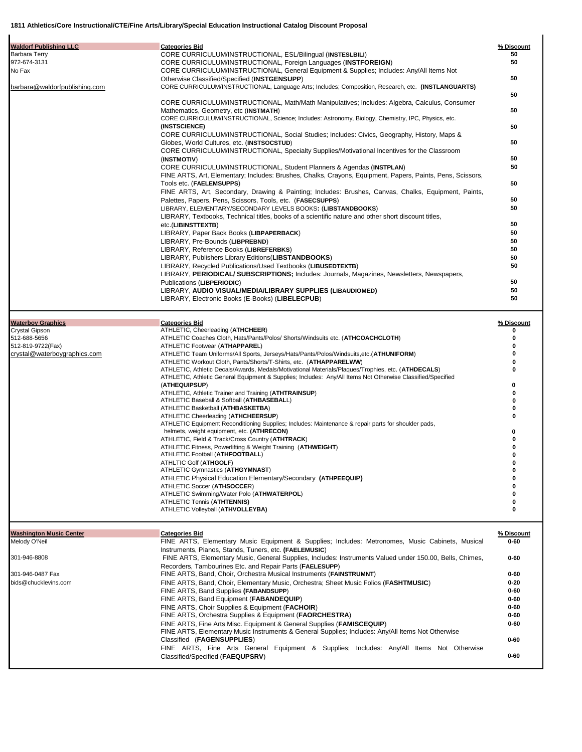**1811 Athletics/Core Instructional/CTE/Fine Arts/Library/Special Education Instructional Catalog Discount Proposal**

| Vendor | Categories Bid | % Discount |
|---|---|---|
| **Waldorf Publishing LLC** | CORE CURRICULUM/INSTRUCTIONAL, ESL/Bilingual (**INSTESLBILI**) | 50 |
| Barbara Terry | CORE CURRICULUM/INSTRUCTIONAL, Foreign Languages (**INSTFOREIGN**) | 50 |
| 972-674-3131 | CORE CURRICULUM/INSTRUCTIONAL, General Equipment & Supplies; Includes: Any/All Items Not Otherwise Classified/Specified (**INSTGENSUPP**) | 50 |
| No Fax | CORE CURRICULUM/INSTRUCTIONAL, Language Arts; Includes; Composition, Research, etc. (**INSTLANGUARTS**) | 50 |
| barbara@waldorfpublishing.com | CORE CURRICULUM/INSTRUCTIONAL, Math/Math Manipulatives; Includes: Algebra, Calculus, Consumer Mathematics, Geometry, etc (**INSTMATH**) | 50 |
| | CORE CURRICULUM/INSTRUCTIONAL, Science; Includes: Astronomy, Biology, Chemistry, IPC, Physics, etc. (**INSTSCIENCE**) | 50 |
| | CORE CURRICULUM/INSTRUCTIONAL, Social Studies; Includes: Civics, Geography, History, Maps & Globes, World Cultures, etc. (**INSTSOCSTUD**) | 50 |
| | CORE CURRICULUM/INSTRUCTIONAL, Specialty Supplies/Motivational Incentives for the Classroom (**INSTMOTIV**) | 50 |
| | CORE CURRICULUM/INSTRUCTIONAL, Student Planners & Agendas (**INSTPLAN**) | 50 |
| | FINE ARTS, Art, Elementary; Includes: Brushes, Chalks, Crayons, Equipment, Papers, Paints, Pens, Scissors, Tools etc. (**FAELEMSUPPS**) | 50 |
| | FINE ARTS, Art, Secondary, Drawing & Painting; Includes: Brushes, Canvas, Chalks, Equipment, Paints, Palettes, Papers, Pens, Scissors, Tools, etc. (**FASECSUPPS**) | 50 |
| | LIBRARY, ELEMENTARY/SECONDARY LEVELS BOOKS**:** (**LIBSTANDBOOKS**) | 50 |
| | LIBRARY, Textbooks, Technical titles, books of a scientific nature and other short discount titles, etc.(**LIBINSTTEXTB**) | 50 |
| | LIBRARY, Paper Back Books (**LIBPAPERBACK**) | 50 |
| | LIBRARY, Pre-Bounds (**LIBPREBND**) | 50 |
| | LIBRARY, Reference Books (**LIBREFERBKS**) | 50 |
| | LIBRARY, Publishers Library Editions(**LIBSTANDBOOKS**) | 50 |
| | LIBRARY, Recycled Publications/Used Textbooks (**LIBUSEDTEXTB**) | 50 |
| | LIBRARY, **PERIODICAL/ SUBSCRIPTIONS;** Includes: Journals, Magazines, Newsletters, Newspapers, Publications (**LIBPERIODIC**) | 50 |
| | LIBRARY, **AUDIO VISUAL/MEDIA/LIBRARY SUPPLIES (LIBAUDIOMED)** | 50 |
| | LIBRARY, Electronic Books (E-Books) (**LIBELECPUB**) | 50 |

| Vendor | Categories Bid | % Discount |
|---|---|---|
| **Waterboy Graphics** | ATHLETIC, Cheerleading (**ATHCHEER**) | 0 |
| Crystal Gipson | ATHLETIC Coaches Cloth, Hats/Pants/Polos/ Shorts/Windsuits etc. (**ATHCOACHCLOTH**) | 0 |
| 512-688-5656 | ATHLETIC Footwear (**ATHAPPARE**L) | 0 |
| 512-819-9722(Fax) | ATHLETIC Team Uniforms/All Sports, Jerseys/Hats/Pants/Polos/Windsuits,etc.(**ATHUNIFORM**) | 0 |
| crystal@waterboygraphics.com | ATHLETIC Workout Cloth, Pants/Shorts/T-Shirts, etc. (**ATHAPPARELWW**) | 0 |
| | ATHLETIC, Athletic Decals/Awards, Medals/Motivational Materials/Plaques/Trophies, etc. (**ATHDECALS**) | 0 |
| | ATHLETIC, Athletic General Equipment & Supplies; Includes: Any/All Items Not Otherwise Classified/Specified (**ATHEQUIPSUP**) | 0 |
| | ATHLETIC, Athletic Trainer and Training (**ATHTRAINSUP**) | 0 |
| | ATHLETIC Baseball & Softball (**ATHBASEBAL**L) | 0 |
| | ATHLETIC Basketball (**ATHBASKETBA**) | 0 |
| | ATHLETIC Cheerleading (**ATHCHEERSUP**) | 0 |
| | ATHLETIC Equipment Reconditioning Supplies; Includes: Maintenance & repair parts for shoulder pads, helmets, weight equipment, etc. **(ATHRECON)** | 0 |
| | ATHLETIC, Field & Track/Cross Country (**ATHTRACK**) | 0 |
| | ATHLETIC Fitness, Powerlifting & Weight Training (**ATHWEIGHT**) | 0 |
| | ATHLETIC Football (**ATHFOOTBALL**) | 0 |
| | ATHLTIC Golf (**ATHGOLF**) | 0 |
| | ATHLETIC Gymnastics (**ATHGYMNAST**) | 0 |
| | ATHLETIC Physical Education Elementary/Secondary **(ATHPEEQUIP)** | 0 |
| | ATHLETIC Soccer (**ATHSOCCE**R) | 0 |
| | ATHLETIC Swimming/Water Polo (**ATHWATERPOL**) | 0 |
| | ATHLETIC Tennis (**ATHTENNIS)** | 0 |
| | ATHLETIC Volleyball (**ATHVOLLEYBA)** | 0 |

| Vendor | Categories Bid | % Discount |
|---|---|---|
| **Washington Music Center** | FINE ARTS, Elementary Music Equipment & Supplies; Includes: Metronomes, Music Cabinets, Musical Instruments, Pianos, Stands, Tuners, etc. **(FAELEMUSIC**) | 0-60 |
| Melody O'Neil | | |
| 301-946-8808 | FINE ARTS, Elementary Music, General Supplies, Includes: Instruments Valued under 150.00, Bells, Chimes, Recorders, Tambourines Etc. and Repair Parts (**FAELESUPP**) | 0-60 |
| 301-946-0487 Fax | FINE ARTS, Band, Choir, Orchestra Musical Instruments (**FAINSTRUMNT**) | 0-60 |
| bids@chucklevins.com | FINE ARTS, Band, Choir, Elementary Music, Orchestra; Sheet Music Folios (**FASHTMUSIC**) | 0-20 |
| | FINE ARTS, Band Supplies **(FABANDSUPP**) | 0-60 |
| | FINE ARTS, Band Equipment (**FABANDEQUIP**) | 0-60 |
| | FINE ARTS, Choir Supplies & Equipment (**FACHOIR**) | 0-60 |
| | FINE ARTS, Orchestra Supplies & Equipment (**FAORCHESTRA**) | 0-60 |
| | FINE ARTS, Fine Arts Misc. Equipment & General Supplies (**FAMISCEQUIP**) | 0-60 |
| | FINE ARTS, Elementary Music Instruments & General Supplies; Includes: Any/All Items Not Otherwise Classified (**FAGENSUPPLIES**) | 0-60 |
| | FINE ARTS, Fine Arts General Equipment & Supplies; Includes: Any/All Items Not Otherwise Classified/Specified (**FAEQUPSRV**) | 0-60 |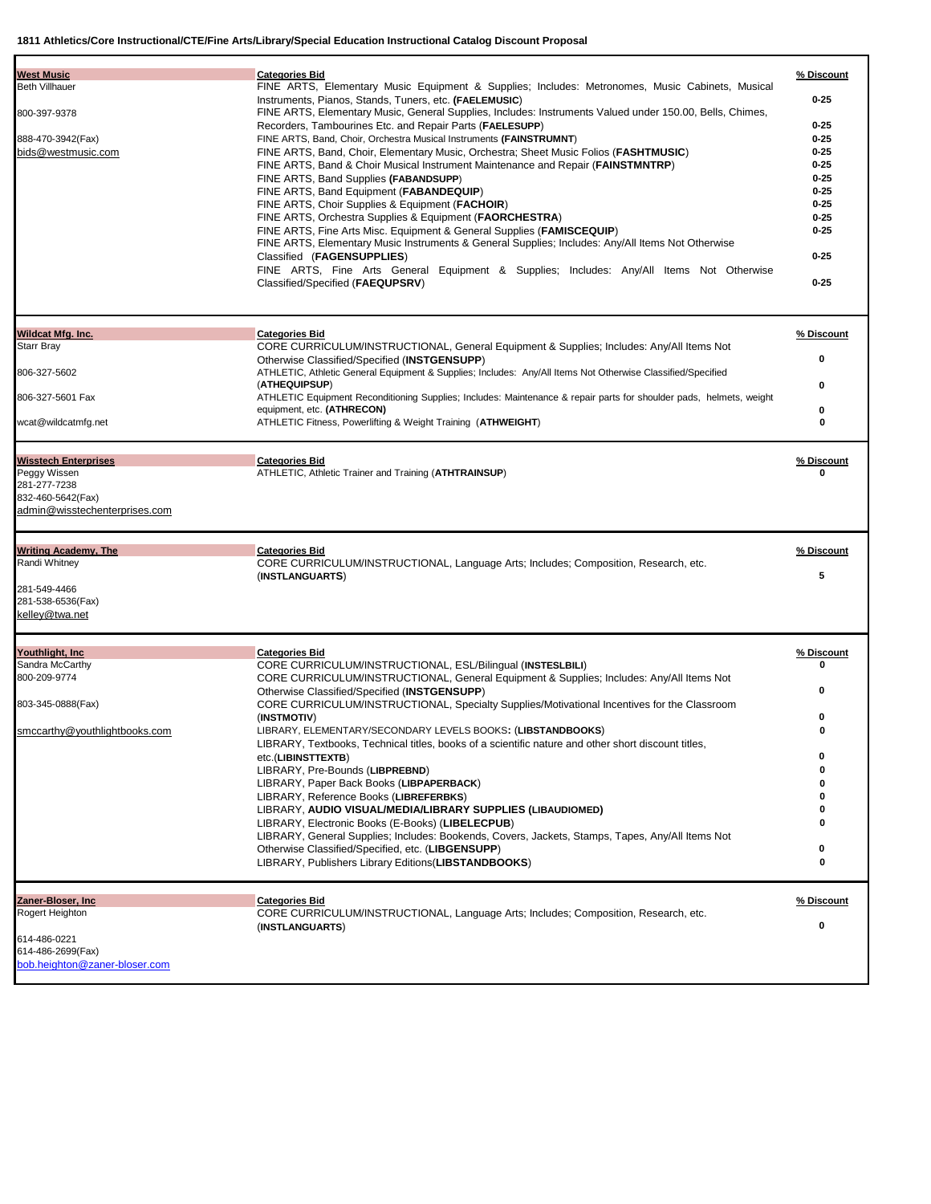**1811 Athletics/Core Instructional/CTE/Fine Arts/Library/Special Education Instructional Catalog Discount Proposal**

| Vendor | Categories Bid | % Discount |
|---|---|---|
| **West Music**<br>Beth Villhauer<br>800-397-9378<br>888-470-3942(Fax)<br>bids@westmusic.com | FINE ARTS, Elementary Music Equipment & Supplies; Includes: Metronomes, Music Cabinets, Musical Instruments, Pianos, Stands, Tuners, etc. (**FAELEMUSIC**) | 0-25 |
| | FINE ARTS, Elementary Music, General Supplies, Includes: Instruments Valued under 150.00, Bells, Chimes, Recorders, Tambourines Etc. and Repair Parts (**FAELESUPP**) | 0-25 |
| | FINE ARTS, Band, Choir, Orchestra Musical Instruments (**FAINSTRUMNT**) | 0-25 |
| | FINE ARTS, Band, Choir, Elementary Music, Orchestra; Sheet Music Folios (**FASHTMUSIC**) | 0-25 |
| | FINE ARTS, Band & Choir Musical Instrument Maintenance and Repair (**FAINSTMNTRP**) | 0-25 |
| | FINE ARTS, Band Supplies (**FABANDSUPP**) | 0-25 |
| | FINE ARTS, Band Equipment (**FABANDEQUIP**) | 0-25 |
| | FINE ARTS, Choir Supplies & Equipment (**FACHOIR**) | 0-25 |
| | FINE ARTS, Orchestra Supplies & Equipment (**FAORCHESTRA**) | 0-25 |
| | FINE ARTS, Fine Arts Misc. Equipment & General Supplies (**FAMISCEQUIP**) | 0-25 |
| | FINE ARTS, Elementary Music Instruments & General Supplies; Includes: Any/All Items Not Otherwise Classified (**FAGENSUPPLIES**) | 0-25 |
| | FINE ARTS, Fine Arts General Equipment & Supplies; Includes: Any/All Items Not Otherwise Classified/Specified (**FAEQUPSRV**) | 0-25 |
| **Wildcat Mfg. Inc.**<br>Starr Bray<br>806-327-5602<br>806-327-5601 Fax<br>wcat@wildcatmfg.net | CORE CURRICULUM/INSTRUCTIONAL, General Equipment & Supplies; Includes: Any/All Items Not Otherwise Classified/Specified (**INSTGENSUPP**) | 0 |
| | ATHLETIC, Athletic General Equipment & Supplies; Includes: Any/All Items Not Otherwise Classified/Specified (**ATHEQUIPSUP**) | 0 |
| | ATHLETIC Equipment Reconditioning Supplies; Includes: Maintenance & repair parts for shoulder pads, helmets, weight equipment, etc. (**ATHRECON**) | 0 |
| | ATHLETIC Fitness, Powerlifting & Weight Training (**ATHWEIGHT**) | 0 |
| **Wisstech Enterprises**<br>Peggy Wissen<br>281-277-7238<br>832-460-5642(Fax)<br>admin@wisstechenterprises.com | ATHLETIC, Athletic Trainer and Training (**ATHTRAINSUP**) | 0 |
| **Writing Academy, The**<br>Randi Whitney<br>281-549-4466<br>281-538-6536(Fax)<br>kelley@twa.net | CORE CURRICULUM/INSTRUCTIONAL, Language Arts; Includes; Composition, Research, etc. (**INSTLANGUARTS**) | 5 |
| **Youthlight, Inc**<br>Sandra McCarthy<br>800-209-9774<br>803-345-0888(Fax)<br>smccarthy@youthlightbooks.com | CORE CURRICULUM/INSTRUCTIONAL, ESL/Bilingual (**INSTESLBILI**) | 0 |
| | CORE CURRICULUM/INSTRUCTIONAL, General Equipment & Supplies; Includes: Any/All Items Not Otherwise Classified/Specified (**INSTGENSUPP**) | 0 |
| | CORE CURRICULUM/INSTRUCTIONAL, Specialty Supplies/Motivational Incentives for the Classroom (**INSTMOTIV**) | 0 |
| | LIBRARY, ELEMENTARY/SECONDARY LEVELS BOOKS: (**LIBSTANDBOOKS**) | 0 |
| | LIBRARY, Textbooks, Technical titles, books of a scientific nature and other short discount titles, etc.(**LIBINSTTEXTB**) | 0 |
| | LIBRARY, Pre-Bounds (**LIBPREBND**) | 0 |
| | LIBRARY, Paper Back Books (**LIBPAPERBACK**) | 0 |
| | LIBRARY, Reference Books (**LIBREFERBKS**) | 0 |
| | LIBRARY, **AUDIO VISUAL/MEDIA/LIBRARY SUPPLIES (LIBAUDIOMED)** | 0 |
| | LIBRARY, Electronic Books (E-Books) (**LIBELECPUB**) | 0 |
| | LIBRARY, General Supplies; Includes: Bookends, Covers, Jackets, Stamps, Tapes, Any/All Items Not Otherwise Classified/Specified, etc. (**LIBGENSUPP**) | 0 |
| | LIBRARY, Publishers Library Editions(**LIBSTANDBOOKS**) | 0 |
| **Zaner-Bloser, Inc**<br>Rogert Heighton<br>614-486-0221<br>614-486-2699(Fax)<br>bob.heighton@zaner-bloser.com | CORE CURRICULUM/INSTRUCTIONAL, Language Arts; Includes; Composition, Research, etc. (**INSTLANGUARTS**) | 0 |